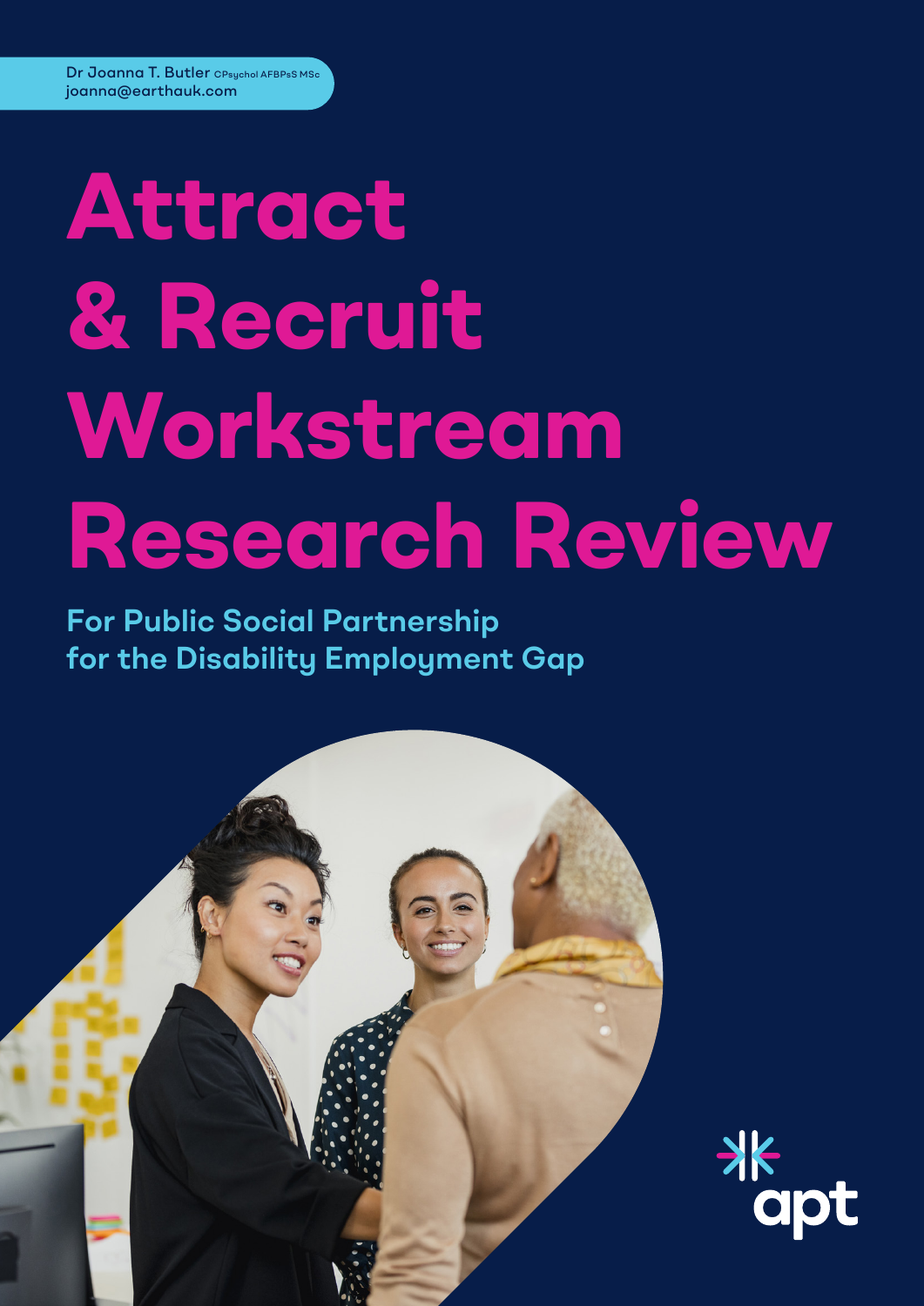Dr Joanna T. Butler CPsychol AFBPsS MSc
joanna@earthauk.com

# Attract & Recruit Workstream Research Review

## For Public Social Partnership for the Disability Employment Gap

apt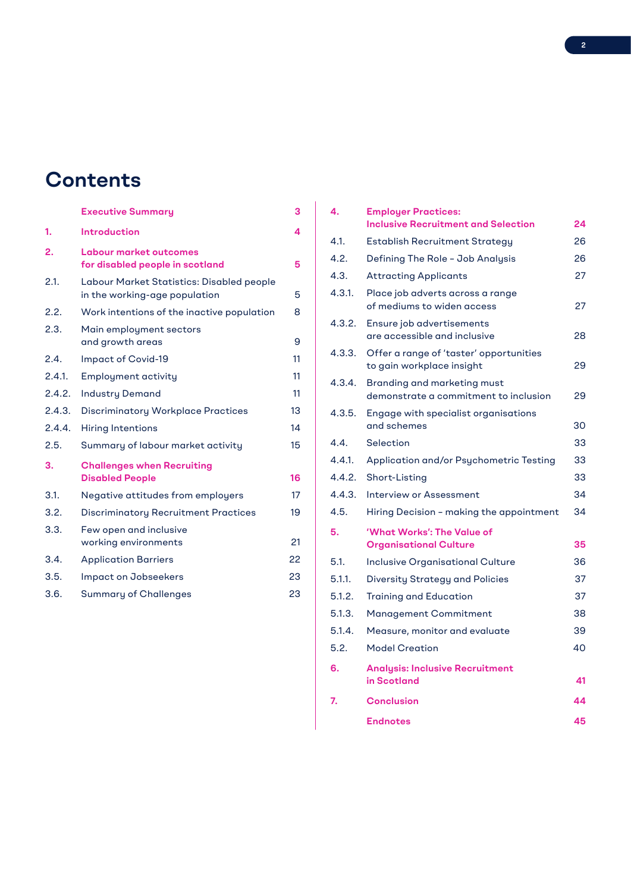# Contents

| | | |
|---|---|---|
| | **Executive Summary** | **3** |
| **1.** | **Introduction** | **4** |
| **2.** | **Labour market outcomes for disabled people in scotland** | **5** |
| 2.1. | Labour Market Statistics: Disabled people in the working-age population | 5 |
| 2.2. | Work intentions of the inactive population | 8 |
| 2.3. | Main employment sectors and growth areas | 9 |
| 2.4. | Impact of Covid-19 | 11 |
| 2.4.1. | Employment activity | 11 |
| 2.4.2. | Industry Demand | 11 |
| 2.4.3. | Discriminatory Workplace Practices | 13 |
| 2.4.4. | Hiring Intentions | 14 |
| 2.5. | Summary of labour market activity | 15 |
| **3.** | **Challenges when Recruiting Disabled People** | **16** |
| 3.1. | Negative attitudes from employers | 17 |
| 3.2. | Discriminatory Recruitment Practices | 19 |
| 3.3. | Few open and inclusive working environments | 21 |
| 3.4. | Application Barriers | 22 |
| 3.5. | Impact on Jobseekers | 23 |
| 3.6. | Summary of Challenges | 23 |
| **4.** | **Employer Practices: Inclusive Recruitment and Selection** | **24** |
| 4.1. | Establish Recruitment Strategy | 26 |
| 4.2. | Defining The Role – Job Analysis | 26 |
| 4.3. | Attracting Applicants | 27 |
| 4.3.1. | Place job adverts across a range of mediums to widen access | 27 |
| 4.3.2. | Ensure job advertisements are accessible and inclusive | 28 |
| 4.3.3. | Offer a range of 'taster' opportunities to gain workplace insight | 29 |
| 4.3.4. | Branding and marketing must demonstrate a commitment to inclusion | 29 |
| 4.3.5. | Engage with specialist organisations and schemes | 30 |
| 4.4. | Selection | 33 |
| 4.4.1. | Application and/or Psychometric Testing | 33 |
| 4.4.2. | Short-Listing | 33 |
| 4.4.3. | Interview or Assessment | 34 |
| 4.5. | Hiring Decision – making the appointment | 34 |
| **5.** | **'What Works': The Value of Organisational Culture** | **35** |
| 5.1. | Inclusive Organisational Culture | 36 |
| 5.1.1. | Diversity Strategy and Policies | 37 |
| 5.1.2. | Training and Education | 37 |
| 5.1.3. | Management Commitment | 38 |
| 5.1.4. | Measure, monitor and evaluate | 39 |
| 5.2. | Model Creation | 40 |
| **6.** | **Analysis: Inclusive Recruitment in Scotland** | **41** |
| **7.** | **Conclusion** | **44** |
| | **Endnotes** | **45** |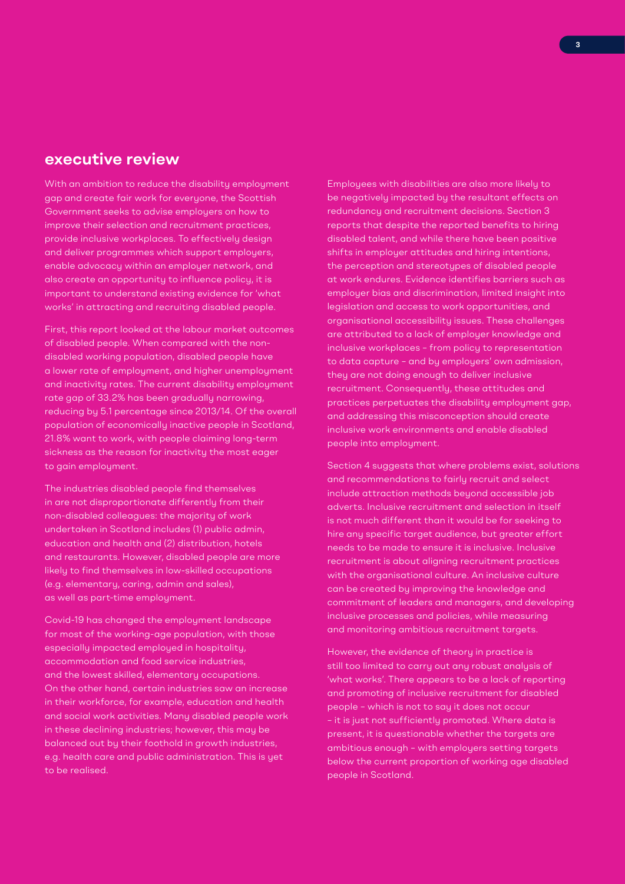## executive review

With an ambition to reduce the disability employment gap and create fair work for everyone, the Scottish Government seeks to advise employers on how to improve their selection and recruitment practices, provide inclusive workplaces. To effectively design and deliver programmes which support employers, enable advocacy within an employer network, and also create an opportunity to influence policy, it is important to understand existing evidence for 'what works' in attracting and recruiting disabled people.

First, this report looked at the labour market outcomes of disabled people. When compared with the non-disabled working population, disabled people have a lower rate of employment, and higher unemployment and inactivity rates. The current disability employment rate gap of 33.2% has been gradually narrowing, reducing by 5.1 percentage since 2013/14. Of the overall population of economically inactive people in Scotland, 21.8% want to work, with people claiming long-term sickness as the reason for inactivity the most eager to gain employment.

The industries disabled people find themselves in are not disproportionate differently from their non-disabled colleagues: the majority of work undertaken in Scotland includes (1) public admin, education and health and (2) distribution, hotels and restaurants. However, disabled people are more likely to find themselves in low-skilled occupations (e.g. elementary, caring, admin and sales), as well as part-time employment.

Covid-19 has changed the employment landscape for most of the working-age population, with those especially impacted employed in hospitality, accommodation and food service industries, and the lowest skilled, elementary occupations. On the other hand, certain industries saw an increase in their workforce, for example, education and health and social work activities. Many disabled people work in these declining industries; however, this may be balanced out by their foothold in growth industries, e.g. health care and public administration. This is yet to be realised.

Employees with disabilities are also more likely to be negatively impacted by the resultant effects on redundancy and recruitment decisions. Section 3 reports that despite the reported benefits to hiring disabled talent, and while there have been positive shifts in employer attitudes and hiring intentions, the perception and stereotypes of disabled people at work endures. Evidence identifies barriers such as employer bias and discrimination, limited insight into legislation and access to work opportunities, and organisational accessibility issues. These challenges are attributed to a lack of employer knowledge and inclusive workplaces – from policy to representation to data capture – and by employers' own admission, they are not doing enough to deliver inclusive recruitment. Consequently, these attitudes and practices perpetuates the disability employment gap, and addressing this misconception should create inclusive work environments and enable disabled people into employment.

Section 4 suggests that where problems exist, solutions and recommendations to fairly recruit and select include attraction methods beyond accessible job adverts. Inclusive recruitment and selection in itself is not much different than it would be for seeking to hire any specific target audience, but greater effort needs to be made to ensure it is inclusive. Inclusive recruitment is about aligning recruitment practices with the organisational culture. An inclusive culture can be created by improving the knowledge and commitment of leaders and managers, and developing inclusive processes and policies, while measuring and monitoring ambitious recruitment targets.

However, the evidence of theory in practice is still too limited to carry out any robust analysis of 'what works'. There appears to be a lack of reporting and promoting of inclusive recruitment for disabled people – which is not to say it does not occur – it is just not sufficiently promoted. Where data is present, it is questionable whether the targets are ambitious enough – with employers setting targets below the current proportion of working age disabled people in Scotland.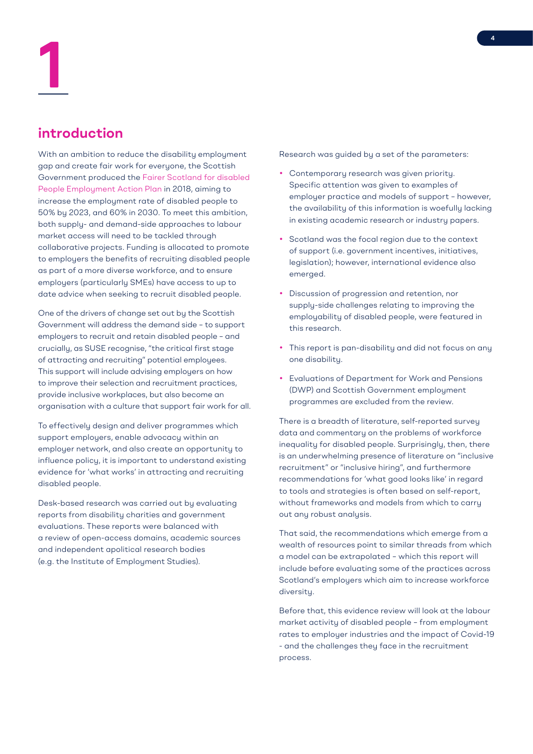# 1

## introduction

With an ambition to reduce the disability employment gap and create fair work for everyone, the Scottish Government produced the Fairer Scotland for disabled People Employment Action Plan in 2018, aiming to increase the employment rate of disabled people to 50% by 2023, and 60% in 2030. To meet this ambition, both supply- and demand-side approaches to labour market access will need to be tackled through collaborative projects. Funding is allocated to promote to employers the benefits of recruiting disabled people as part of a more diverse workforce, and to ensure employers (particularly SMEs) have access to up to date advice when seeking to recruit disabled people.

One of the drivers of change set out by the Scottish Government will address the demand side – to support employers to recruit and retain disabled people – and crucially, as SUSE recognise, "the critical first stage of attracting and recruiting" potential employees. This support will include advising employers on how to improve their selection and recruitment practices, provide inclusive workplaces, but also become an organisation with a culture that support fair work for all.

To effectively design and deliver programmes which support employers, enable advocacy within an employer network, and also create an opportunity to influence policy, it is important to understand existing evidence for 'what works' in attracting and recruiting disabled people.

Desk-based research was carried out by evaluating reports from disability charities and government evaluations. These reports were balanced with a review of open-access domains, academic sources and independent apolitical research bodies (e.g. the Institute of Employment Studies).

Research was guided by a set of the parameters:

- Contemporary research was given priority. Specific attention was given to examples of employer practice and models of support – however, the availability of this information is woefully lacking in existing academic research or industry papers.
- Scotland was the focal region due to the context of support (i.e. government incentives, initiatives, legislation); however, international evidence also emerged.
- Discussion of progression and retention, nor supply-side challenges relating to improving the employability of disabled people, were featured in this research.
- This report is pan-disability and did not focus on any one disability.
- Evaluations of Department for Work and Pensions (DWP) and Scottish Government employment programmes are excluded from the review.

There is a breadth of literature, self-reported survey data and commentary on the problems of workforce inequality for disabled people. Surprisingly, then, there is an underwhelming presence of literature on "inclusive recruitment" or "inclusive hiring", and furthermore recommendations for 'what good looks like' in regard to tools and strategies is often based on self-report, without frameworks and models from which to carry out any robust analysis.

That said, the recommendations which emerge from a wealth of resources point to similar threads from which a model can be extrapolated – which this report will include before evaluating some of the practices across Scotland's employers which aim to increase workforce diversity.

Before that, this evidence review will look at the labour market activity of disabled people – from employment rates to employer industries and the impact of Covid-19 - and the challenges they face in the recruitment process.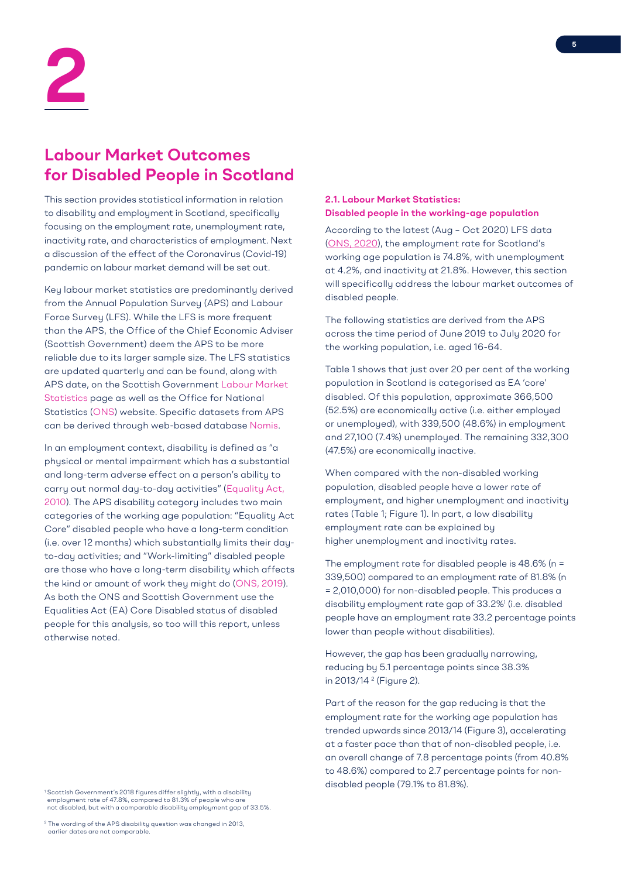# 2

## Labour Market Outcomes for Disabled People in Scotland

This section provides statistical information in relation to disability and employment in Scotland, specifically focusing on the employment rate, unemployment rate, inactivity rate, and characteristics of employment. Next a discussion of the effect of the Coronavirus (Covid-19) pandemic on labour market demand will be set out.

Key labour market statistics are predominantly derived from the Annual Population Survey (APS) and Labour Force Survey (LFS). While the LFS is more frequent than the APS, the Office of the Chief Economic Adviser (Scottish Government) deem the APS to be more reliable due to its larger sample size. The LFS statistics are updated quarterly and can be found, along with APS date, on the Scottish Government Labour Market Statistics page as well as the Office for National Statistics (ONS) website. Specific datasets from APS can be derived through web-based database Nomis.

In an employment context, disability is defined as "a physical or mental impairment which has a substantial and long-term adverse effect on a person's ability to carry out normal day-to-day activities" (Equality Act, 2010). The APS disability category includes two main categories of the working age population: "Equality Act Core" disabled people who have a long-term condition (i.e. over 12 months) which substantially limits their day-to-day activities; and "Work-limiting" disabled people are those who have a long-term disability which affects the kind or amount of work they might do (ONS, 2019). As both the ONS and Scottish Government use the Equalities Act (EA) Core Disabled status of disabled people for this analysis, so too will this report, unless otherwise noted.

### 2.1. Labour Market Statistics: Disabled people in the working-age population

According to the latest (Aug – Oct 2020) LFS data (ONS, 2020), the employment rate for Scotland's working age population is 74.8%, with unemployment at 4.2%, and inactivity at 21.8%. However, this section will specifically address the labour market outcomes of disabled people.

The following statistics are derived from the APS across the time period of June 2019 to July 2020 for the working population, i.e. aged 16-64.

Table 1 shows that just over 20 per cent of the working population in Scotland is categorised as EA 'core' disabled. Of this population, approximate 366,500 (52.5%) are economically active (i.e. either employed or unemployed), with 339,500 (48.6%) in employment and 27,100 (7.4%) unemployed. The remaining 332,300 (47.5%) are economically inactive.

When compared with the non-disabled working population, disabled people have a lower rate of employment, and higher unemployment and inactivity rates (Table 1; Figure 1). In part, a low disability employment rate can be explained by higher unemployment and inactivity rates.

The employment rate for disabled people is 48.6% (n = 339,500) compared to an employment rate of 81.8% (n = 2,010,000) for non-disabled people. This produces a disability employment rate gap of 33.2%[1] (i.e. disabled people have an employment rate 33.2 percentage points lower than people without disabilities).

However, the gap has been gradually narrowing, reducing by 5.1 percentage points since 38.3% in 2013/14 [2] (Figure 2).

Part of the reason for the gap reducing is that the employment rate for the working age population has trended upwards since 2013/14 (Figure 3), accelerating at a faster pace than that of non-disabled people, i.e. an overall change of 7.8 percentage points (from 40.8% to 48.6%) compared to 2.7 percentage points for non-disabled people (79.1% to 81.8%).

[1] Scottish Government's 2018 figures differ slightly, with a disability employment rate of 47.8%, compared to 81.3% of people who are not disabled, but with a comparable disability employment gap of 33.5%.

[2] The wording of the APS disability question was changed in 2013, earlier dates are not comparable.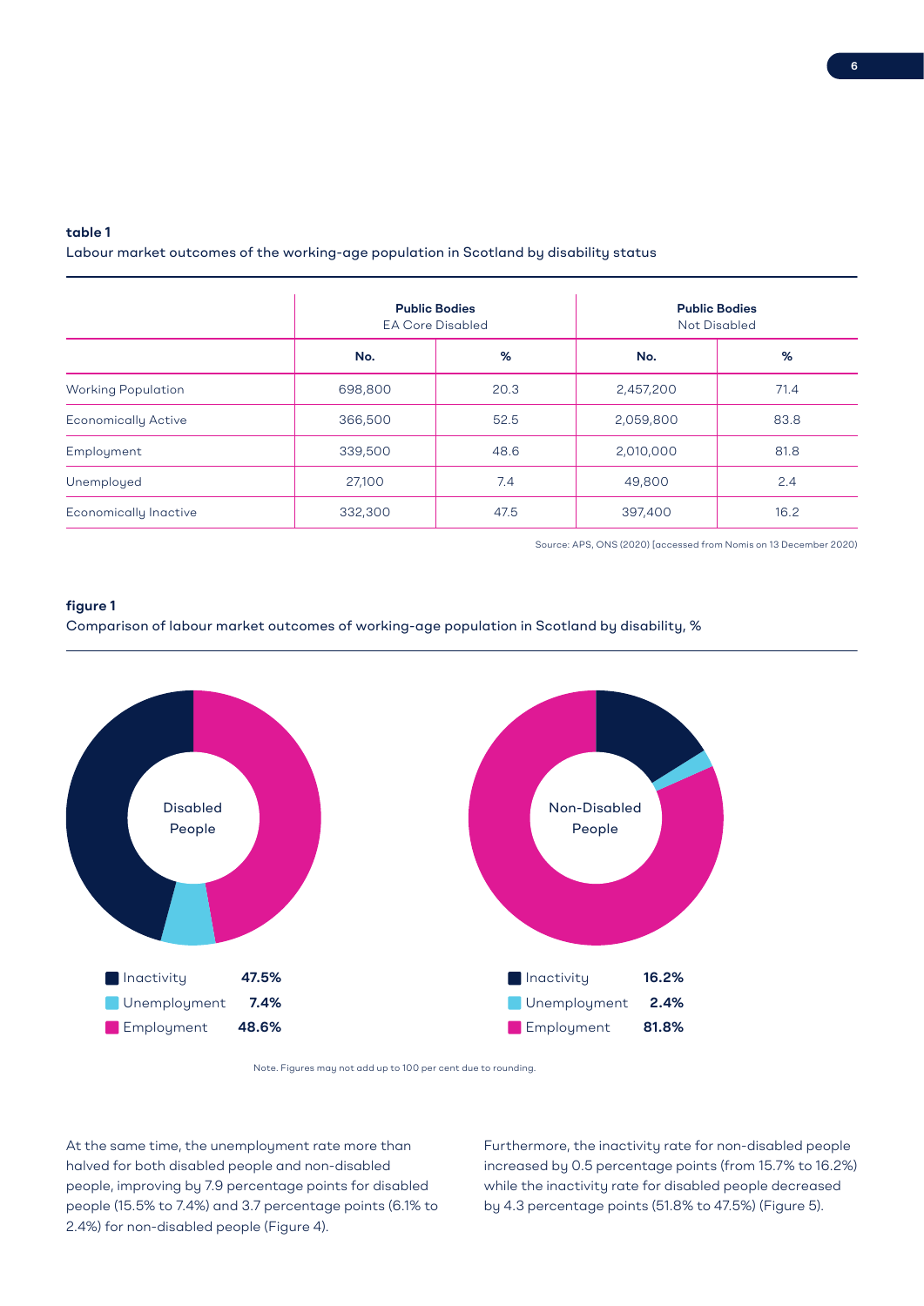**table 1**

Labour market outcomes of the working-age population in Scotland by disability status

| | Public Bodies EA Core Disabled | | Public Bodies Not Disabled | |
|---|---|---|---|---|
| | **No.** | **%** | **No.** | **%** |
| Working Population | 698,800 | 20.3 | 2,457,200 | 71.4 |
| Economically Active | 366,500 | 52.5 | 2,059,800 | 83.8 |
| Employment | 339,500 | 48.6 | 2,010,000 | 81.8 |
| Unemployed | 27,100 | 7.4 | 49,800 | 2.4 |
| Economically Inactive | 332,300 | 47.5 | 397,400 | 16.2 |

Source: APS, ONS (2020) [accessed from Nomis on 13 December 2020)

**figure 1**

Comparison of labour market outcomes of working-age population in Scotland by disability, %

Disabled People

- Inactivity **47.5%**
- Unemployment **7.4%**
- Employment **48.6%**

Non-Disabled People

- Inactivity **16.2%**
- Unemployment **2.4%**
- Employment **81.8%**

Note. Figures may not add up to 100 per cent due to rounding.

At the same time, the unemployment rate more than halved for both disabled people and non-disabled people, improving by 7.9 percentage points for disabled people (15.5% to 7.4%) and 3.7 percentage points (6.1% to 2.4%) for non-disabled people (Figure 4).

Furthermore, the inactivity rate for non-disabled people increased by 0.5 percentage points (from 15.7% to 16.2%) while the inactivity rate for disabled people decreased by 4.3 percentage points (51.8% to 47.5%) (Figure 5).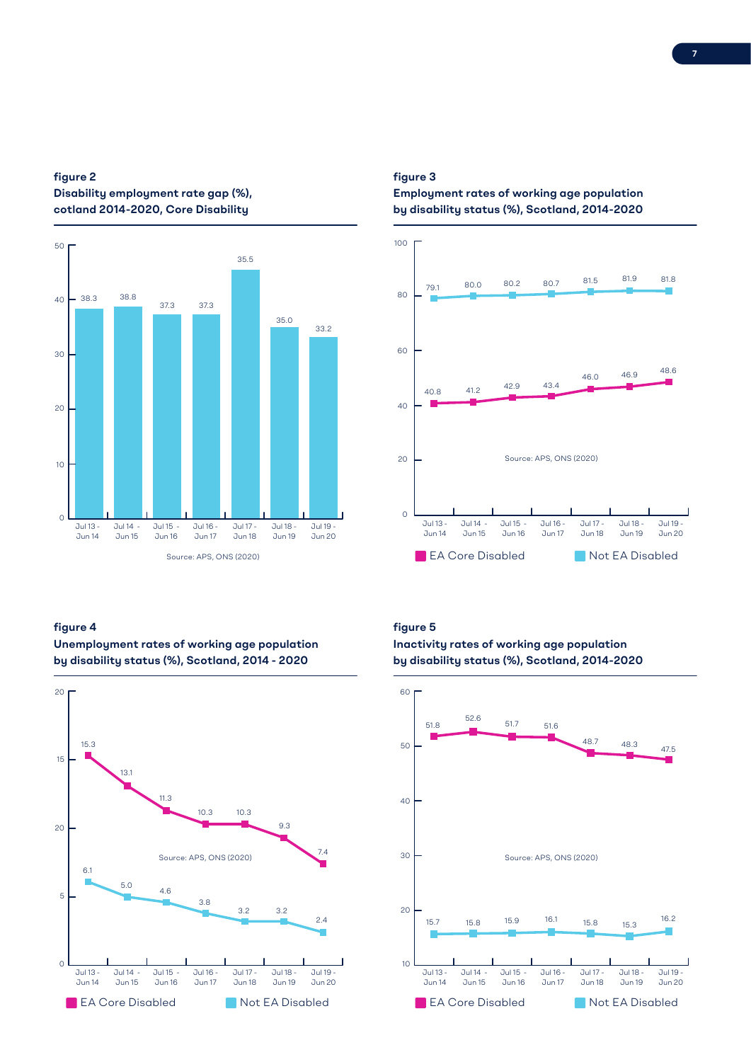**figure 2**

**Disability employment rate gap (%), cotland 2014-2020, Core Disability**

| Period | Gap (%) |
|---|---|
| Jul 13 - Jun 14 | 38.3 |
| Jul 14 - Jun 15 | 38.8 |
| Jul 15 - Jun 16 | 37.3 |
| Jul 16 - Jun 17 | 37.3 |
| Jul 17 - Jun 18 | 35.5 |
| Jul 18 - Jun 19 | 35.0 |
| Jul 19 - Jun 20 | 33.2 |

Source: APS, ONS (2020)

**figure 3**

**Employment rates of working age population by disability status (%), Scotland, 2014-2020**

| Period | EA Core Disabled | Not EA Disabled |
|---|---|---|
| Jul 13 - Jun 14 | 40.8 | 79.1 |
| Jul 14 - Jun 15 | 41.2 | 80.0 |
| Jul 15 - Jun 16 | 42.9 | 80.2 |
| Jul 16 - Jun 17 | 43.4 | 80.7 |
| Jul 17 - Jun 18 | 46.0 | 81.5 |
| Jul 18 - Jun 19 | 46.9 | 81.9 |
| Jul 19 - Jun 20 | 48.6 | 81.8 |

Source: APS, ONS (2020)

**figure 4**

**Unemployment rates of working age population by disability status (%), Scotland, 2014 - 2020**

| Period | EA Core Disabled | Not EA Disabled |
|---|---|---|
| Jul 13 - Jun 14 | 15.3 | 6.1 |
| Jul 14 - Jun 15 | 13.1 | 5.0 |
| Jul 15 - Jun 16 | 11.3 | 4.6 |
| Jul 16 - Jun 17 | 10.3 | 3.8 |
| Jul 17 - Jun 18 | 10.3 | 3.2 |
| Jul 18 - Jun 19 | 9.3 | 3.2 |
| Jul 19 - Jun 20 | 7.4 | 2.4 |

Source: APS, ONS (2020)

**figure 5**

**Inactivity rates of working age population by disability status (%), Scotland, 2014-2020**

| Period | EA Core Disabled | Not EA Disabled |
|---|---|---|
| Jul 13 - Jun 14 | 51.8 | 15.7 |
| Jul 14 - Jun 15 | 52.6 | 15.8 |
| Jul 15 - Jun 16 | 51.7 | 15.9 |
| Jul 16 - Jun 17 | 51.6 | 16.1 |
| Jul 17 - Jun 18 | 48.7 | 15.8 |
| Jul 18 - Jun 19 | 48.3 | 15.3 |
| Jul 19 - Jun 20 | 47.5 | 16.2 |

Source: APS, ONS (2020)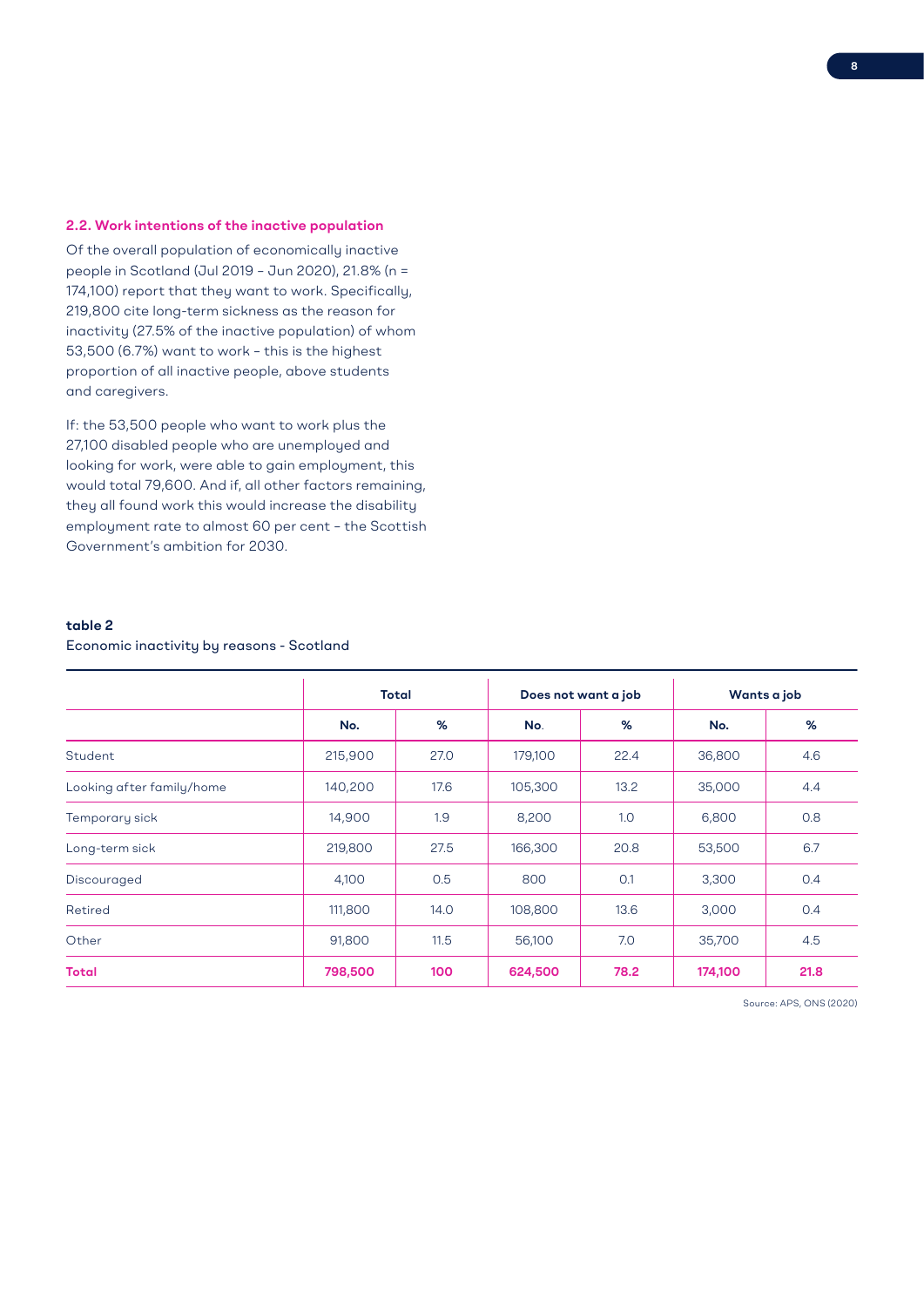## 2.2. Work intentions of the inactive population

Of the overall population of economically inactive people in Scotland (Jul 2019 – Jun 2020), 21.8% (n = 174,100) report that they want to work. Specifically, 219,800 cite long-term sickness as the reason for inactivity (27.5% of the inactive population) of whom 53,500 (6.7%) want to work – this is the highest proportion of all inactive people, above students and caregivers.

If: the 53,500 people who want to work plus the 27,100 disabled people who are unemployed and looking for work, were able to gain employment, this would total 79,600. And if, all other factors remaining, they all found work this would increase the disability employment rate to almost 60 per cent – the Scottish Government's ambition for 2030.

**table 2**

Economic inactivity by reasons - Scotland

| | Total | | Does not want a job | | Wants a job | |
|---|---|---|---|---|---|---|
| | No. | % | No. | % | No. | % |
| Student | 215,900 | 27.0 | 179,100 | 22.4 | 36,800 | 4.6 |
| Looking after family/home | 140,200 | 17.6 | 105,300 | 13.2 | 35,000 | 4.4 |
| Temporary sick | 14,900 | 1.9 | 8,200 | 1.0 | 6,800 | 0.8 |
| Long-term sick | 219,800 | 27.5 | 166,300 | 20.8 | 53,500 | 6.7 |
| Discouraged | 4,100 | 0.5 | 800 | 0.1 | 3,300 | 0.4 |
| Retired | 111,800 | 14.0 | 108,800 | 13.6 | 3,000 | 0.4 |
| Other | 91,800 | 11.5 | 56,100 | 7.0 | 35,700 | 4.5 |
| **Total** | **798,500** | **100** | **624,500** | **78.2** | **174,100** | **21.8** |

Source: APS, ONS (2020)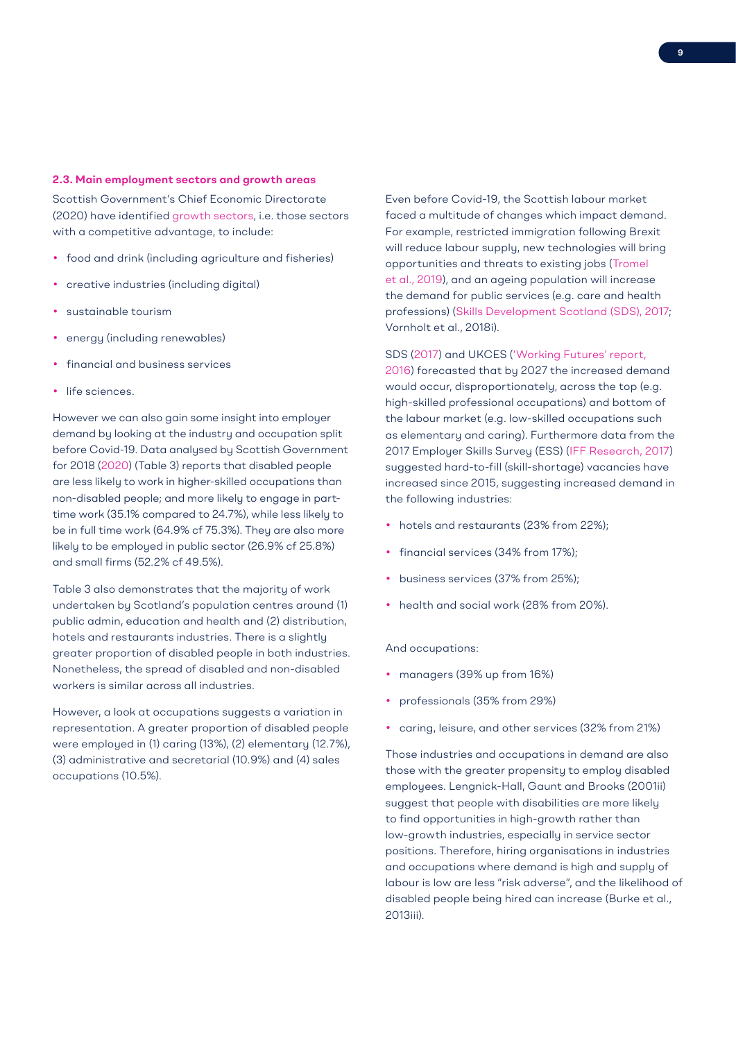### 2.3. Main employment sectors and growth areas

Scottish Government's Chief Economic Directorate (2020) have identified growth sectors, i.e. those sectors with a competitive advantage, to include:

- food and drink (including agriculture and fisheries)
- creative industries (including digital)
- sustainable tourism
- energy (including renewables)
- financial and business services
- life sciences.

However we can also gain some insight into employer demand by looking at the industry and occupation split before Covid-19. Data analysed by Scottish Government for 2018 (2020) (Table 3) reports that disabled people are less likely to work in higher-skilled occupations than non-disabled people; and more likely to engage in part-time work (35.1% compared to 24.7%), while less likely to be in full time work (64.9% cf 75.3%). They are also more likely to be employed in public sector (26.9% cf 25.8%) and small firms (52.2% cf 49.5%).

Table 3 also demonstrates that the majority of work undertaken by Scotland's population centres around (1) public admin, education and health and (2) distribution, hotels and restaurants industries. There is a slightly greater proportion of disabled people in both industries. Nonetheless, the spread of disabled and non-disabled workers is similar across all industries.

However, a look at occupations suggests a variation in representation. A greater proportion of disabled people were employed in (1) caring (13%), (2) elementary (12.7%), (3) administrative and secretarial (10.9%) and (4) sales occupations (10.5%).

Even before Covid-19, the Scottish labour market faced a multitude of changes which impact demand. For example, restricted immigration following Brexit will reduce labour supply, new technologies will bring opportunities and threats to existing jobs (Tromel et al., 2019), and an ageing population will increase the demand for public services (e.g. care and health professions) (Skills Development Scotland (SDS), 2017; Vornholt et al., 2018i).

SDS (2017) and UKCES ('Working Futures' report, 2016) forecasted that by 2027 the increased demand would occur, disproportionately, across the top (e.g. high-skilled professional occupations) and bottom of the labour market (e.g. low-skilled occupations such as elementary and caring). Furthermore data from the 2017 Employer Skills Survey (ESS) (IFF Research, 2017) suggested hard-to-fill (skill-shortage) vacancies have increased since 2015, suggesting increased demand in the following industries:

- hotels and restaurants (23% from 22%);
- financial services (34% from 17%);
- business services (37% from 25%);
- health and social work (28% from 20%).

And occupations:

- managers (39% up from 16%)
- professionals (35% from 29%)
- caring, leisure, and other services (32% from 21%)

Those industries and occupations in demand are also those with the greater propensity to employ disabled employees. Lengnick-Hall, Gaunt and Brooks (2001ii) suggest that people with disabilities are more likely to find opportunities in high-growth rather than low-growth industries, especially in service sector positions. Therefore, hiring organisations in industries and occupations where demand is high and supply of labour is low are less "risk adverse", and the likelihood of disabled people being hired can increase (Burke et al., 2013iii).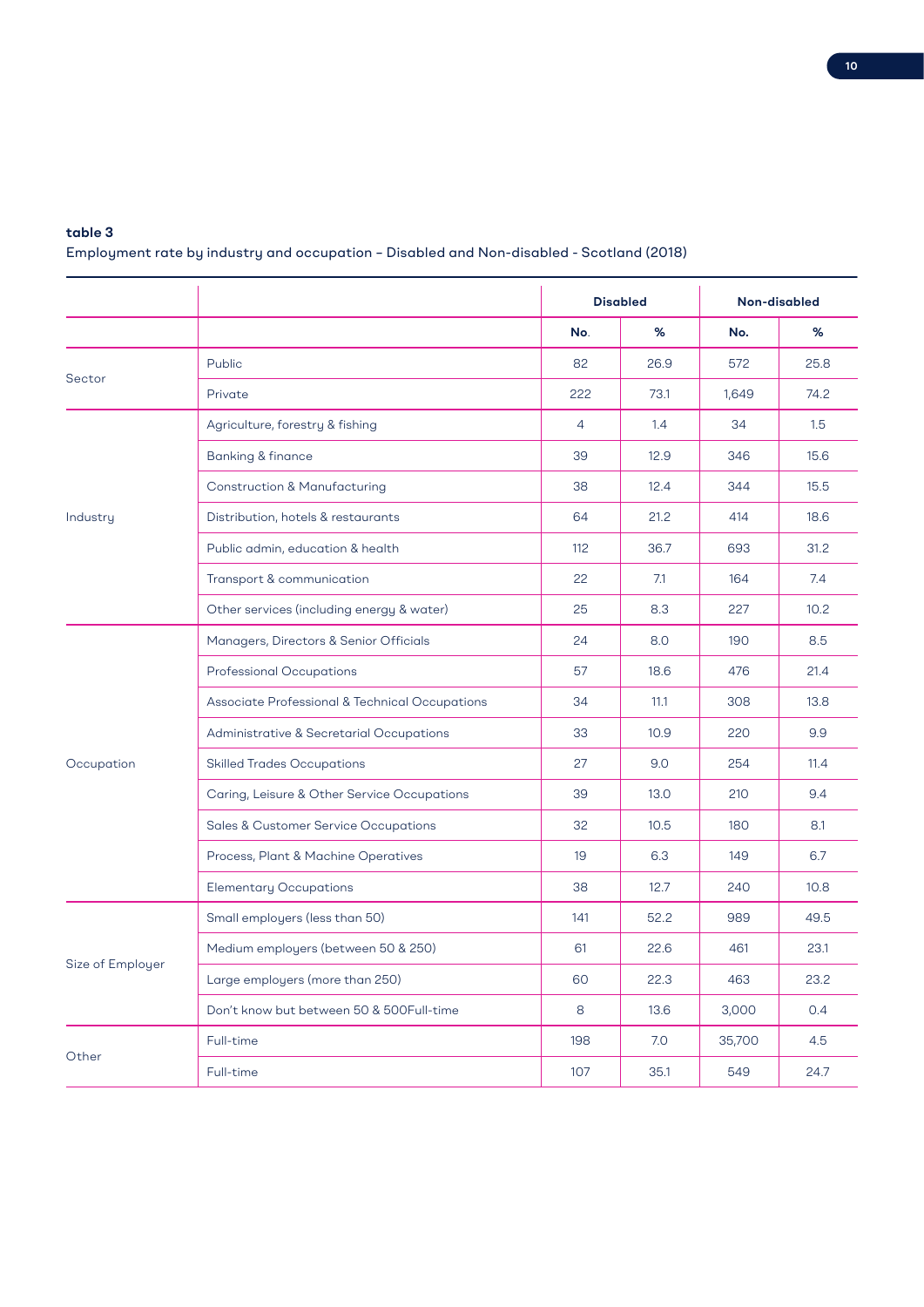**table 3**

Employment rate by industry and occupation – Disabled and Non-disabled - Scotland (2018)

| | | Disabled | | Non-disabled | |
|---|---|---|---|---|---|
| | | No. | % | No. | % |
| Sector | Public | 82 | 26.9 | 572 | 25.8 |
| | Private | 222 | 73.1 | 1,649 | 74.2 |
| Industry | Agriculture, forestry & fishing | 4 | 1.4 | 34 | 1.5 |
| | Banking & finance | 39 | 12.9 | 346 | 15.6 |
| | Construction & Manufacturing | 38 | 12.4 | 344 | 15.5 |
| | Distribution, hotels & restaurants | 64 | 21.2 | 414 | 18.6 |
| | Public admin, education & health | 112 | 36.7 | 693 | 31.2 |
| | Transport & communication | 22 | 7.1 | 164 | 7.4 |
| | Other services (including energy & water) | 25 | 8.3 | 227 | 10.2 |
| Occupation | Managers, Directors & Senior Officials | 24 | 8.0 | 190 | 8.5 |
| | Professional Occupations | 57 | 18.6 | 476 | 21.4 |
| | Associate Professional & Technical Occupations | 34 | 11.1 | 308 | 13.8 |
| | Administrative & Secretarial Occupations | 33 | 10.9 | 220 | 9.9 |
| | Skilled Trades Occupations | 27 | 9.0 | 254 | 11.4 |
| | Caring, Leisure & Other Service Occupations | 39 | 13.0 | 210 | 9.4 |
| | Sales & Customer Service Occupations | 32 | 10.5 | 180 | 8.1 |
| | Process, Plant & Machine Operatives | 19 | 6.3 | 149 | 6.7 |
| | Elementary Occupations | 38 | 12.7 | 240 | 10.8 |
| Size of Employer | Small employers (less than 50) | 141 | 52.2 | 989 | 49.5 |
| | Medium employers (between 50 & 250) | 61 | 22.6 | 461 | 23.1 |
| | Large employers (more than 250) | 60 | 22.3 | 463 | 23.2 |
| | Don't know but between 50 & 500Full-time | 8 | 13.6 | 3,000 | 0.4 |
| Other | Full-time | 198 | 7.0 | 35,700 | 4.5 |
| | Full-time | 107 | 35.1 | 549 | 24.7 |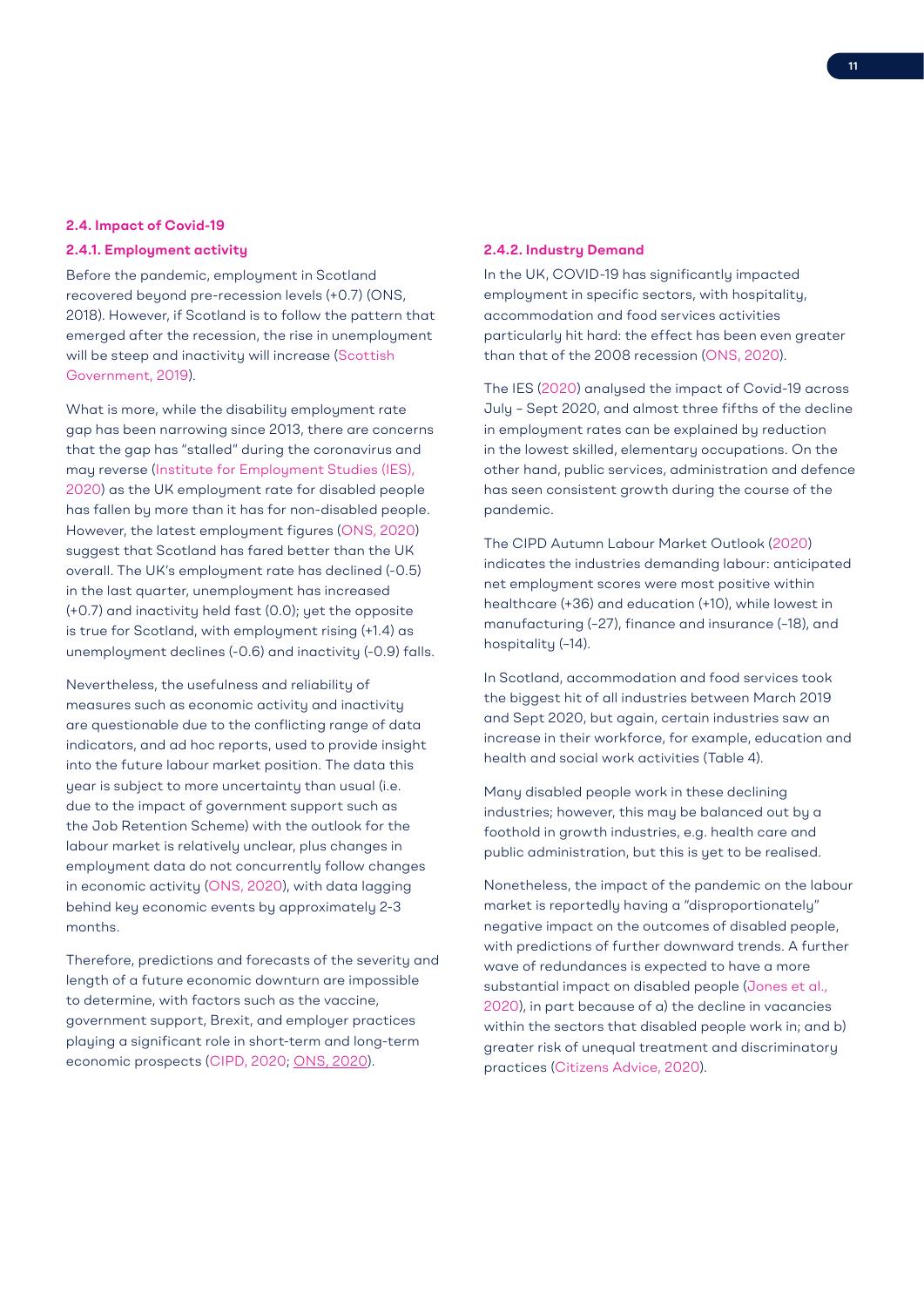### 2.4. Impact of Covid-19

#### 2.4.1. Employment activity

Before the pandemic, employment in Scotland recovered beyond pre-recession levels (+0.7) (ONS, 2018). However, if Scotland is to follow the pattern that emerged after the recession, the rise in unemployment will be steep and inactivity will increase (Scottish Government, 2019).

What is more, while the disability employment rate gap has been narrowing since 2013, there are concerns that the gap has "stalled" during the coronavirus and may reverse (Institute for Employment Studies (IES), 2020) as the UK employment rate for disabled people has fallen by more than it has for non-disabled people. However, the latest employment figures (ONS, 2020) suggest that Scotland has fared better than the UK overall. The UK's employment rate has declined (-0.5) in the last quarter, unemployment has increased (+0.7) and inactivity held fast (0.0); yet the opposite is true for Scotland, with employment rising (+1.4) as unemployment declines (-0.6) and inactivity (-0.9) falls.

Nevertheless, the usefulness and reliability of measures such as economic activity and inactivity are questionable due to the conflicting range of data indicators, and ad hoc reports, used to provide insight into the future labour market position. The data this year is subject to more uncertainty than usual (i.e. due to the impact of government support such as the Job Retention Scheme) with the outlook for the labour market is relatively unclear, plus changes in employment data do not concurrently follow changes in economic activity (ONS, 2020), with data lagging behind key economic events by approximately 2-3 months.

Therefore, predictions and forecasts of the severity and length of a future economic downturn are impossible to determine, with factors such as the vaccine, government support, Brexit, and employer practices playing a significant role in short-term and long-term economic prospects (CIPD, 2020; ONS, 2020).

#### 2.4.2. Industry Demand

In the UK, COVID-19 has significantly impacted employment in specific sectors, with hospitality, accommodation and food services activities particularly hit hard: the effect has been even greater than that of the 2008 recession (ONS, 2020).

The IES (2020) analysed the impact of Covid-19 across July – Sept 2020, and almost three fifths of the decline in employment rates can be explained by reduction in the lowest skilled, elementary occupations. On the other hand, public services, administration and defence has seen consistent growth during the course of the pandemic.

The CIPD Autumn Labour Market Outlook (2020) indicates the industries demanding labour: anticipated net employment scores were most positive within healthcare (+36) and education (+10), while lowest in manufacturing (–27), finance and insurance (–18), and hospitality (–14).

In Scotland, accommodation and food services took the biggest hit of all industries between March 2019 and Sept 2020, but again, certain industries saw an increase in their workforce, for example, education and health and social work activities (Table 4).

Many disabled people work in these declining industries; however, this may be balanced out by a foothold in growth industries, e.g. health care and public administration, but this is yet to be realised.

Nonetheless, the impact of the pandemic on the labour market is reportedly having a "disproportionately" negative impact on the outcomes of disabled people, with predictions of further downward trends. A further wave of redundances is expected to have a more substantial impact on disabled people (Jones et al., 2020), in part because of a) the decline in vacancies within the sectors that disabled people work in; and b) greater risk of unequal treatment and discriminatory practices (Citizens Advice, 2020).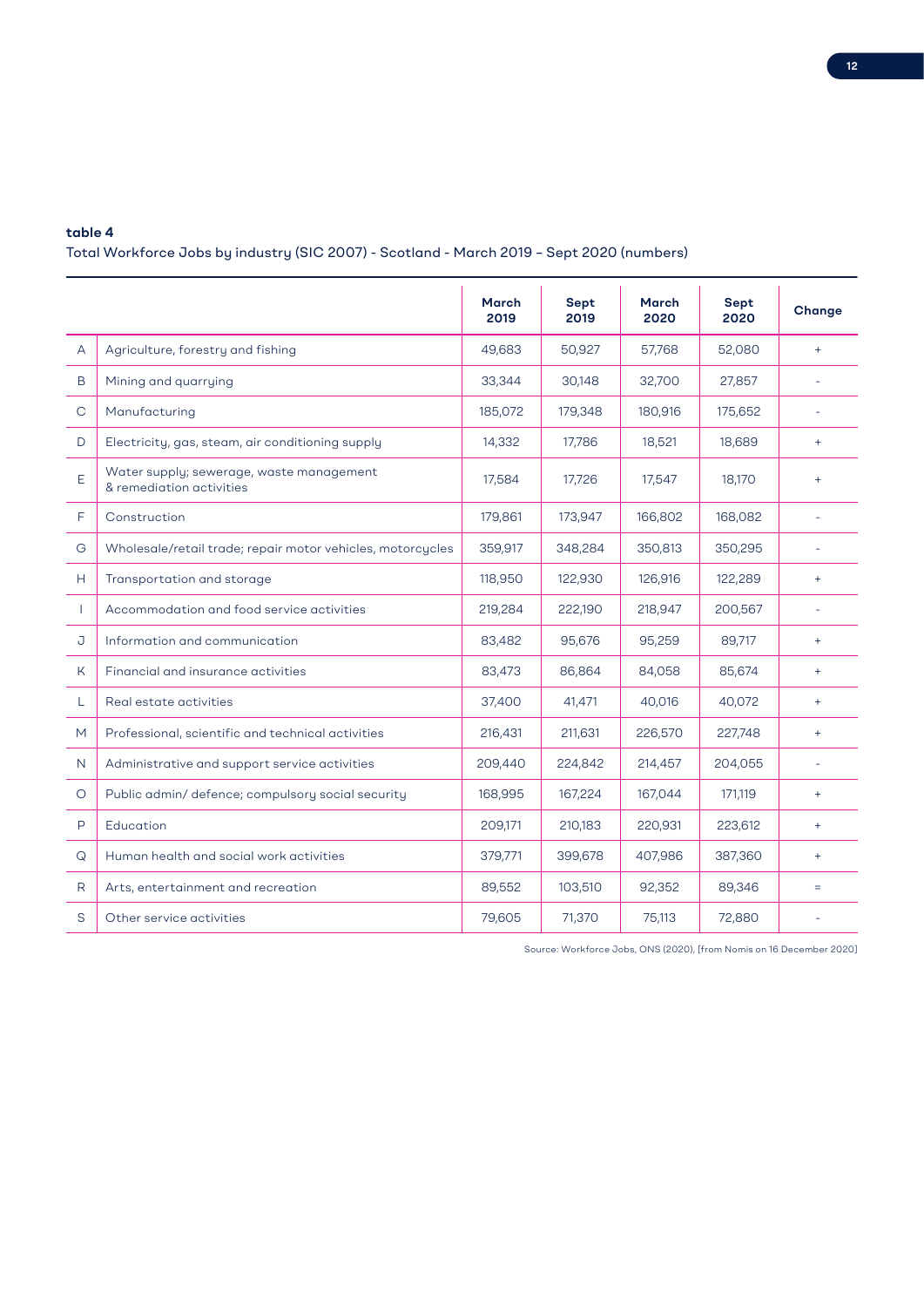**table 4**

Total Workforce Jobs by industry (SIC 2007) - Scotland - March 2019 – Sept 2020 (numbers)

| | | March 2019 | Sept 2019 | March 2020 | Sept 2020 | Change |
|---|---|---|---|---|---|---|
| A | Agriculture, forestry and fishing | 49,683 | 50,927 | 57,768 | 52,080 | + |
| B | Mining and quarrying | 33,344 | 30,148 | 32,700 | 27,857 | - |
| C | Manufacturing | 185,072 | 179,348 | 180,916 | 175,652 | - |
| D | Electricity, gas, steam, air conditioning supply | 14,332 | 17,786 | 18,521 | 18,689 | + |
| E | Water supply; sewerage, waste management & remediation activities | 17,584 | 17,726 | 17,547 | 18,170 | + |
| F | Construction | 179,861 | 173,947 | 166,802 | 168,082 | - |
| G | Wholesale/retail trade; repair motor vehicles, motorcycles | 359,917 | 348,284 | 350,813 | 350,295 | - |
| H | Transportation and storage | 118,950 | 122,930 | 126,916 | 122,289 | + |
| I | Accommodation and food service activities | 219,284 | 222,190 | 218,947 | 200,567 | - |
| J | Information and communication | 83,482 | 95,676 | 95,259 | 89,717 | + |
| K | Financial and insurance activities | 83,473 | 86,864 | 84,058 | 85,674 | + |
| L | Real estate activities | 37,400 | 41,471 | 40,016 | 40,072 | + |
| M | Professional, scientific and technical activities | 216,431 | 211,631 | 226,570 | 227,748 | + |
| N | Administrative and support service activities | 209,440 | 224,842 | 214,457 | 204,055 | - |
| O | Public admin/ defence; compulsory social security | 168,995 | 167,224 | 167,044 | 171,119 | + |
| P | Education | 209,171 | 210,183 | 220,931 | 223,612 | + |
| Q | Human health and social work activities | 379,771 | 399,678 | 407,986 | 387,360 | + |
| R | Arts, entertainment and recreation | 89,552 | 103,510 | 92,352 | 89,346 | = |
| S | Other service activities | 79,605 | 71,370 | 75,113 | 72,880 | - |

Source: Workforce Jobs, ONS (2020), [from Nomis on 16 December 2020]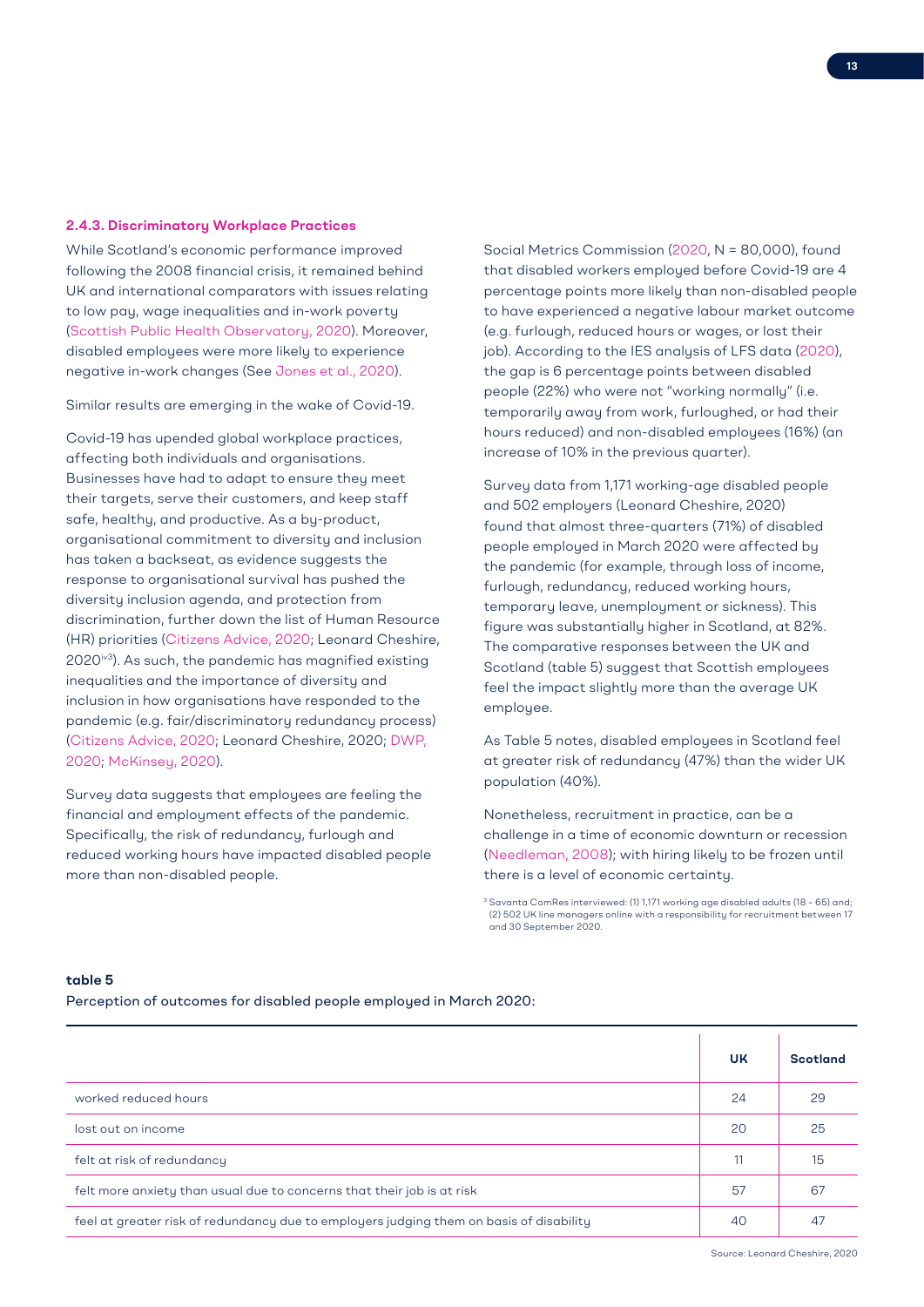### 2.4.3. Discriminatory Workplace Practices

While Scotland's economic performance improved following the 2008 financial crisis, it remained behind UK and international comparators with issues relating to low pay, wage inequalities and in-work poverty (Scottish Public Health Observatory, 2020). Moreover, disabled employees were more likely to experience negative in-work changes (See Jones et al., 2020).

Similar results are emerging in the wake of Covid-19.

Covid-19 has upended global workplace practices, affecting both individuals and organisations. Businesses have had to adapt to ensure they meet their targets, serve their customers, and keep staff safe, healthy, and productive. As a by-product, organisational commitment to diversity and inclusion has taken a backseat, as evidence suggests the response to organisational survival has pushed the diversity inclusion agenda, and protection from discrimination, further down the list of Human Resource (HR) priorities (Citizens Advice, 2020; Leonard Cheshire, 2020[iv3]). As such, the pandemic has magnified existing inequalities and the importance of diversity and inclusion in how organisations have responded to the pandemic (e.g. fair/discriminatory redundancy process) (Citizens Advice, 2020; Leonard Cheshire, 2020; DWP, 2020; McKinsey, 2020).

Survey data suggests that employees are feeling the financial and employment effects of the pandemic. Specifically, the risk of redundancy, furlough and reduced working hours have impacted disabled people more than non-disabled people.

Social Metrics Commission (2020, N = 80,000), found that disabled workers employed before Covid-19 are 4 percentage points more likely than non-disabled people to have experienced a negative labour market outcome (e.g. furlough, reduced hours or wages, or lost their job). According to the IES analysis of LFS data (2020), the gap is 6 percentage points between disabled people (22%) who were not "working normally" (i.e. temporarily away from work, furloughed, or had their hours reduced) and non-disabled employees (16%) (an increase of 10% in the previous quarter).

Survey data from 1,171 working-age disabled people and 502 employers (Leonard Cheshire, 2020) found that almost three-quarters (71%) of disabled people employed in March 2020 were affected by the pandemic (for example, through loss of income, furlough, redundancy, reduced working hours, temporary leave, unemployment or sickness). This figure was substantially higher in Scotland, at 82%. The comparative responses between the UK and Scotland (table 5) suggest that Scottish employees feel the impact slightly more than the average UK employee.

As Table 5 notes, disabled employees in Scotland feel at greater risk of redundancy (47%) than the wider UK population (40%).

Nonetheless, recruitment in practice, can be a challenge in a time of economic downturn or recession (Needleman, 2008); with hiring likely to be frozen until there is a level of economic certainty.

[3] Savanta ComRes interviewed: (1) 1,171 working age disabled adults (18 – 65) and; (2) 502 UK line managers online with a responsibility for recruitment between 17 and 30 September 2020.

**table 5**

Perception of outcomes for disabled people employed in March 2020:

| | UK | Scotland |
|---|---|---|
| worked reduced hours | 24 | 29 |
| lost out on income | 20 | 25 |
| felt at risk of redundancy | 11 | 15 |
| felt more anxiety than usual due to concerns that their job is at risk | 57 | 67 |
| feel at greater risk of redundancy due to employers judging them on basis of disability | 40 | 47 |

Source: Leonard Cheshire, 2020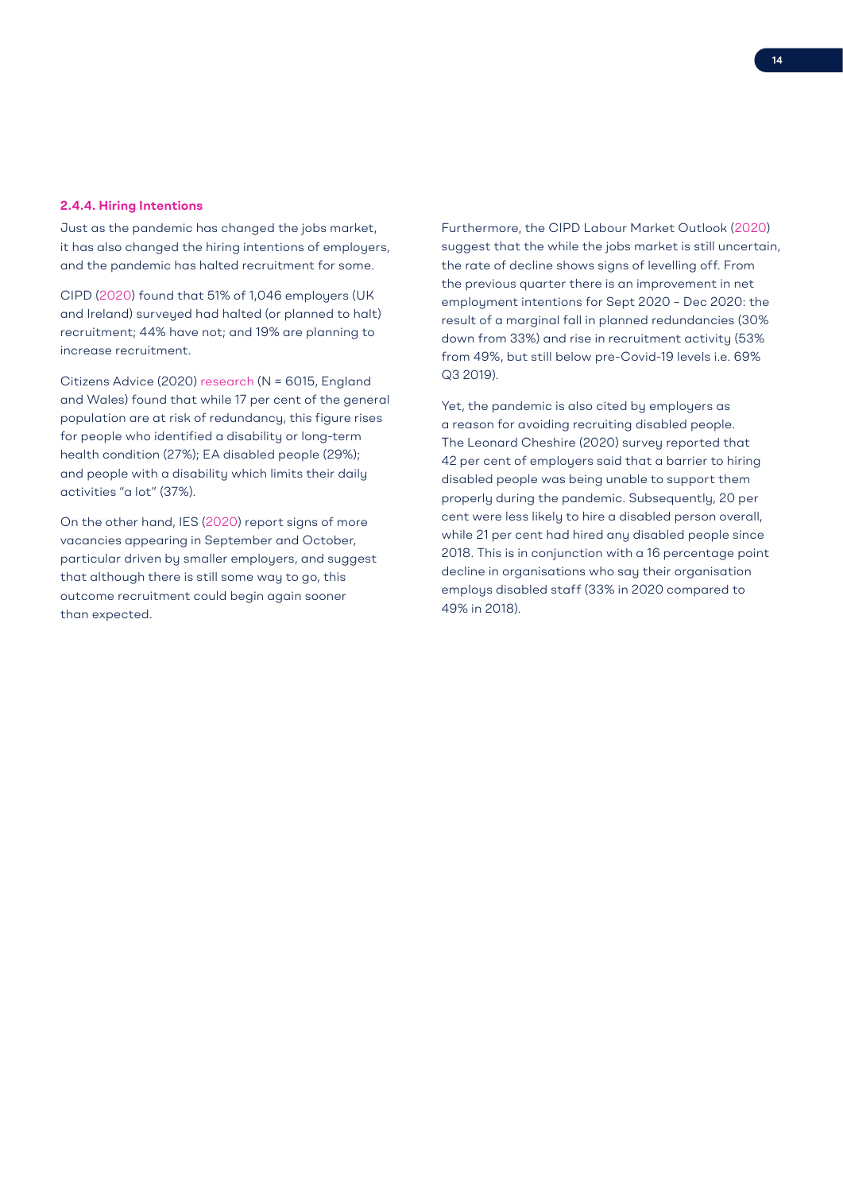#### 2.4.4. Hiring Intentions

Just as the pandemic has changed the jobs market, it has also changed the hiring intentions of employers, and the pandemic has halted recruitment for some.

CIPD (2020) found that 51% of 1,046 employers (UK and Ireland) surveyed had halted (or planned to halt) recruitment; 44% have not; and 19% are planning to increase recruitment.

Citizens Advice (2020) research (N = 6015, England and Wales) found that while 17 per cent of the general population are at risk of redundancy, this figure rises for people who identified a disability or long-term health condition (27%); EA disabled people (29%); and people with a disability which limits their daily activities "a lot" (37%).

On the other hand, IES (2020) report signs of more vacancies appearing in September and October, particular driven by smaller employers, and suggest that although there is still some way to go, this outcome recruitment could begin again sooner than expected.

Furthermore, the CIPD Labour Market Outlook (2020) suggest that the while the jobs market is still uncertain, the rate of decline shows signs of levelling off. From the previous quarter there is an improvement in net employment intentions for Sept 2020 – Dec 2020: the result of a marginal fall in planned redundancies (30% down from 33%) and rise in recruitment activity (53% from 49%, but still below pre-Covid-19 levels i.e. 69% Q3 2019).

Yet, the pandemic is also cited by employers as a reason for avoiding recruiting disabled people. The Leonard Cheshire (2020) survey reported that 42 per cent of employers said that a barrier to hiring disabled people was being unable to support them properly during the pandemic. Subsequently, 20 per cent were less likely to hire a disabled person overall, while 21 per cent had hired any disabled people since 2018. This is in conjunction with a 16 percentage point decline in organisations who say their organisation employs disabled staff (33% in 2020 compared to 49% in 2018).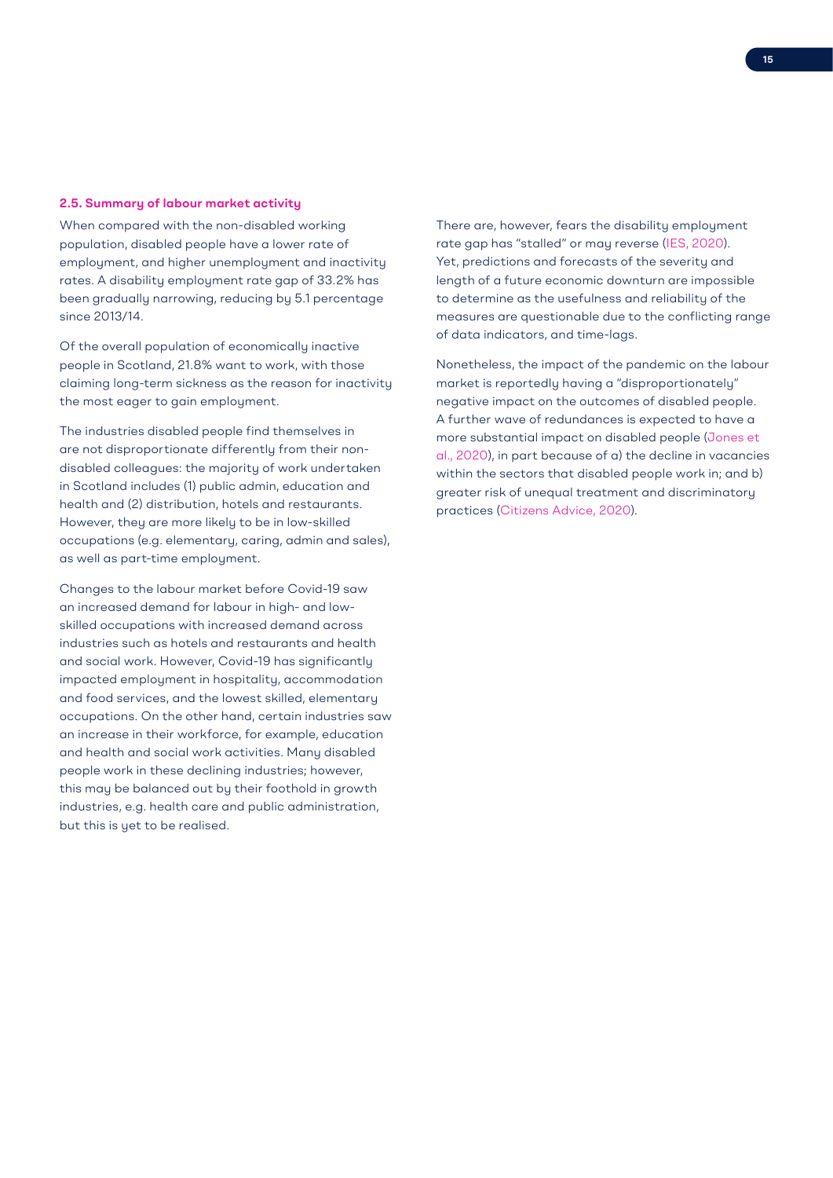### 2.5. Summary of labour market activity

When compared with the non-disabled working population, disabled people have a lower rate of employment, and higher unemployment and inactivity rates. A disability employment rate gap of 33.2% has been gradually narrowing, reducing by 5.1 percentage since 2013/14.

Of the overall population of economically inactive people in Scotland, 21.8% want to work, with those claiming long-term sickness as the reason for inactivity the most eager to gain employment.

The industries disabled people find themselves in are not disproportionate differently from their non-disabled colleagues: the majority of work undertaken in Scotland includes (1) public admin, education and health and (2) distribution, hotels and restaurants. However, they are more likely to be in low-skilled occupations (e.g. elementary, caring, admin and sales), as well as part-time employment.

Changes to the labour market before Covid-19 saw an increased demand for labour in high- and low-skilled occupations with increased demand across industries such as hotels and restaurants and health and social work. However, Covid-19 has significantly impacted employment in hospitality, accommodation and food services, and the lowest skilled, elementary occupations. On the other hand, certain industries saw an increase in their workforce, for example, education and health and social work activities. Many disabled people work in these declining industries; however, this may be balanced out by their foothold in growth industries, e.g. health care and public administration, but this is yet to be realised.

There are, however, fears the disability employment rate gap has "stalled" or may reverse (IES, 2020). Yet, predictions and forecasts of the severity and length of a future economic downturn are impossible to determine as the usefulness and reliability of the measures are questionable due to the conflicting range of data indicators, and time-lags.

Nonetheless, the impact of the pandemic on the labour market is reportedly having a "disproportionately" negative impact on the outcomes of disabled people. A further wave of redundances is expected to have a more substantial impact on disabled people (Jones et al., 2020), in part because of a) the decline in vacancies within the sectors that disabled people work in; and b) greater risk of unequal treatment and discriminatory practices (Citizens Advice, 2020).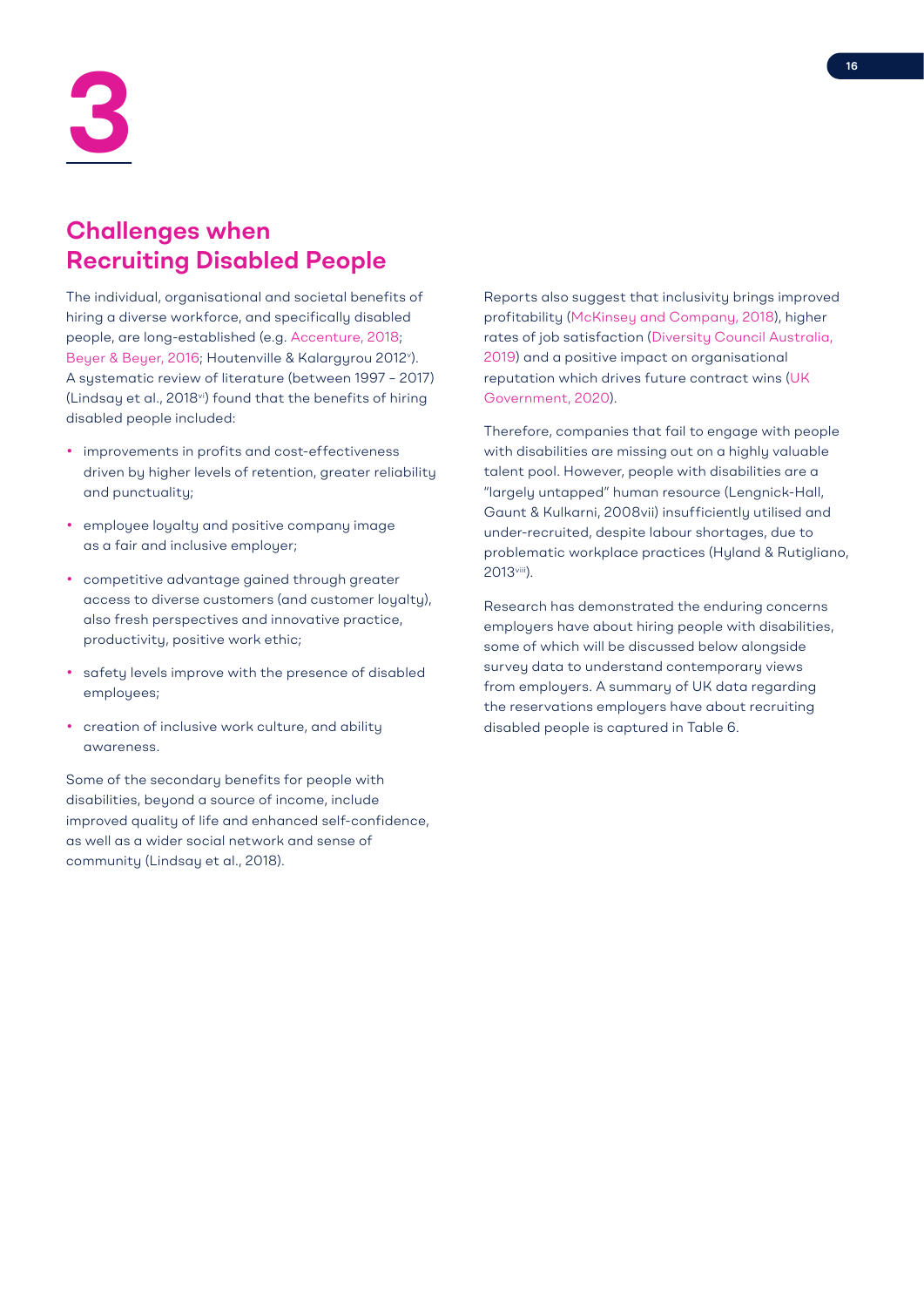# 3

## Challenges when Recruiting Disabled People

The individual, organisational and societal benefits of hiring a diverse workforce, and specifically disabled people, are long-established (e.g. Accenture, 2018; Beyer & Beyer, 2016; Houtenville & Kalargyrou 2012[v]). A systematic review of literature (between 1997 – 2017) (Lindsay et al., 2018[vi]) found that the benefits of hiring disabled people included:

- improvements in profits and cost-effectiveness driven by higher levels of retention, greater reliability and punctuality;
- employee loyalty and positive company image as a fair and inclusive employer;
- competitive advantage gained through greater access to diverse customers (and customer loyalty), also fresh perspectives and innovative practice, productivity, positive work ethic;
- safety levels improve with the presence of disabled employees;
- creation of inclusive work culture, and ability awareness.

Some of the secondary benefits for people with disabilities, beyond a source of income, include improved quality of life and enhanced self-confidence, as well as a wider social network and sense of community (Lindsay et al., 2018).

Reports also suggest that inclusivity brings improved profitability (McKinsey and Company, 2018), higher rates of job satisfaction (Diversity Council Australia, 2019) and a positive impact on organisational reputation which drives future contract wins (UK Government, 2020).

Therefore, companies that fail to engage with people with disabilities are missing out on a highly valuable talent pool. However, people with disabilities are a "largely untapped" human resource (Lengnick-Hall, Gaunt & Kulkarni, 2008vii) insufficiently utilised and under-recruited, despite labour shortages, due to problematic workplace practices (Hyland & Rutigliano, 2013[viii]).

Research has demonstrated the enduring concerns employers have about hiring people with disabilities, some of which will be discussed below alongside survey data to understand contemporary views from employers. A summary of UK data regarding the reservations employers have about recruiting disabled people is captured in Table 6.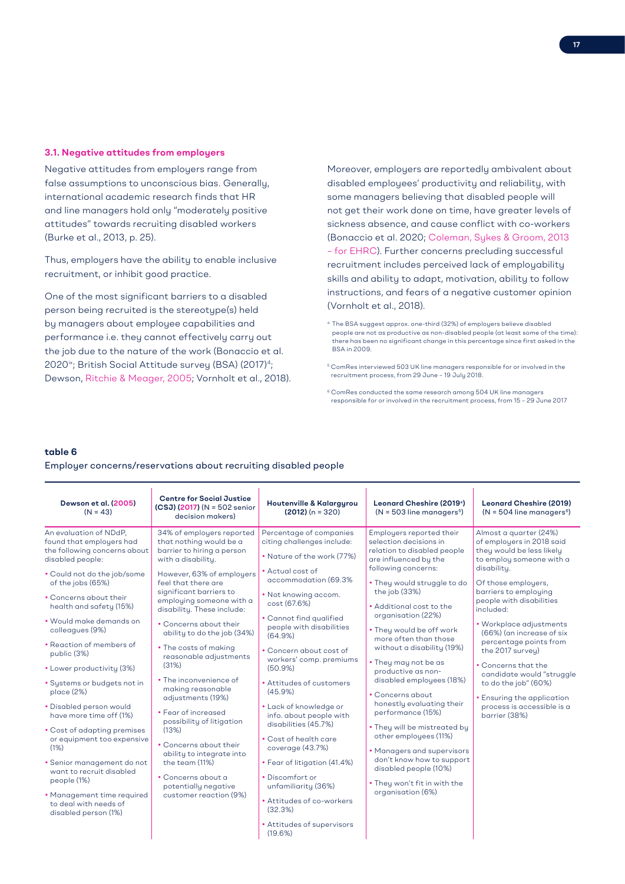### 3.1. Negative attitudes from employers

Negative attitudes from employers range from false assumptions to unconscious bias. Generally, international academic research finds that HR and line managers hold only "moderately positive attitudes" towards recruiting disabled workers (Burke et al., 2013, p. 25).

Thus, employers have the ability to enable inclusive recruitment, or inhibit good practice.

One of the most significant barriers to a disabled person being recruited is the stereotype(s) held by managers about employee capabilities and performance i.e. they cannot effectively carry out the job due to the nature of the work (Bonaccio et al. 2020[ix]; British Social Attitude survey (BSA) (2017)[4]; Dewson, Ritchie & Meager, 2005; Vornholt et al., 2018).

Moreover, employers are reportedly ambivalent about disabled employees' productivity and reliability, with some managers believing that disabled people will not get their work done on time, have greater levels of sickness absence, and cause conflict with co-workers (Bonaccio et al. 2020; Coleman, Sykes & Groom, 2013 – for EHRC). Further concerns precluding successful recruitment includes perceived lack of employability skills and ability to adapt, motivation, ability to follow instructions, and fears of a negative customer opinion (Vornholt et al., 2018).

[4] The BSA suggest approx. one-third (32%) of employers believe disabled people are not as productive as non-disabled people (at least some of the time): there has been no significant change in this percentage since first asked in the BSA in 2009.

[5] ComRes interviewed 503 UK line managers responsible for or involved in the recruitment process, from 29 June – 19 July 2018.

[6] ComRes conducted the same research among 504 UK line managers responsible for or involved in the recruitment process, from 15 – 29 June 2017

**table 6**

Employer concerns/reservations about recruiting disabled people

| Dewson et al. (2005) (N = 43) | Centre for Social Justice (CSJ) (2017) (N = 502 senior decision makers) | Houtenville & Kalargyrou (2012) (n = 320) | Leonard Cheshire (2019[x]) (N = 503 line managers[5]) | Leonard Cheshire (2019) (N = 504 line managers[6]) |
|---|---|---|---|---|
| An evaluation of NDdP, found that employers had the following concerns about disabled people:<br>• Could not do the job/some of the jobs (65%)<br>• Concerns about their health and safety (15%)<br>• Would make demands on colleagues (9%)<br>• Reaction of members of public (3%)<br>• Lower productivity (3%)<br>• Systems or budgets not in place (2%)<br>• Disabled person would have more time off (1%)<br>• Cost of adapting premises or equipment too expensive (1%)<br>• Senior management do not want to recruit disabled people (1%)<br>• Management time required to deal with needs of disabled person (1%) | 34% of employers reported that nothing would be a barrier to hiring a person with a disability.<br>However, 63% of employers feel that there are significant barriers to employing someone with a disability. These include:<br>• Concerns about their ability to do the job (34%)<br>• The costs of making reasonable adjustments (31%)<br>• The inconvenience of making reasonable adjustments (19%)<br>• Fear of increased possibility of litigation (13%)<br>• Concerns about their ability to integrate into the team (11%)<br>• Concerns about a potentially negative customer reaction (9%) | Percentage of companies citing challenges include:<br>• Nature of the work (77%)<br>• Actual cost of accommodation (69.3%<br>• Not knowing accom. cost (67.6%)<br>• Cannot find qualified people with disabilities (64.9%)<br>• Concern about cost of workers' comp. premiums (50.9%)<br>• Attitudes of customers (45.9%)<br>• Lack of knowledge or info. about people with disabilities (45.7%)<br>• Cost of health care coverage (43.7%)<br>• Fear of litigation (41.4%)<br>• Discomfort or unfamiliarity (36%)<br>• Attitudes of co-workers (32.3%)<br>• Attitudes of supervisors (19.6%) | Employers reported their selection decisions in relation to disabled people are influenced by the following concerns:<br>• They would struggle to do the job (33%)<br>• Additional cost to the organisation (22%)<br>• They would be off work more often than those without a disability (19%)<br>• They may not be as productive as non-disabled employees (18%)<br>• Concerns about honestly evaluating their performance (15%)<br>• They will be mistreated by other employees (11%)<br>• Managers and supervisors don't know how to support disabled people (10%)<br>• They won't fit in with the organisation (6%) | Almost a quarter (24%) of employers in 2018 said they would be less likely to employ someone with a disability.<br>Of those employers, barriers to employing people with disabilities included:<br>• Workplace adjustments (66%) (an increase of six percentage points from the 2017 survey)<br>• Concerns that the candidate would "struggle to do the job" (60%)<br>• Ensuring the application process is accessible is a barrier (38%) |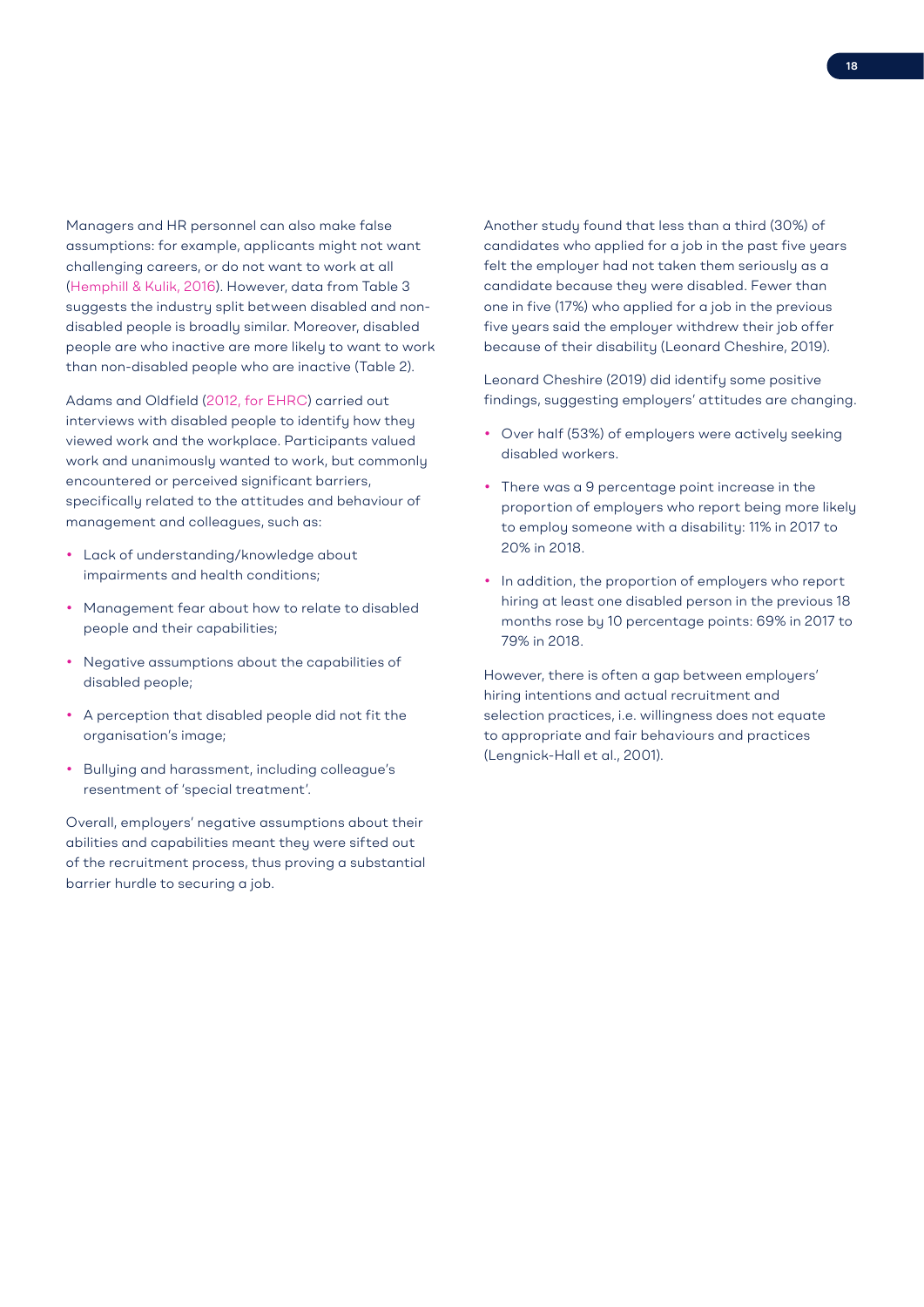Managers and HR personnel can also make false assumptions: for example, applicants might not want challenging careers, or do not want to work at all (Hemphill & Kulik, 2016). However, data from Table 3 suggests the industry split between disabled and non-disabled people is broadly similar. Moreover, disabled people are who inactive are more likely to want to work than non-disabled people who are inactive (Table 2).

Adams and Oldfield (2012, for EHRC) carried out interviews with disabled people to identify how they viewed work and the workplace. Participants valued work and unanimously wanted to work, but commonly encountered or perceived significant barriers, specifically related to the attitudes and behaviour of management and colleagues, such as:

- Lack of understanding/knowledge about impairments and health conditions;
- Management fear about how to relate to disabled people and their capabilities;
- Negative assumptions about the capabilities of disabled people;
- A perception that disabled people did not fit the organisation's image;
- Bullying and harassment, including colleague's resentment of 'special treatment'.

Overall, employers' negative assumptions about their abilities and capabilities meant they were sifted out of the recruitment process, thus proving a substantial barrier hurdle to securing a job.

Another study found that less than a third (30%) of candidates who applied for a job in the past five years felt the employer had not taken them seriously as a candidate because they were disabled. Fewer than one in five (17%) who applied for a job in the previous five years said the employer withdrew their job offer because of their disability (Leonard Cheshire, 2019).

Leonard Cheshire (2019) did identify some positive findings, suggesting employers' attitudes are changing.

- Over half (53%) of employers were actively seeking disabled workers.
- There was a 9 percentage point increase in the proportion of employers who report being more likely to employ someone with a disability: 11% in 2017 to 20% in 2018.
- In addition, the proportion of employers who report hiring at least one disabled person in the previous 18 months rose by 10 percentage points: 69% in 2017 to 79% in 2018.

However, there is often a gap between employers' hiring intentions and actual recruitment and selection practices, i.e. willingness does not equate to appropriate and fair behaviours and practices (Lengnick-Hall et al., 2001).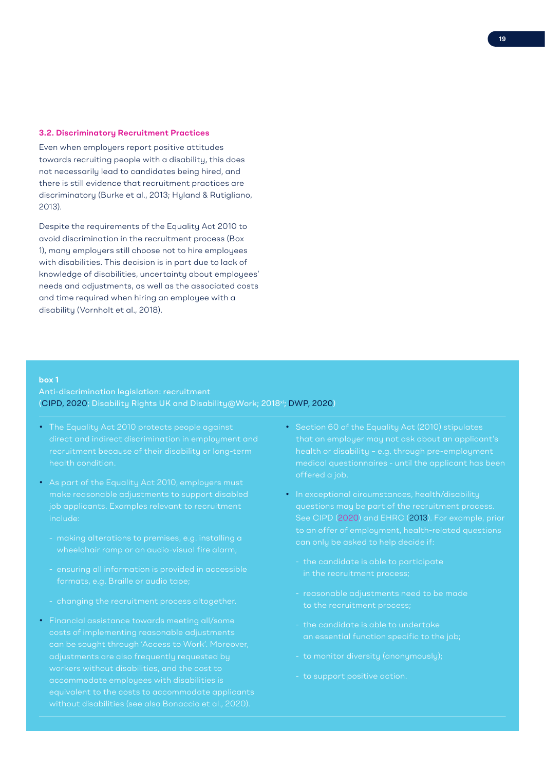### 3.2. Discriminatory Recruitment Practices

Even when employers report positive attitudes towards recruiting people with a disability, this does not necessarily lead to candidates being hired, and there is still evidence that recruitment practices are discriminatory (Burke et al., 2013; Hyland & Rutigliano, 2013).

Despite the requirements of the Equality Act 2010 to avoid discrimination in the recruitment process (Box 1), many employers still choose not to hire employees with disabilities. This decision is in part due to lack of knowledge of disabilities, uncertainty about employees' needs and adjustments, as well as the associated costs and time required when hiring an employee with a disability (Vornholt et al., 2018).

**box 1**

**Anti-discrimination legislation: recruitment**
(CIPD, 2020; Disability Rights UK and Disability@Work; 2018[xi]; DWP, 2020)

- The Equality Act 2010 protects people against direct and indirect discrimination in employment and recruitment because of their disability or long-term health condition.
- As part of the Equality Act 2010, employers must make reasonable adjustments to support disabled job applicants. Examples relevant to recruitment include:
  - making alterations to premises, e.g. installing a wheelchair ramp or an audio-visual fire alarm;
  - ensuring all information is provided in accessible formats, e.g. Braille or audio tape;
  - changing the recruitment process altogether.
- Financial assistance towards meeting all/some costs of implementing reasonable adjustments can be sought through 'Access to Work'. Moreover, adjustments are also frequently requested by workers without disabilities, and the cost to accommodate employees with disabilities is equivalent to the costs to accommodate applicants without disabilities (see also Bonaccio et al., 2020).
- Section 60 of the Equality Act (2010) stipulates that an employer may not ask about an applicant's health or disability – e.g. through pre-employment medical questionnaires - until the applicant has been offered a job.
- In exceptional circumstances, health/disability questions may be part of the recruitment process. See CIPD (2020) and EHRC (2013). For example, prior to an offer of employment, health-related questions can only be asked to help decide if:
  - the candidate is able to participate in the recruitment process;
  - reasonable adjustments need to be made to the recruitment process;
  - the candidate is able to undertake an essential function specific to the job;
  - to monitor diversity (anonymously);
  - to support positive action.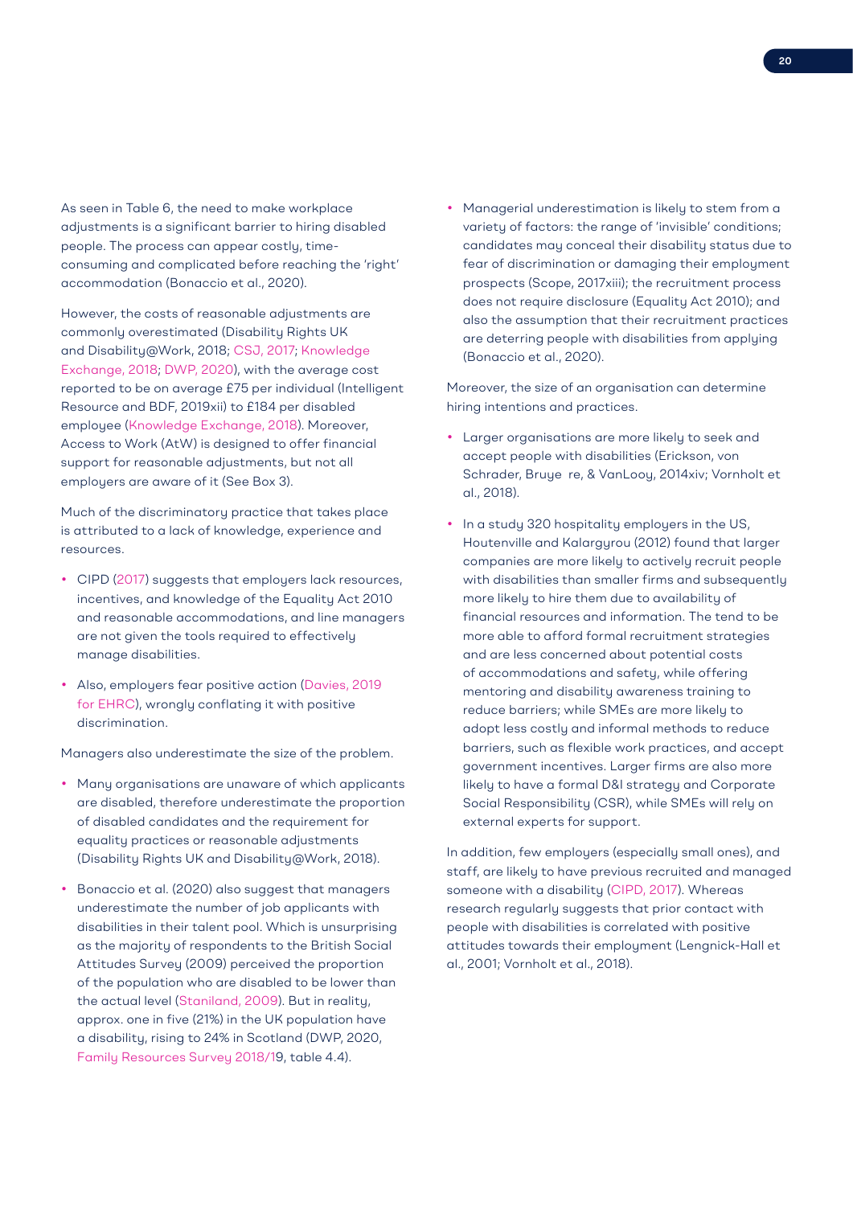As seen in Table 6, the need to make workplace adjustments is a significant barrier to hiring disabled people. The process can appear costly, time-consuming and complicated before reaching the 'right' accommodation (Bonaccio et al., 2020).

However, the costs of reasonable adjustments are commonly overestimated (Disability Rights UK and Disability@Work, 2018; CSJ, 2017; Knowledge Exchange, 2018; DWP, 2020), with the average cost reported to be on average £75 per individual (Intelligent Resource and BDF, 2019xii) to £184 per disabled employee (Knowledge Exchange, 2018). Moreover, Access to Work (AtW) is designed to offer financial support for reasonable adjustments, but not all employers are aware of it (See Box 3).

Much of the discriminatory practice that takes place is attributed to a lack of knowledge, experience and resources.

- CIPD (2017) suggests that employers lack resources, incentives, and knowledge of the Equality Act 2010 and reasonable accommodations, and line managers are not given the tools required to effectively manage disabilities.
- Also, employers fear positive action (Davies, 2019 for EHRC), wrongly conflating it with positive discrimination.

Managers also underestimate the size of the problem.

- Many organisations are unaware of which applicants are disabled, therefore underestimate the proportion of disabled candidates and the requirement for equality practices or reasonable adjustments (Disability Rights UK and Disability@Work, 2018).
- Bonaccio et al. (2020) also suggest that managers underestimate the number of job applicants with disabilities in their talent pool. Which is unsurprising as the majority of respondents to the British Social Attitudes Survey (2009) perceived the proportion of the population who are disabled to be lower than the actual level (Staniland, 2009). But in reality, approx. one in five (21%) in the UK population have a disability, rising to 24% in Scotland (DWP, 2020, Family Resources Survey 2018/19, table 4.4).
- Managerial underestimation is likely to stem from a variety of factors: the range of 'invisible' conditions; candidates may conceal their disability status due to fear of discrimination or damaging their employment prospects (Scope, 2017xiii); the recruitment process does not require disclosure (Equality Act 2010); and also the assumption that their recruitment practices are deterring people with disabilities from applying (Bonaccio et al., 2020).

Moreover, the size of an organisation can determine hiring intentions and practices.

- Larger organisations are more likely to seek and accept people with disabilities (Erickson, von Schrader, Bruye re, & VanLooy, 2014xiv; Vornholt et al., 2018).
- In a study 320 hospitality employers in the US, Houtenville and Kalargyrou (2012) found that larger companies are more likely to actively recruit people with disabilities than smaller firms and subsequently more likely to hire them due to availability of financial resources and information. The tend to be more able to afford formal recruitment strategies and are less concerned about potential costs of accommodations and safety, while offering mentoring and disability awareness training to reduce barriers; while SMEs are more likely to adopt less costly and informal methods to reduce barriers, such as flexible work practices, and accept government incentives. Larger firms are also more likely to have a formal D&I strategy and Corporate Social Responsibility (CSR), while SMEs will rely on external experts for support.

In addition, few employers (especially small ones), and staff, are likely to have previous recruited and managed someone with a disability (CIPD, 2017). Whereas research regularly suggests that prior contact with people with disabilities is correlated with positive attitudes towards their employment (Lengnick-Hall et al., 2001; Vornholt et al., 2018).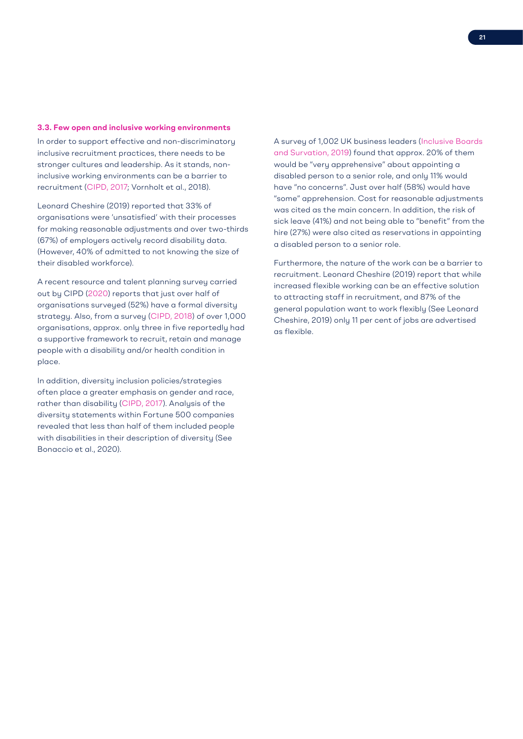### 3.3. Few open and inclusive working environments

In order to support effective and non-discriminatory inclusive recruitment practices, there needs to be stronger cultures and leadership. As it stands, non-inclusive working environments can be a barrier to recruitment (CIPD, 2017; Vornholt et al., 2018).

Leonard Cheshire (2019) reported that 33% of organisations were 'unsatisfied' with their processes for making reasonable adjustments and over two-thirds (67%) of employers actively record disability data. (However, 40% of admitted to not knowing the size of their disabled workforce).

A recent resource and talent planning survey carried out by CIPD (2020) reports that just over half of organisations surveyed (52%) have a formal diversity strategy. Also, from a survey (CIPD, 2018) of over 1,000 organisations, approx. only three in five reportedly had a supportive framework to recruit, retain and manage people with a disability and/or health condition in place.

In addition, diversity inclusion policies/strategies often place a greater emphasis on gender and race, rather than disability (CIPD, 2017). Analysis of the diversity statements within Fortune 500 companies revealed that less than half of them included people with disabilities in their description of diversity (See Bonaccio et al., 2020).

A survey of 1,002 UK business leaders (Inclusive Boards and Survation, 2019) found that approx. 20% of them would be "very apprehensive" about appointing a disabled person to a senior role, and only 11% would have "no concerns". Just over half (58%) would have "some" apprehension. Cost for reasonable adjustments was cited as the main concern. In addition, the risk of sick leave (41%) and not being able to "benefit" from the hire (27%) were also cited as reservations in appointing a disabled person to a senior role.

Furthermore, the nature of the work can be a barrier to recruitment. Leonard Cheshire (2019) report that while increased flexible working can be an effective solution to attracting staff in recruitment, and 87% of the general population want to work flexibly (See Leonard Cheshire, 2019) only 11 per cent of jobs are advertised as flexible.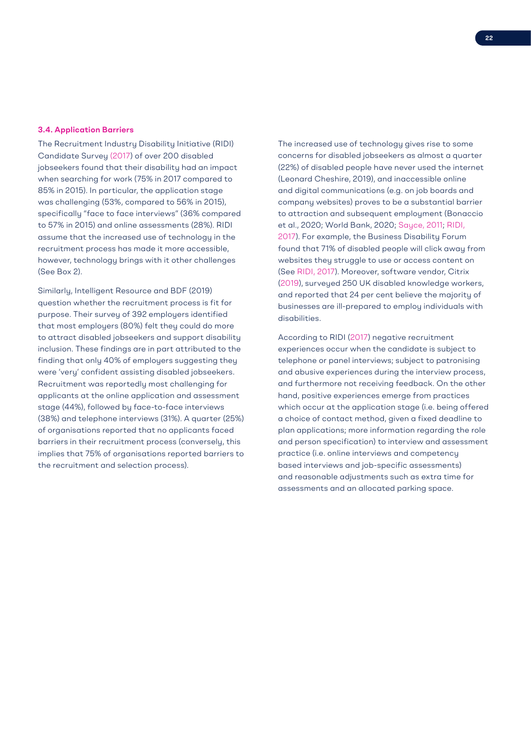### 3.4. Application Barriers

The Recruitment Industry Disability Initiative (RIDI) Candidate Survey (2017) of over 200 disabled jobseekers found that their disability had an impact when searching for work (75% in 2017 compared to 85% in 2015). In particular, the application stage was challenging (53%, compared to 56% in 2015), specifically "face to face interviews" (36% compared to 57% in 2015) and online assessments (28%). RIDI assume that the increased use of technology in the recruitment process has made it more accessible, however, technology brings with it other challenges (See Box 2).

Similarly, Intelligent Resource and BDF (2019) question whether the recruitment process is fit for purpose. Their survey of 392 employers identified that most employers (80%) felt they could do more to attract disabled jobseekers and support disability inclusion. These findings are in part attributed to the finding that only 40% of employers suggesting they were 'very' confident assisting disabled jobseekers. Recruitment was reportedly most challenging for applicants at the online application and assessment stage (44%), followed by face-to-face interviews (38%) and telephone interviews (31%). A quarter (25%) of organisations reported that no applicants faced barriers in their recruitment process (conversely, this implies that 75% of organisations reported barriers to the recruitment and selection process).

The increased use of technology gives rise to some concerns for disabled jobseekers as almost a quarter (22%) of disabled people have never used the internet (Leonard Cheshire, 2019), and inaccessible online and digital communications (e.g. on job boards and company websites) proves to be a substantial barrier to attraction and subsequent employment (Bonaccio et al., 2020; World Bank, 2020; Sayce, 2011; RIDI, 2017). For example, the Business Disability Forum found that 71% of disabled people will click away from websites they struggle to use or access content on (See RIDI, 2017). Moreover, software vendor, Citrix (2019), surveyed 250 UK disabled knowledge workers, and reported that 24 per cent believe the majority of businesses are ill-prepared to employ individuals with disabilities.

According to RIDI (2017) negative recruitment experiences occur when the candidate is subject to telephone or panel interviews; subject to patronising and abusive experiences during the interview process, and furthermore not receiving feedback. On the other hand, positive experiences emerge from practices which occur at the application stage (i.e. being offered a choice of contact method, given a fixed deadline to plan applications; more information regarding the role and person specification) to interview and assessment practice (i.e. online interviews and competency based interviews and job-specific assessments) and reasonable adjustments such as extra time for assessments and an allocated parking space.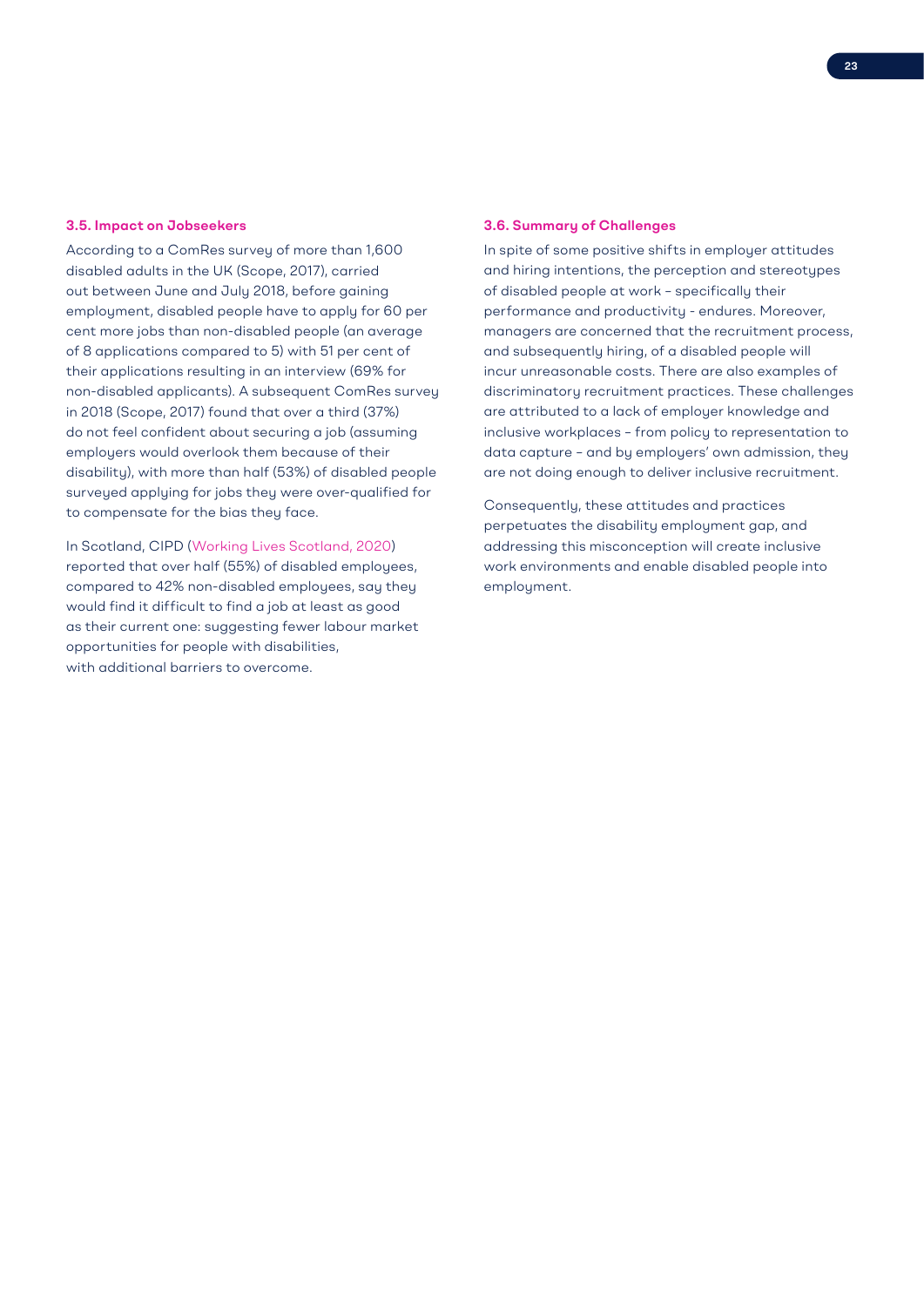### 3.5. Impact on Jobseekers

According to a ComRes survey of more than 1,600 disabled adults in the UK (Scope, 2017), carried out between June and July 2018, before gaining employment, disabled people have to apply for 60 per cent more jobs than non-disabled people (an average of 8 applications compared to 5) with 51 per cent of their applications resulting in an interview (69% for non-disabled applicants). A subsequent ComRes survey in 2018 (Scope, 2017) found that over a third (37%) do not feel confident about securing a job (assuming employers would overlook them because of their disability), with more than half (53%) of disabled people surveyed applying for jobs they were over-qualified for to compensate for the bias they face.

In Scotland, CIPD (Working Lives Scotland, 2020) reported that over half (55%) of disabled employees, compared to 42% non-disabled employees, say they would find it difficult to find a job at least as good as their current one: suggesting fewer labour market opportunities for people with disabilities, with additional barriers to overcome.

### 3.6. Summary of Challenges

In spite of some positive shifts in employer attitudes and hiring intentions, the perception and stereotypes of disabled people at work – specifically their performance and productivity - endures. Moreover, managers are concerned that the recruitment process, and subsequently hiring, of a disabled people will incur unreasonable costs. There are also examples of discriminatory recruitment practices. These challenges are attributed to a lack of employer knowledge and inclusive workplaces – from policy to representation to data capture – and by employers' own admission, they are not doing enough to deliver inclusive recruitment.

Consequently, these attitudes and practices perpetuates the disability employment gap, and addressing this misconception will create inclusive work environments and enable disabled people into employment.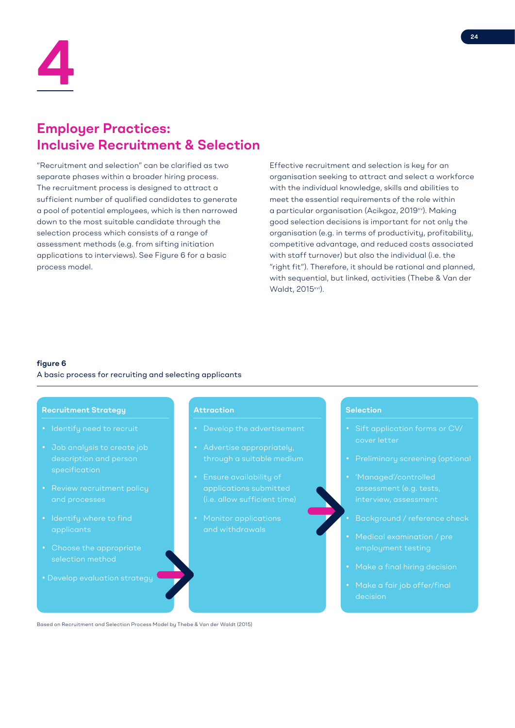# 4

## Employer Practices: Inclusive Recruitment & Selection

"Recruitment and selection" can be clarified as two separate phases within a broader hiring process. The recruitment process is designed to attract a sufficient number of qualified candidates to generate a pool of potential employees, which is then narrowed down to the most suitable candidate through the selection process which consists of a range of assessment methods (e.g. from sifting initiation applications to interviews). See Figure 6 for a basic process model.

Effective recruitment and selection is key for an organisation seeking to attract and select a workforce with the individual knowledge, skills and abilities to meet the essential requirements of the role within a particular organisation (Acikgoz, 2019[xv]). Making good selection decisions is important for not only the organisation (e.g. in terms of productivity, profitability, competitive advantage, and reduced costs associated with staff turnover) but also the individual (i.e. the "right fit"). Therefore, it should be rational and planned, with sequential, but linked, activities (Thebe & Van der Waldt, 2015[xvi]).

**figure 6**
A basic process for recruiting and selecting applicants

**Recruitment Strategy**

- Identify need to recruit
- Job analysis to create job description and person specification
- Review recruitment policy and processes
- Identify where to find applicants
- Choose the appropriate selection method
- Develop evaluation strategy

**Attraction**

- Develop the advertisement
- Advertise appropriately, through a suitable medium
- Ensure availability of applications submitted (i.e. allow sufficient time)
- Monitor applications and withdrawals

**Selection**

- Sift application forms or CV/ cover letter
- Preliminary screening (optional
- 'Managed'/controlled assessment (e.g. tests, interview, assessment
- Background / reference check
- Medical examination / pre employment testing
- Make a final hiring decision
- Make a fair job offer/final decision

Based on Recruitment and Selection Process Model by Thebe & Van der Waldt (2015)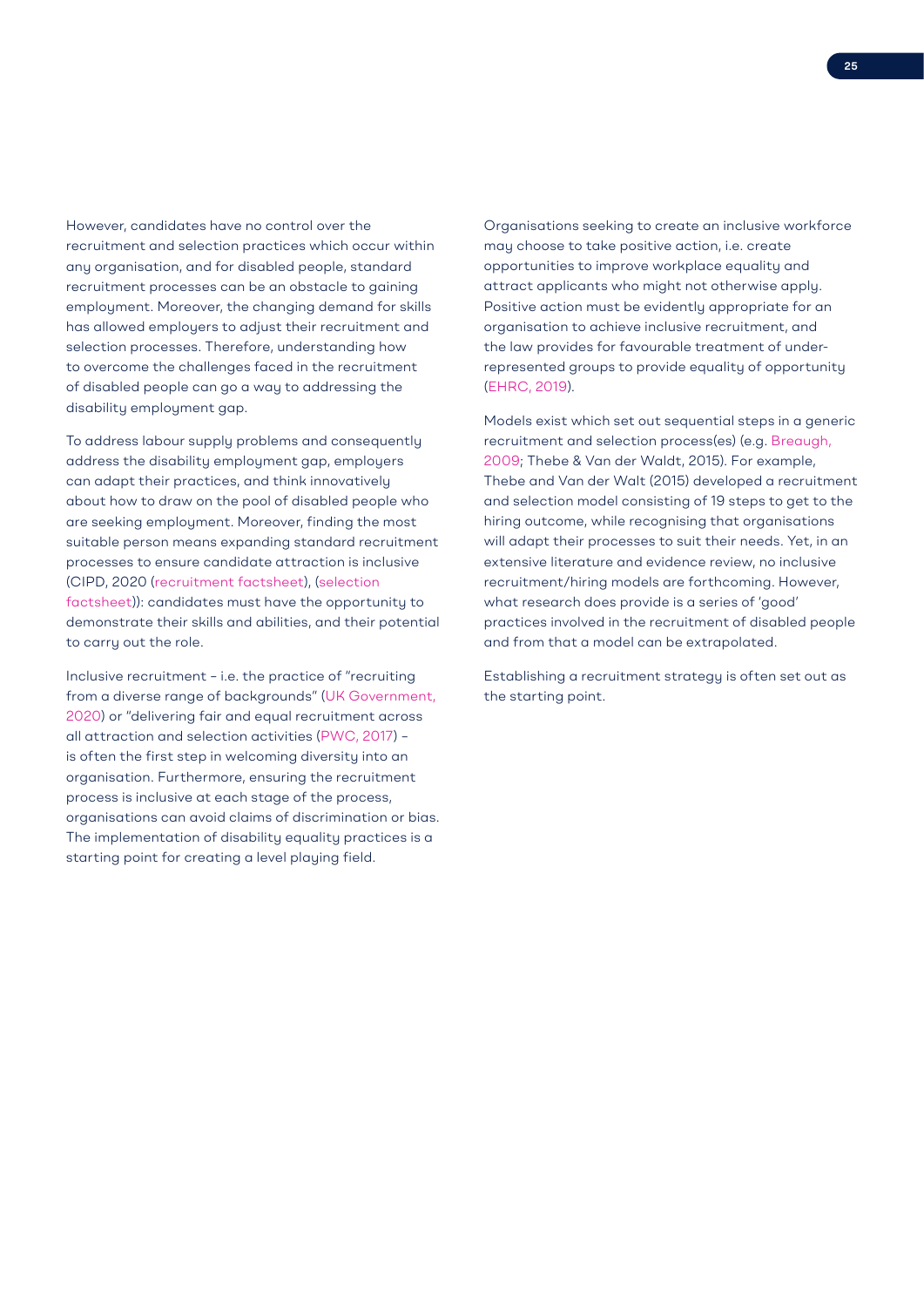However, candidates have no control over the recruitment and selection practices which occur within any organisation, and for disabled people, standard recruitment processes can be an obstacle to gaining employment. Moreover, the changing demand for skills has allowed employers to adjust their recruitment and selection processes. Therefore, understanding how to overcome the challenges faced in the recruitment of disabled people can go a way to addressing the disability employment gap.

To address labour supply problems and consequently address the disability employment gap, employers can adapt their practices, and think innovatively about how to draw on the pool of disabled people who are seeking employment. Moreover, finding the most suitable person means expanding standard recruitment processes to ensure candidate attraction is inclusive (CIPD, 2020 (recruitment factsheet), (selection factsheet)): candidates must have the opportunity to demonstrate their skills and abilities, and their potential to carry out the role.

Inclusive recruitment – i.e. the practice of "recruiting from a diverse range of backgrounds" (UK Government, 2020) or "delivering fair and equal recruitment across all attraction and selection activities (PWC, 2017) – is often the first step in welcoming diversity into an organisation. Furthermore, ensuring the recruitment process is inclusive at each stage of the process, organisations can avoid claims of discrimination or bias. The implementation of disability equality practices is a starting point for creating a level playing field.

Organisations seeking to create an inclusive workforce may choose to take positive action, i.e. create opportunities to improve workplace equality and attract applicants who might not otherwise apply. Positive action must be evidently appropriate for an organisation to achieve inclusive recruitment, and the law provides for favourable treatment of under-represented groups to provide equality of opportunity (EHRC, 2019).

Models exist which set out sequential steps in a generic recruitment and selection process(es) (e.g. Breaugh, 2009; Thebe & Van der Waldt, 2015). For example, Thebe and Van der Walt (2015) developed a recruitment and selection model consisting of 19 steps to get to the hiring outcome, while recognising that organisations will adapt their processes to suit their needs. Yet, in an extensive literature and evidence review, no inclusive recruitment/hiring models are forthcoming. However, what research does provide is a series of 'good' practices involved in the recruitment of disabled people and from that a model can be extrapolated.

Establishing a recruitment strategy is often set out as the starting point.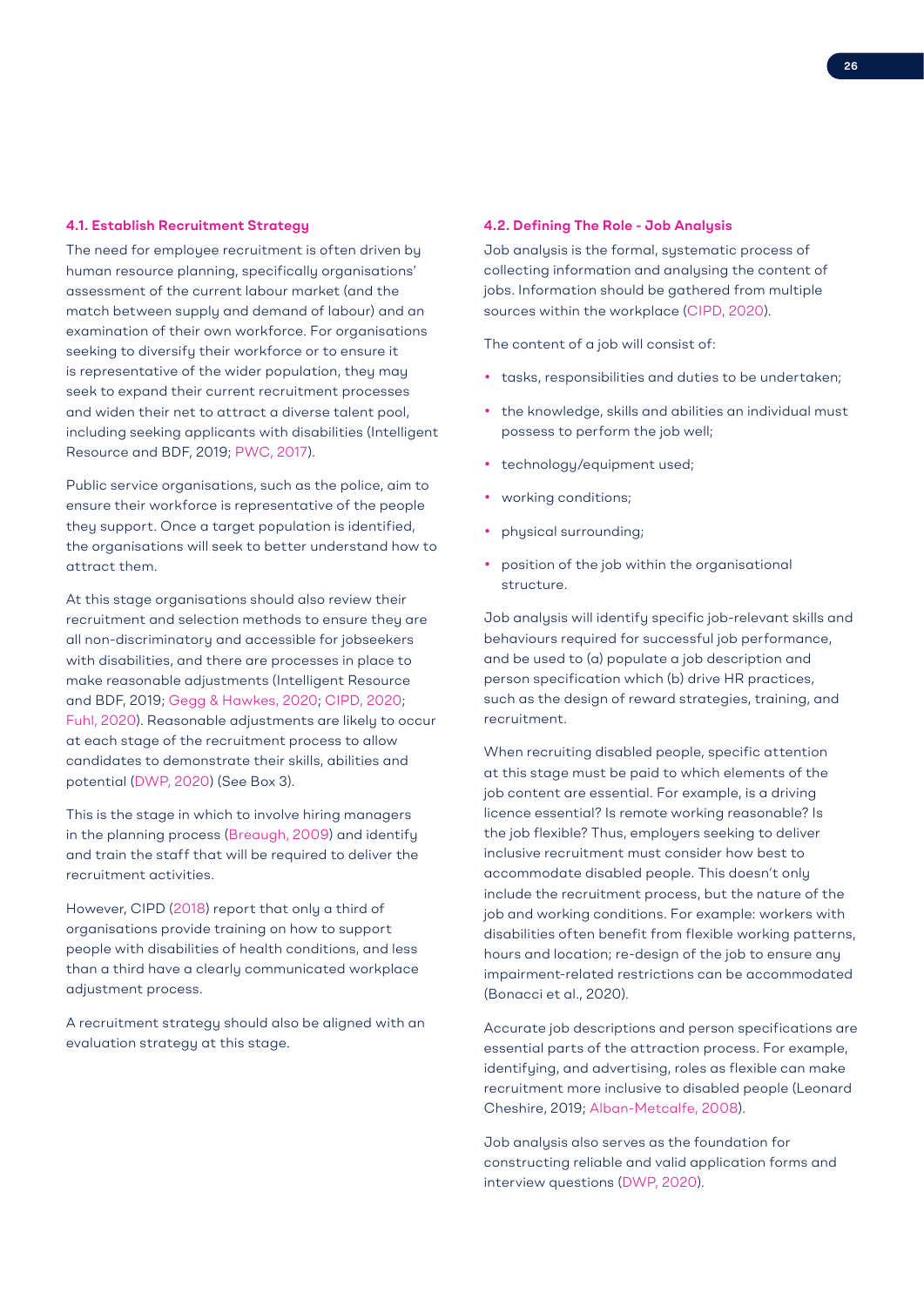### 4.1. Establish Recruitment Strategy

The need for employee recruitment is often driven by human resource planning, specifically organisations' assessment of the current labour market (and the match between supply and demand of labour) and an examination of their own workforce. For organisations seeking to diversify their workforce or to ensure it is representative of the wider population, they may seek to expand their current recruitment processes and widen their net to attract a diverse talent pool, including seeking applicants with disabilities (Intelligent Resource and BDF, 2019; PWC, 2017).

Public service organisations, such as the police, aim to ensure their workforce is representative of the people they support. Once a target population is identified, the organisations will seek to better understand how to attract them.

At this stage organisations should also review their recruitment and selection methods to ensure they are all non-discriminatory and accessible for jobseekers with disabilities, and there are processes in place to make reasonable adjustments (Intelligent Resource and BDF, 2019; Gegg & Hawkes, 2020; CIPD, 2020; Fuhl, 2020). Reasonable adjustments are likely to occur at each stage of the recruitment process to allow candidates to demonstrate their skills, abilities and potential (DWP, 2020) (See Box 3).

This is the stage in which to involve hiring managers in the planning process (Breaugh, 2009) and identify and train the staff that will be required to deliver the recruitment activities.

However, CIPD (2018) report that only a third of organisations provide training on how to support people with disabilities of health conditions, and less than a third have a clearly communicated workplace adjustment process.

A recruitment strategy should also be aligned with an evaluation strategy at this stage.

### 4.2. Defining The Role - Job Analysis

Job analysis is the formal, systematic process of collecting information and analysing the content of jobs. Information should be gathered from multiple sources within the workplace (CIPD, 2020).

The content of a job will consist of:

- tasks, responsibilities and duties to be undertaken;
- the knowledge, skills and abilities an individual must possess to perform the job well;
- technology/equipment used;
- working conditions;
- physical surrounding;
- position of the job within the organisational structure.

Job analysis will identify specific job-relevant skills and behaviours required for successful job performance, and be used to (a) populate a job description and person specification which (b) drive HR practices, such as the design of reward strategies, training, and recruitment.

When recruiting disabled people, specific attention at this stage must be paid to which elements of the job content are essential. For example, is a driving licence essential? Is remote working reasonable? Is the job flexible? Thus, employers seeking to deliver inclusive recruitment must consider how best to accommodate disabled people. This doesn't only include the recruitment process, but the nature of the job and working conditions. For example: workers with disabilities often benefit from flexible working patterns, hours and location; re-design of the job to ensure any impairment-related restrictions can be accommodated (Bonacci et al., 2020).

Accurate job descriptions and person specifications are essential parts of the attraction process. For example, identifying, and advertising, roles as flexible can make recruitment more inclusive to disabled people (Leonard Cheshire, 2019; Alban-Metcalfe, 2008).

Job analysis also serves as the foundation for constructing reliable and valid application forms and interview questions (DWP, 2020).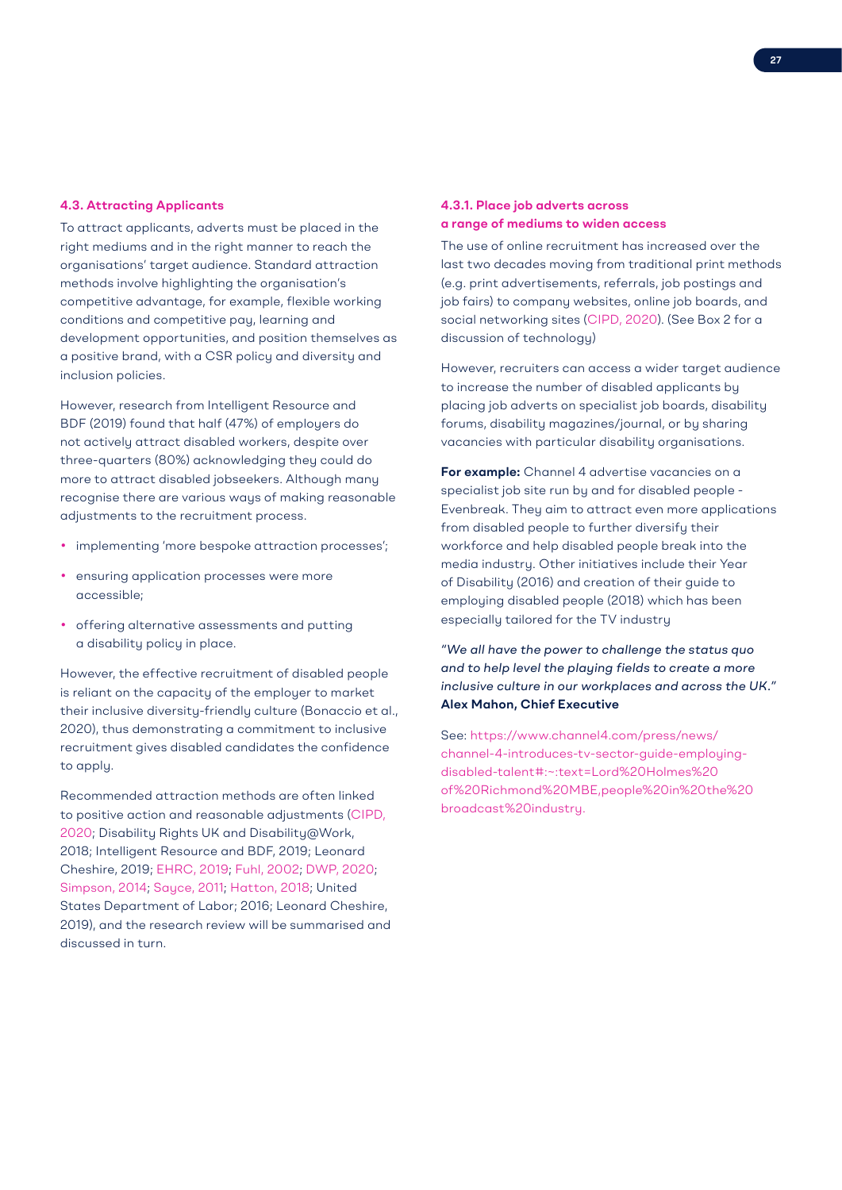### 4.3. Attracting Applicants

To attract applicants, adverts must be placed in the right mediums and in the right manner to reach the organisations' target audience. Standard attraction methods involve highlighting the organisation's competitive advantage, for example, flexible working conditions and competitive pay, learning and development opportunities, and position themselves as a positive brand, with a CSR policy and diversity and inclusion policies.

However, research from Intelligent Resource and BDF (2019) found that half (47%) of employers do not actively attract disabled workers, despite over three-quarters (80%) acknowledging they could do more to attract disabled jobseekers. Although many recognise there are various ways of making reasonable adjustments to the recruitment process.

- implementing 'more bespoke attraction processes';
- ensuring application processes were more accessible;
- offering alternative assessments and putting a disability policy in place.

However, the effective recruitment of disabled people is reliant on the capacity of the employer to market their inclusive diversity-friendly culture (Bonaccio et al., 2020), thus demonstrating a commitment to inclusive recruitment gives disabled candidates the confidence to apply.

Recommended attraction methods are often linked to positive action and reasonable adjustments (CIPD, 2020; Disability Rights UK and Disability@Work, 2018; Intelligent Resource and BDF, 2019; Leonard Cheshire, 2019; EHRC, 2019; Fuhl, 2002; DWP, 2020; Simpson, 2014; Sayce, 2011; Hatton, 2018; United States Department of Labor; 2016; Leonard Cheshire, 2019), and the research review will be summarised and discussed in turn.

#### 4.3.1. Place job adverts across a range of mediums to widen access

The use of online recruitment has increased over the last two decades moving from traditional print methods (e.g. print advertisements, referrals, job postings and job fairs) to company websites, online job boards, and social networking sites (CIPD, 2020). (See Box 2 for a discussion of technology)

However, recruiters can access a wider target audience to increase the number of disabled applicants by placing job adverts on specialist job boards, disability forums, disability magazines/journal, or by sharing vacancies with particular disability organisations.

**For example:** Channel 4 advertise vacancies on a specialist job site run by and for disabled people - Evenbreak. They aim to attract even more applications from disabled people to further diversify their workforce and help disabled people break into the media industry. Other initiatives include their Year of Disability (2016) and creation of their guide to employing disabled people (2018) which has been especially tailored for the TV industry

*"We all have the power to challenge the status quo and to help level the playing fields to create a more inclusive culture in our workplaces and across the UK."* **Alex Mahon, Chief Executive**

See: https://www.channel4.com/press/news/channel-4-introduces-tv-sector-guide-employing-disabled-talent#:~:text=Lord%20Holmes%20of%20Richmond%20MBE,people%20in%20the%20broadcast%20industry.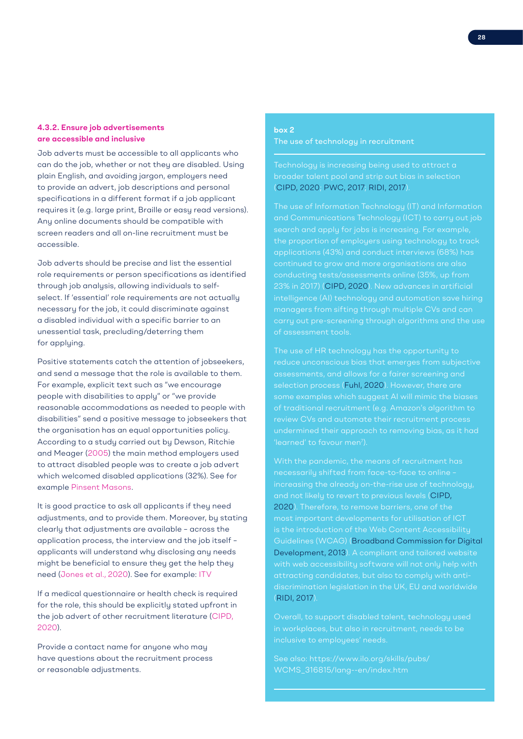### 4.3.2. Ensure job advertisements are accessible and inclusive

Job adverts must be accessible to all applicants who can do the job, whether or not they are disabled. Using plain English, and avoiding jargon, employers need to provide an advert, job descriptions and personal specifications in a different format if a job applicant requires it (e.g. large print, Braille or easy read versions). Any online documents should be compatible with screen readers and all on-line recruitment must be accessible.

Job adverts should be precise and list the essential role requirements or person specifications as identified through job analysis, allowing individuals to self-select. If 'essential' role requirements are not actually necessary for the job, it could discriminate against a disabled individual with a specific barrier to an unessential task, precluding/deterring them for applying.

Positive statements catch the attention of jobseekers, and send a message that the role is available to them. For example, explicit text such as "we encourage people with disabilities to apply" or "we provide reasonable accommodations as needed to people with disabilities" send a positive message to jobseekers that the organisation has an equal opportunities policy. According to a study carried out by Dewson, Ritchie and Meager (2005) the main method employers used to attract disabled people was to create a job advert which welcomed disabled applications (32%). See for example Pinsent Masons.

It is good practice to ask all applicants if they need adjustments, and to provide them. Moreover, by stating clearly that adjustments are available – across the application process, the interview and the job itself – applicants will understand why disclosing any needs might be beneficial to ensure they get the help they need (Jones et al., 2020). See for example: ITV

If a medical questionnaire or health check is required for the role, this should be explicitly stated upfront in the job advert of other recruitment literature (CIPD, 2020).

Provide a contact name for anyone who may have questions about the recruitment process or reasonable adjustments.

**box 2**

**The use of technology in recruitment**

Technology is increasing being used to attract a broader talent pool and strip out bias in selection (CIPD, 2020; PWC, 2017; RIDI, 2017).

The use of Information Technology (IT) and Information and Communications Technology (ICT) to carry out job search and apply for jobs is increasing. For example, the proportion of employers using technology to track applications (43%) and conduct interviews (68%) has continued to grow and more organisations are also conducting tests/assessments online (35%, up from 23% in 2017) (CIPD, 2020). New advances in artificial intelligence (AI) technology and automation save hiring managers from sifting through multiple CVs and can carry out pre-screening through algorithms and the use of assessment tools.

The use of HR technology has the opportunity to reduce unconscious bias that emerges from subjective assessments, and allows for a fairer screening and selection process (Fuhl, 2020). However, there are some examples which suggest AI will mimic the biases of traditional recruitment (e.g. Amazon's algorithm to review CVs and automate their recruitment process undermined their approach to removing bias, as it had 'learned' to favour men[7]).

With the pandemic, the means of recruitment has necessarily shifted from face-to-face to online – increasing the already on-the-rise use of technology, and not likely to revert to previous levels (CIPD, 2020). Therefore, to remove barriers, one of the most important developments for utilisation of ICT is the introduction of the Web Content Accessibility Guidelines (WCAG) (Broadband Commission for Digital Development, 2013). A compliant and tailored website with web accessibility software will not only help with attracting candidates, but also to comply with anti-discrimination legislation in the UK, EU and worldwide (RIDI, 2017).

Overall, to support disabled talent, technology used in workplaces, but also in recruitment, needs to be inclusive to employees' needs.

See also: https://www.ilo.org/skills/pubs/WCMS_316815/lang--en/index.htm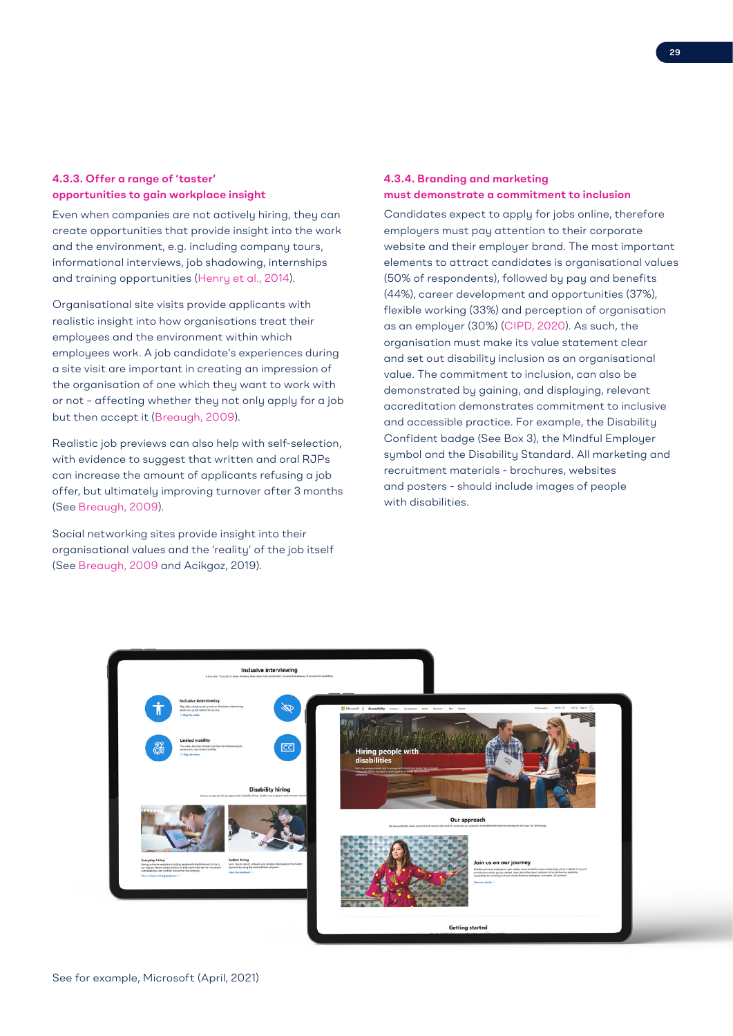### 4.3.3. Offer a range of 'taster' opportunities to gain workplace insight

Even when companies are not actively hiring, they can create opportunities that provide insight into the work and the environment, e.g. including company tours, informational interviews, job shadowing, internships and training opportunities (Henry et al., 2014).

Organisational site visits provide applicants with realistic insight into how organisations treat their employees and the environment within which employees work. A job candidate's experiences during a site visit are important in creating an impression of the organisation of one which they want to work with or not – affecting whether they not only apply for a job but then accept it (Breaugh, 2009).

Realistic job previews can also help with self-selection, with evidence to suggest that written and oral RJPs can increase the amount of applicants refusing a job offer, but ultimately improving turnover after 3 months (See Breaugh, 2009).

Social networking sites provide insight into their organisational values and the 'reality' of the job itself (See Breaugh, 2009 and Acikgoz, 2019).

### 4.3.4. Branding and marketing must demonstrate a commitment to inclusion

Candidates expect to apply for jobs online, therefore employers must pay attention to their corporate website and their employer brand. The most important elements to attract candidates is organisational values (50% of respondents), followed by pay and benefits (44%), career development and opportunities (37%), flexible working (33%) and perception of organisation as an employer (30%) (CIPD, 2020). As such, the organisation must make its value statement clear and set out disability inclusion as an organisational value. The commitment to inclusion, can also be demonstrated by gaining, and displaying, relevant accreditation demonstrates commitment to inclusive and accessible practice. For example, the Disability Confident badge (See Box 3), the Mindful Employer symbol and the Disability Standard. All marketing and recruitment materials - brochures, websites and posters - should include images of people with disabilities.

See for example, Microsoft (April, 2021)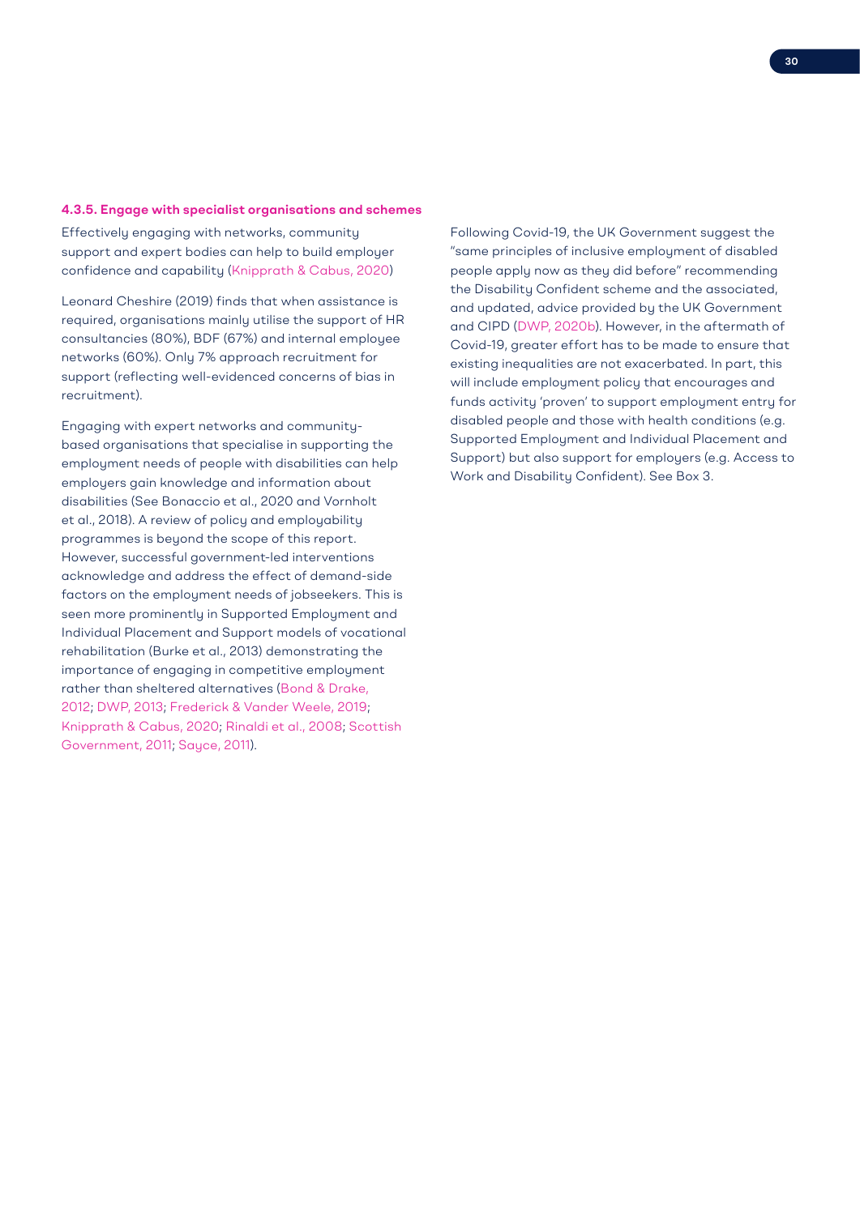#### 4.3.5. Engage with specialist organisations and schemes

Effectively engaging with networks, community support and expert bodies can help to build employer confidence and capability (Knipprath & Cabus, 2020)

Leonard Cheshire (2019) finds that when assistance is required, organisations mainly utilise the support of HR consultancies (80%), BDF (67%) and internal employee networks (60%). Only 7% approach recruitment for support (reflecting well-evidenced concerns of bias in recruitment).

Engaging with expert networks and community-based organisations that specialise in supporting the employment needs of people with disabilities can help employers gain knowledge and information about disabilities (See Bonaccio et al., 2020 and Vornholt et al., 2018). A review of policy and employability programmes is beyond the scope of this report. However, successful government-led interventions acknowledge and address the effect of demand-side factors on the employment needs of jobseekers. This is seen more prominently in Supported Employment and Individual Placement and Support models of vocational rehabilitation (Burke et al., 2013) demonstrating the importance of engaging in competitive employment rather than sheltered alternatives (Bond & Drake, 2012; DWP, 2013; Frederick & Vander Weele, 2019; Knipprath & Cabus, 2020; Rinaldi et al., 2008; Scottish Government, 2011; Sayce, 2011).

Following Covid-19, the UK Government suggest the "same principles of inclusive employment of disabled people apply now as they did before" recommending the Disability Confident scheme and the associated, and updated, advice provided by the UK Government and CIPD (DWP, 2020b). However, in the aftermath of Covid-19, greater effort has to be made to ensure that existing inequalities are not exacerbated. In part, this will include employment policy that encourages and funds activity 'proven' to support employment entry for disabled people and those with health conditions (e.g. Supported Employment and Individual Placement and Support) but also support for employers (e.g. Access to Work and Disability Confident). See Box 3.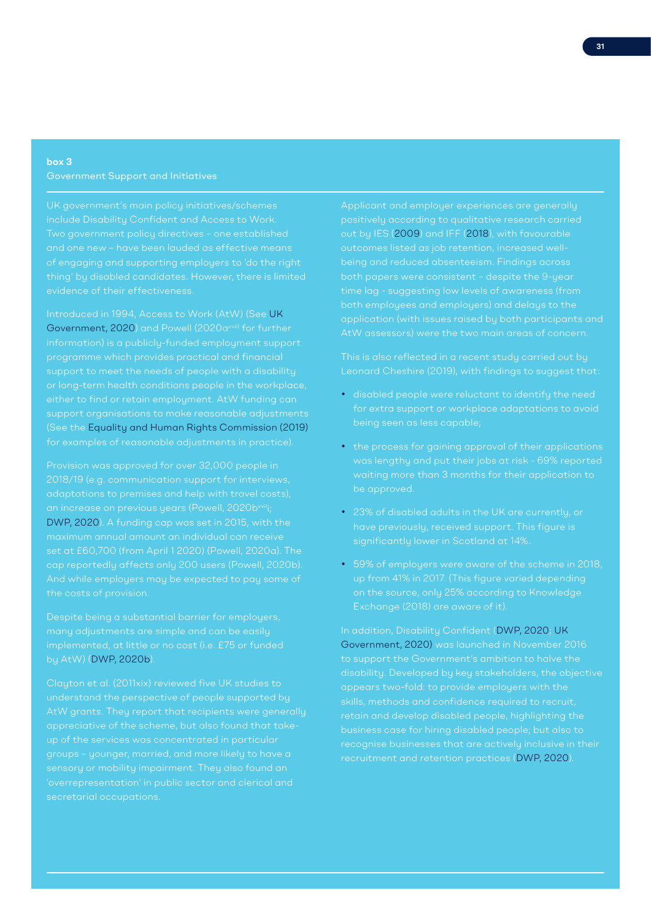**box 3**

Government Support and Initiatives

UK government's main policy initiatives/schemes include Disability Confident and Access to Work. Two government policy directives – one established and one new – have been lauded as effective means of engaging and supporting employers to 'do the right thing' by disabled candidates. However, there is limited evidence of their effectiveness.

Introduced in 1994, Access to Work (AtW) (See UK Government, 2020) and Powell (2020a[xvii]) for further information) is a publicly-funded employment support programme which provides practical and financial support to meet the needs of people with a disability or long-term health conditions people in the workplace, either to find or retain employment. AtW funding can support organisations to make reasonable adjustments (See the Equality and Human Rights Commission (2019) for examples of reasonable adjustments in practice).

Provision was approved for over 32,000 people in 2018/19 (e.g. communication support for interviews, adaptations to premises and help with travel costs), an increase on previous years (Powell, 2020b[xviii]; DWP, 2020). A funding cap was set in 2015, with the maximum annual amount an individual can receive set at £60,700 (from April 1 2020) (Powell, 2020a). The cap reportedly affects only 200 users (Powell, 2020b). And while employers may be expected to pay some of the costs of provision.

Despite being a substantial barrier for employers, many adjustments are simple and can be easily implemented, at little or no cost (i.e. £75 or funded by AtW) (DWP, 2020b).

Clayton et al. (2011xix) reviewed five UK studies to understand the perspective of people supported by AtW grants. They report that recipients were generally appreciative of the scheme, but also found that take-up of the services was concentrated in particular groups – younger, married, and more likely to have a sensory or mobility impairment. They also found an 'overrepresentation' in public sector and clerical and secretarial occupations.

Applicant and employer experiences are generally positively according to qualitative research carried out by IES (2009) and IFF (2018), with favourable outcomes listed as job retention, increased well-being and reduced absenteeism. Findings across both papers were consistent – despite the 9-year time lag - suggesting low levels of awareness (from both employees and employers) and delays to the application (with issues raised by both participants and AtW assessors) were the two main areas of concern.

This is also reflected in a recent study carried out by Leonard Cheshire (2019), with findings to suggest that:

- disabled people were reluctant to identify the need for extra support or workplace adaptations to avoid being seen as less capable;
- the process for gaining approval of their applications was lengthy and put their jobs at risk - 69% reported waiting more than 3 months for their application to be approved.
- 23% of disabled adults in the UK are currently, or have previously, received support. This figure is significantly lower in Scotland at 14%.
- 59% of employers were aware of the scheme in 2018, up from 41% in 2017. (This figure varied depending on the source, only 25% according to Knowledge Exchange (2018) are aware of it).

In addition, Disability Confident (DWP, 2020; UK Government, 2020) was launched in November 2016 to support the Government's ambition to halve the disability. Developed by key stakeholders, the objective appears two-fold: to provide employers with the skills, methods and confidence required to recruit, retain and develop disabled people, highlighting the business case for hiring disabled people; but also to recognise businesses that are actively inclusive in their recruitment and retention practices (DWP, 2020).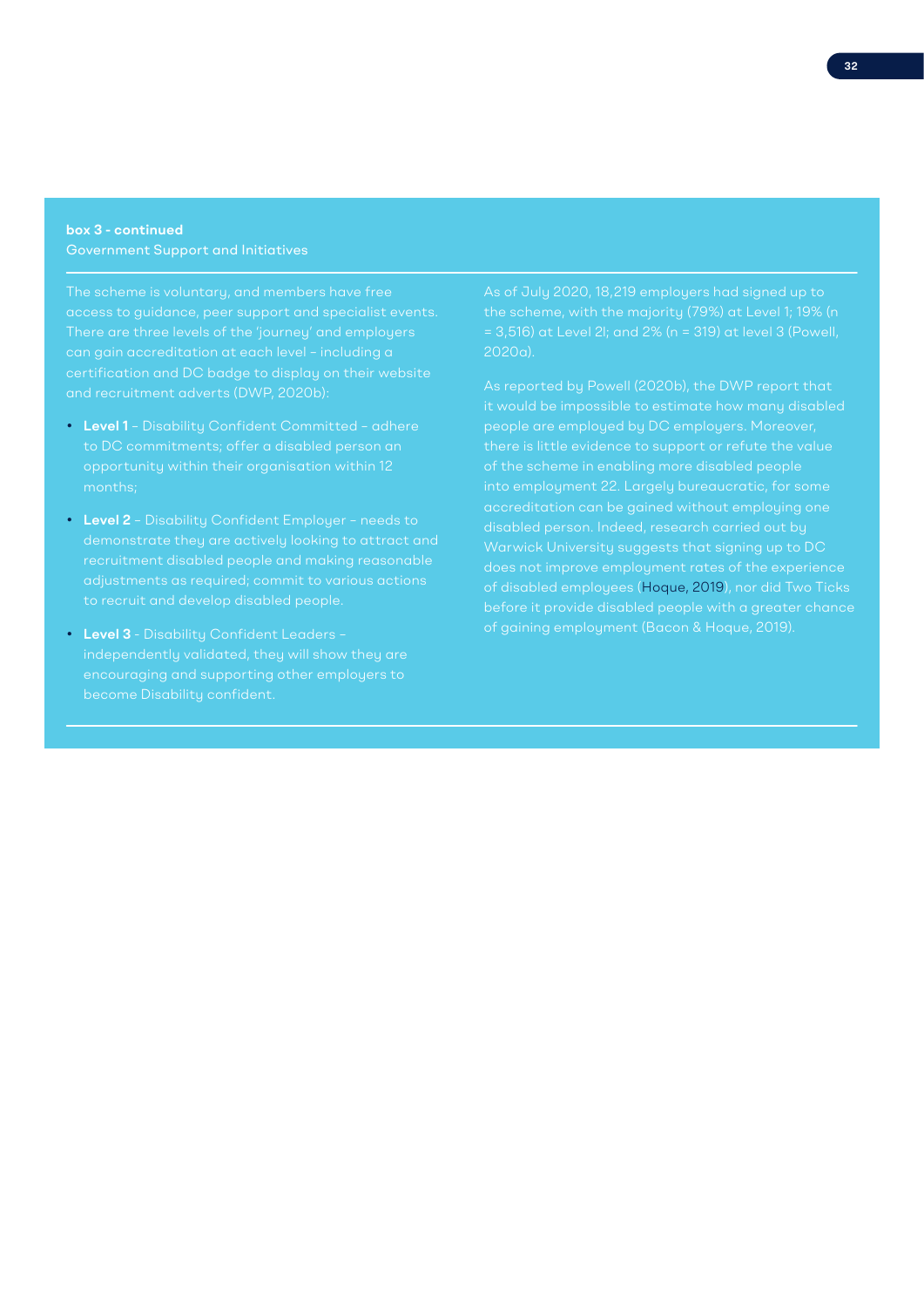**box 3 - continued**

Government Support and Initiatives

The scheme is voluntary, and members have free access to guidance, peer support and specialist events. There are three levels of the 'journey' and employers can gain accreditation at each level – including a certification and DC badge to display on their website and recruitment adverts (DWP, 2020b):

- **Level 1** – Disability Confident Committed – adhere to DC commitments; offer a disabled person an opportunity within their organisation within 12 months;
- **Level 2** – Disability Confident Employer – needs to demonstrate they are actively looking to attract and recruitment disabled people and making reasonable adjustments as required; commit to various actions to recruit and develop disabled people.
- **Level 3** - Disability Confident Leaders – independently validated, they will show they are encouraging and supporting other employers to become Disability confident.

As of July 2020, 18,219 employers had signed up to the scheme, with the majority (79%) at Level 1; 19% (n = 3,516) at Level 2l; and 2% (n = 319) at level 3 (Powell, 2020a).

As reported by Powell (2020b), the DWP report that it would be impossible to estimate how many disabled people are employed by DC employers. Moreover, there is little evidence to support or refute the value of the scheme in enabling more disabled people into employment 22. Largely bureaucratic, for some accreditation can be gained without employing one disabled person. Indeed, research carried out by Warwick University suggests that signing up to DC does not improve employment rates of the experience of disabled employees (Hoque, 2019), nor did Two Ticks before it provide disabled people with a greater chance of gaining employment (Bacon & Hoque, 2019).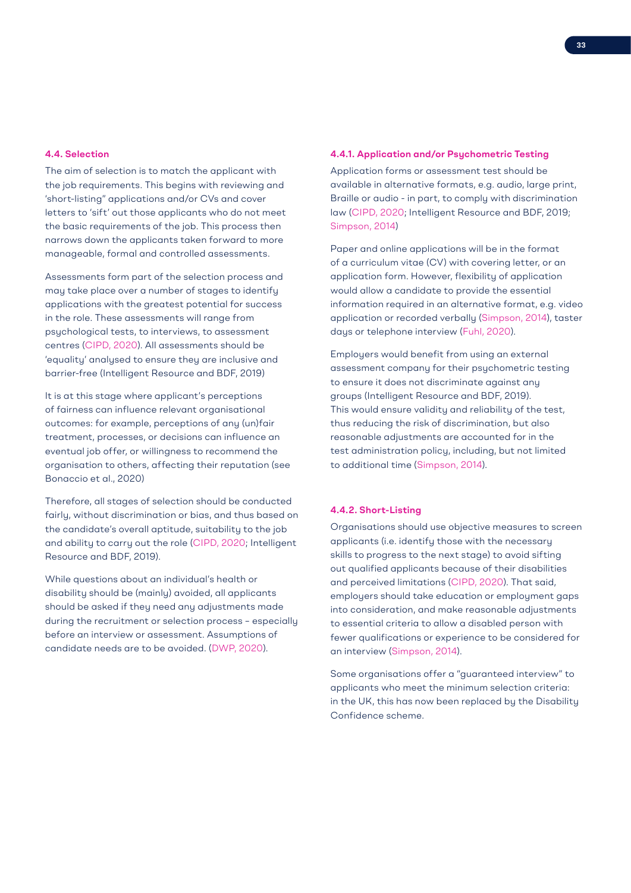### 4.4. Selection

The aim of selection is to match the applicant with the job requirements. This begins with reviewing and 'short-listing" applications and/or CVs and cover letters to 'sift' out those applicants who do not meet the basic requirements of the job. This process then narrows down the applicants taken forward to more manageable, formal and controlled assessments.

Assessments form part of the selection process and may take place over a number of stages to identify applications with the greatest potential for success in the role. These assessments will range from psychological tests, to interviews, to assessment centres (CIPD, 2020). All assessments should be 'equality' analysed to ensure they are inclusive and barrier-free (Intelligent Resource and BDF, 2019)

It is at this stage where applicant's perceptions of fairness can influence relevant organisational outcomes: for example, perceptions of any (un)fair treatment, processes, or decisions can influence an eventual job offer, or willingness to recommend the organisation to others, affecting their reputation (see Bonaccio et al., 2020)

Therefore, all stages of selection should be conducted fairly, without discrimination or bias, and thus based on the candidate's overall aptitude, suitability to the job and ability to carry out the role (CIPD, 2020; Intelligent Resource and BDF, 2019).

While questions about an individual's health or disability should be (mainly) avoided, all applicants should be asked if they need any adjustments made during the recruitment or selection process – especially before an interview or assessment. Assumptions of candidate needs are to be avoided. (DWP, 2020).

#### 4.4.1. Application and/or Psychometric Testing

Application forms or assessment test should be available in alternative formats, e.g. audio, large print, Braille or audio - in part, to comply with discrimination law (CIPD, 2020; Intelligent Resource and BDF, 2019; Simpson, 2014)

Paper and online applications will be in the format of a curriculum vitae (CV) with covering letter, or an application form. However, flexibility of application would allow a candidate to provide the essential information required in an alternative format, e.g. video application or recorded verbally (Simpson, 2014), taster days or telephone interview (Fuhl, 2020).

Employers would benefit from using an external assessment company for their psychometric testing to ensure it does not discriminate against any groups (Intelligent Resource and BDF, 2019). This would ensure validity and reliability of the test, thus reducing the risk of discrimination, but also reasonable adjustments are accounted for in the test administration policy, including, but not limited to additional time (Simpson, 2014).

#### 4.4.2. Short-Listing

Organisations should use objective measures to screen applicants (i.e. identify those with the necessary skills to progress to the next stage) to avoid sifting out qualified applicants because of their disabilities and perceived limitations (CIPD, 2020). That said, employers should take education or employment gaps into consideration, and make reasonable adjustments to essential criteria to allow a disabled person with fewer qualifications or experience to be considered for an interview (Simpson, 2014).

Some organisations offer a "guaranteed interview" to applicants who meet the minimum selection criteria: in the UK, this has now been replaced by the Disability Confidence scheme.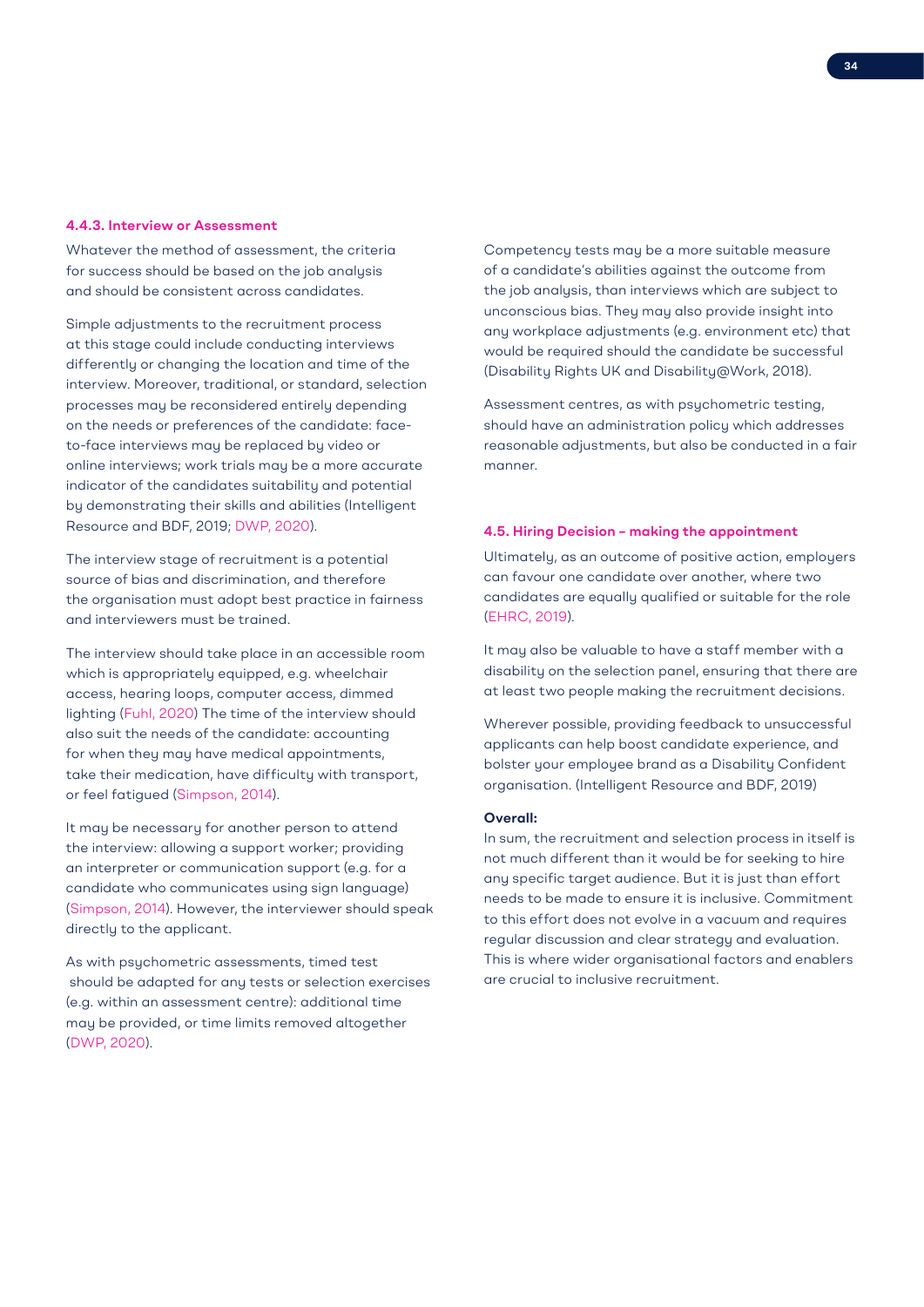#### 4.4.3. Interview or Assessment

Whatever the method of assessment, the criteria for success should be based on the job analysis and should be consistent across candidates.

Simple adjustments to the recruitment process at this stage could include conducting interviews differently or changing the location and time of the interview. Moreover, traditional, or standard, selection processes may be reconsidered entirely depending on the needs or preferences of the candidate: face-to-face interviews may be replaced by video or online interviews; work trials may be a more accurate indicator of the candidates suitability and potential by demonstrating their skills and abilities (Intelligent Resource and BDF, 2019; DWP, 2020).

The interview stage of recruitment is a potential source of bias and discrimination, and therefore the organisation must adopt best practice in fairness and interviewers must be trained.

The interview should take place in an accessible room which is appropriately equipped, e.g. wheelchair access, hearing loops, computer access, dimmed lighting (Fuhl, 2020) The time of the interview should also suit the needs of the candidate: accounting for when they may have medical appointments, take their medication, have difficulty with transport, or feel fatigued (Simpson, 2014).

It may be necessary for another person to attend the interview: allowing a support worker; providing an interpreter or communication support (e.g. for a candidate who communicates using sign language) (Simpson, 2014). However, the interviewer should speak directly to the applicant.

As with psychometric assessments, timed test should be adapted for any tests or selection exercises (e.g. within an assessment centre): additional time may be provided, or time limits removed altogether (DWP, 2020).

Competency tests may be a more suitable measure of a candidate's abilities against the outcome from the job analysis, than interviews which are subject to unconscious bias. They may also provide insight into any workplace adjustments (e.g. environment etc) that would be required should the candidate be successful (Disability Rights UK and Disability@Work, 2018).

Assessment centres, as with psychometric testing, should have an administration policy which addresses reasonable adjustments, but also be conducted in a fair manner.

### 4.5. Hiring Decision – making the appointment

Ultimately, as an outcome of positive action, employers can favour one candidate over another, where two candidates are equally qualified or suitable for the role (EHRC, 2019).

It may also be valuable to have a staff member with a disability on the selection panel, ensuring that there are at least two people making the recruitment decisions.

Wherever possible, providing feedback to unsuccessful applicants can help boost candidate experience, and bolster your employee brand as a Disability Confident organisation. (Intelligent Resource and BDF, 2019)

**Overall:**

In sum, the recruitment and selection process in itself is not much different than it would be for seeking to hire any specific target audience. But it is just than effort needs to be made to ensure it is inclusive. Commitment to this effort does not evolve in a vacuum and requires regular discussion and clear strategy and evaluation. This is where wider organisational factors and enablers are crucial to inclusive recruitment.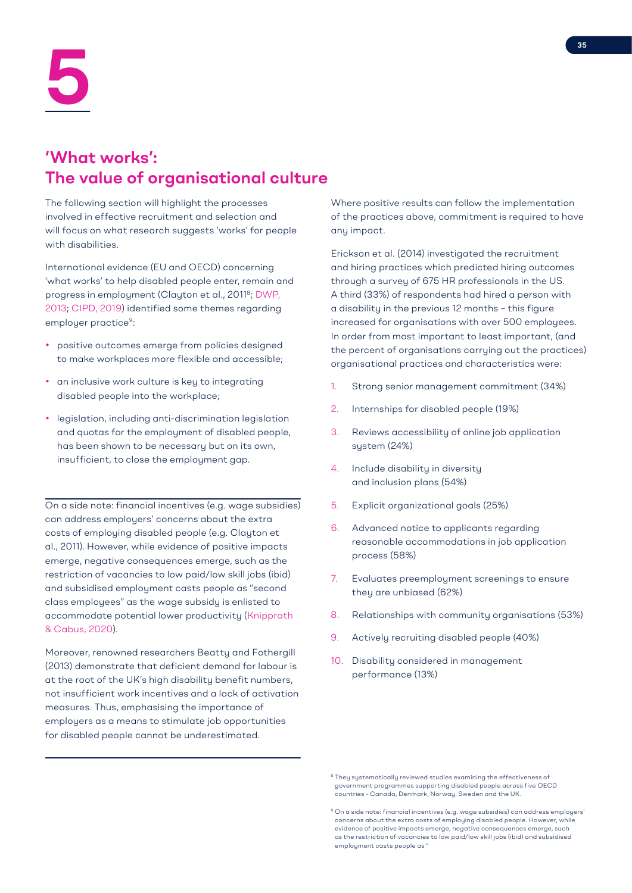# 5

## 'What works': The value of organisational culture

The following section will highlight the processes involved in effective recruitment and selection and will focus on what research suggests 'works' for people with disabilities.

International evidence (EU and OECD) concerning 'what works' to help disabled people enter, remain and progress in employment (Clayton et al., 2011[8]; DWP, 2013; CIPD, 2019) identified some themes regarding employer practice[9]:

- positive outcomes emerge from policies designed to make workplaces more flexible and accessible;
- an inclusive work culture is key to integrating disabled people into the workplace;
- legislation, including anti-discrimination legislation and quotas for the employment of disabled people, has been shown to be necessary but on its own, insufficient, to close the employment gap.

On a side note: financial incentives (e.g. wage subsidies) can address employers' concerns about the extra costs of employing disabled people (e.g. Clayton et al., 2011). However, while evidence of positive impacts emerge, negative consequences emerge, such as the restriction of vacancies to low paid/low skill jobs (ibid) and subsidised employment casts people as "second class employees" as the wage subsidy is enlisted to accommodate potential lower productivity (Knipprath & Cabus, 2020).

Moreover, renowned researchers Beatty and Fothergill (2013) demonstrate that deficient demand for labour is at the root of the UK's high disability benefit numbers, not insufficient work incentives and a lack of activation measures. Thus, emphasising the importance of employers as a means to stimulate job opportunities for disabled people cannot be underestimated.

Where positive results can follow the implementation of the practices above, commitment is required to have any impact.

Erickson et al. (2014) investigated the recruitment and hiring practices which predicted hiring outcomes through a survey of 675 HR professionals in the US. A third (33%) of respondents had hired a person with a disability in the previous 12 months – this figure increased for organisations with over 500 employees. In order from most important to least important, (and the percent of organisations carrying out the practices) organisational practices and characteristics were:

1. Strong senior management commitment (34%)
2. Internships for disabled people (19%)
3. Reviews accessibility of online job application system (24%)
4. Include disability in diversity and inclusion plans (54%)
5. Explicit organizational goals (25%)
6. Advanced notice to applicants regarding reasonable accommodations in job application process (58%)
7. Evaluates preemployment screenings to ensure they are unbiased (62%)
8. Relationships with community organisations (53%)
9. Actively recruiting disabled people (40%)
10. Disability considered in management performance (13%)

[8] They systematically reviewed studies examining the effectiveness of government programmes supporting disabled people across five OECD countries - Canada, Denmark, Norway, Sweden and the UK.

[9] On a side note: financial incentives (e.g. wage subsidies) can address employers' concerns about the extra costs of employing disabled people. However, while evidence of positive impacts emerge, negative consequences emerge, such as the restriction of vacancies to low paid/low skill jobs (ibid) and subsidised employment casts people as "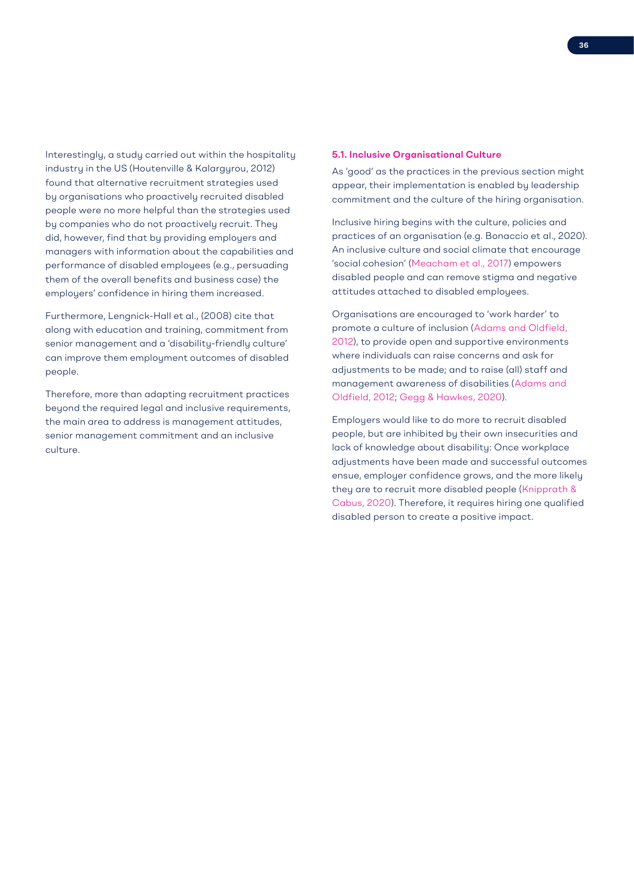Interestingly, a study carried out within the hospitality industry in the US (Houtenville & Kalargyrou, 2012) found that alternative recruitment strategies used by organisations who proactively recruited disabled people were no more helpful than the strategies used by companies who do not proactively recruit. They did, however, find that by providing employers and managers with information about the capabilities and performance of disabled employees (e.g., persuading them of the overall benefits and business case) the employers' confidence in hiring them increased.

Furthermore, Lengnick-Hall et al., (2008) cite that along with education and training, commitment from senior management and a 'disability-friendly culture' can improve them employment outcomes of disabled people.

Therefore, more than adapting recruitment practices beyond the required legal and inclusive requirements, the main area to address is management attitudes, senior management commitment and an inclusive culture.

### 5.1. Inclusive Organisational Culture

As 'good' as the practices in the previous section might appear, their implementation is enabled by leadership commitment and the culture of the hiring organisation.

Inclusive hiring begins with the culture, policies and practices of an organisation (e.g. Bonaccio et al., 2020). An inclusive culture and social climate that encourage 'social cohesion' (Meacham et al., 2017) empowers disabled people and can remove stigma and negative attitudes attached to disabled employees.

Organisations are encouraged to 'work harder' to promote a culture of inclusion (Adams and Oldfield, 2012), to provide open and supportive environments where individuals can raise concerns and ask for adjustments to be made; and to raise (all) staff and management awareness of disabilities (Adams and Oldfield, 2012; Gegg & Hawkes, 2020).

Employers would like to do more to recruit disabled people, but are inhibited by their own insecurities and lack of knowledge about disability: Once workplace adjustments have been made and successful outcomes ensue, employer confidence grows, and the more likely they are to recruit more disabled people (Knipprath & Cabus, 2020). Therefore, it requires hiring one qualified disabled person to create a positive impact.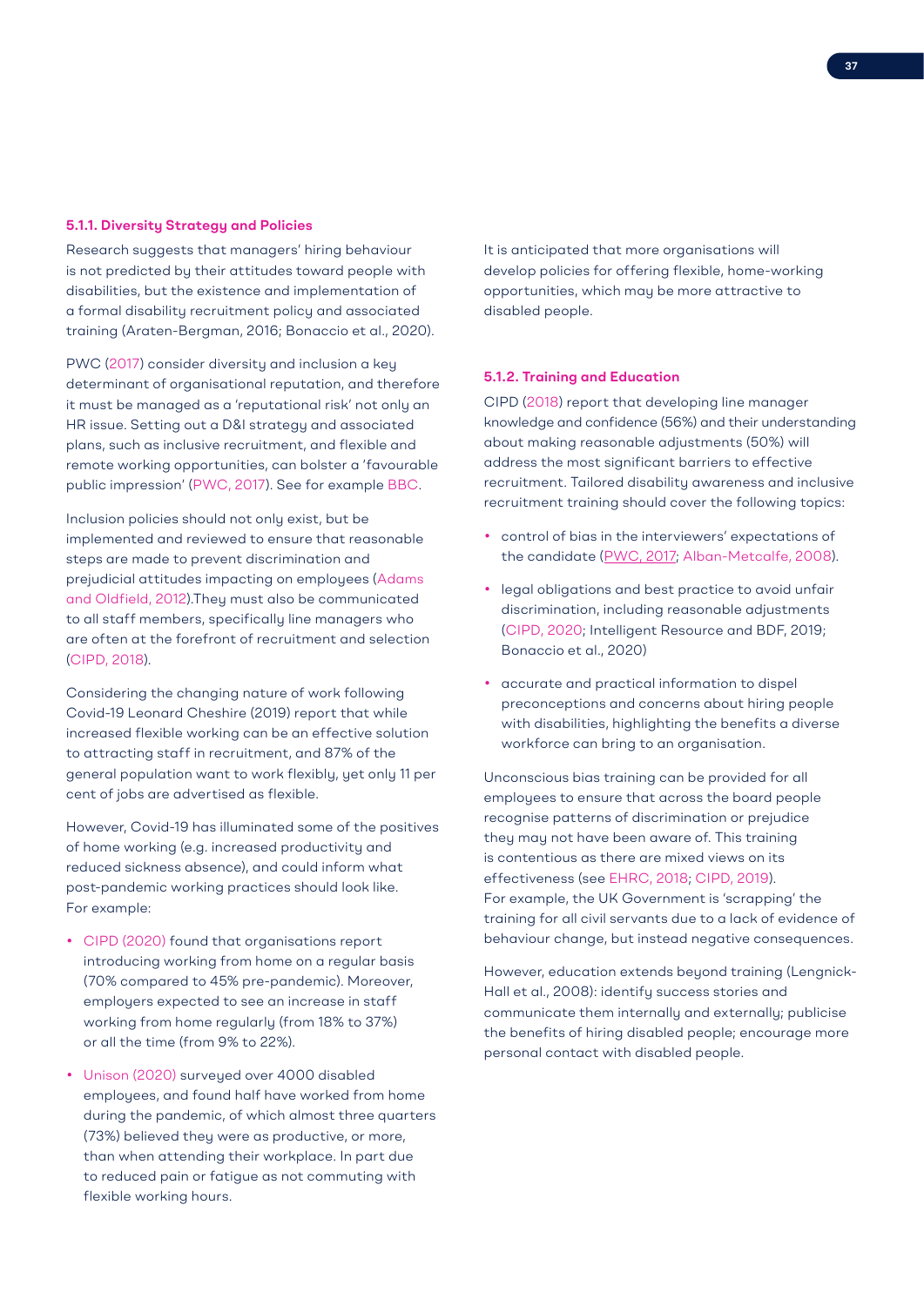#### 5.1.1. Diversity Strategy and Policies

Research suggests that managers' hiring behaviour is not predicted by their attitudes toward people with disabilities, but the existence and implementation of a formal disability recruitment policy and associated training (Araten-Bergman, 2016; Bonaccio et al., 2020).

PWC (2017) consider diversity and inclusion a key determinant of organisational reputation, and therefore it must be managed as a 'reputational risk' not only an HR issue. Setting out a D&I strategy and associated plans, such as inclusive recruitment, and flexible and remote working opportunities, can bolster a 'favourable public impression' (PWC, 2017). See for example BBC.

Inclusion policies should not only exist, but be implemented and reviewed to ensure that reasonable steps are made to prevent discrimination and prejudicial attitudes impacting on employees (Adams and Oldfield, 2012).They must also be communicated to all staff members, specifically line managers who are often at the forefront of recruitment and selection (CIPD, 2018).

Considering the changing nature of work following Covid-19 Leonard Cheshire (2019) report that while increased flexible working can be an effective solution to attracting staff in recruitment, and 87% of the general population want to work flexibly, yet only 11 per cent of jobs are advertised as flexible.

However, Covid-19 has illuminated some of the positives of home working (e.g. increased productivity and reduced sickness absence), and could inform what post-pandemic working practices should look like. For example:

- CIPD (2020) found that organisations report introducing working from home on a regular basis (70% compared to 45% pre-pandemic). Moreover, employers expected to see an increase in staff working from home regularly (from 18% to 37%) or all the time (from 9% to 22%).
- Unison (2020) surveyed over 4000 disabled employees, and found half have worked from home during the pandemic, of which almost three quarters (73%) believed they were as productive, or more, than when attending their workplace. In part due to reduced pain or fatigue as not commuting with flexible working hours.

It is anticipated that more organisations will develop policies for offering flexible, home-working opportunities, which may be more attractive to disabled people.

#### 5.1.2. Training and Education

CIPD (2018) report that developing line manager knowledge and confidence (56%) and their understanding about making reasonable adjustments (50%) will address the most significant barriers to effective recruitment. Tailored disability awareness and inclusive recruitment training should cover the following topics:

- control of bias in the interviewers' expectations of the candidate (PWC, 2017; Alban-Metcalfe, 2008).
- legal obligations and best practice to avoid unfair discrimination, including reasonable adjustments (CIPD, 2020; Intelligent Resource and BDF, 2019; Bonaccio et al., 2020)
- accurate and practical information to dispel preconceptions and concerns about hiring people with disabilities, highlighting the benefits a diverse workforce can bring to an organisation.

Unconscious bias training can be provided for all employees to ensure that across the board people recognise patterns of discrimination or prejudice they may not have been aware of. This training is contentious as there are mixed views on its effectiveness (see EHRC, 2018; CIPD, 2019). For example, the UK Government is 'scrapping' the training for all civil servants due to a lack of evidence of behaviour change, but instead negative consequences.

However, education extends beyond training (Lengnick-Hall et al., 2008): identify success stories and communicate them internally and externally; publicise the benefits of hiring disabled people; encourage more personal contact with disabled people.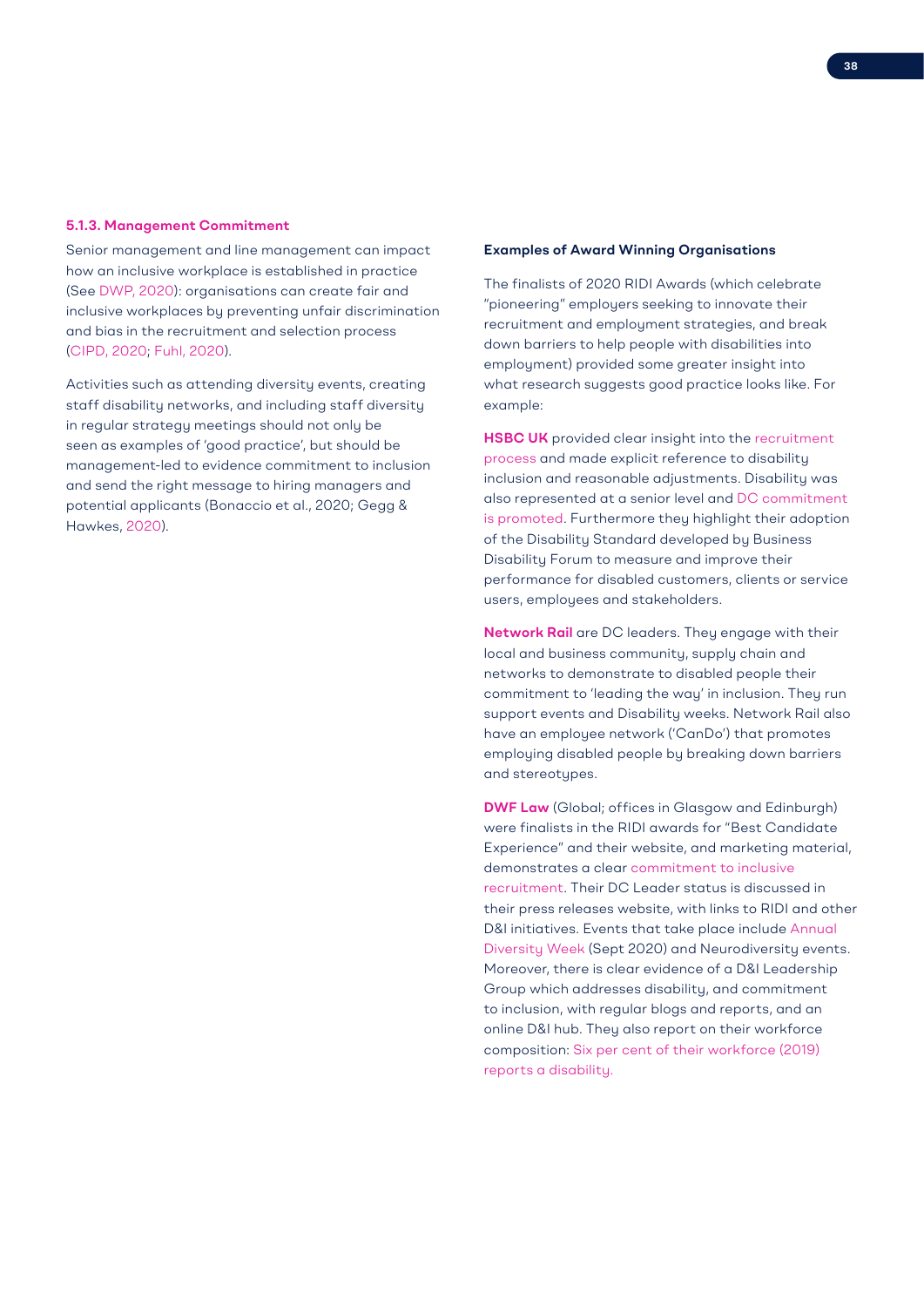### 5.1.3. Management Commitment

Senior management and line management can impact how an inclusive workplace is established in practice (See DWP, 2020): organisations can create fair and inclusive workplaces by preventing unfair discrimination and bias in the recruitment and selection process (CIPD, 2020; Fuhl, 2020).

Activities such as attending diversity events, creating staff disability networks, and including staff diversity in regular strategy meetings should not only be seen as examples of 'good practice', but should be management-led to evidence commitment to inclusion and send the right message to hiring managers and potential applicants (Bonaccio et al., 2020; Gegg & Hawkes, 2020).

**Examples of Award Winning Organisations**

The finalists of 2020 RIDI Awards (which celebrate "pioneering" employers seeking to innovate their recruitment and employment strategies, and break down barriers to help people with disabilities into employment) provided some greater insight into what research suggests good practice looks like. For example:

**HSBC UK** provided clear insight into the recruitment process and made explicit reference to disability inclusion and reasonable adjustments. Disability was also represented at a senior level and DC commitment is promoted. Furthermore they highlight their adoption of the Disability Standard developed by Business Disability Forum to measure and improve their performance for disabled customers, clients or service users, employees and stakeholders.

**Network Rail** are DC leaders. They engage with their local and business community, supply chain and networks to demonstrate to disabled people their commitment to 'leading the way' in inclusion. They run support events and Disability weeks. Network Rail also have an employee network ('CanDo') that promotes employing disabled people by breaking down barriers and stereotypes.

**DWF Law** (Global; offices in Glasgow and Edinburgh) were finalists in the RIDI awards for "Best Candidate Experience" and their website, and marketing material, demonstrates a clear commitment to inclusive recruitment. Their DC Leader status is discussed in their press releases website, with links to RIDI and other D&I initiatives. Events that take place include Annual Diversity Week (Sept 2020) and Neurodiversity events. Moreover, there is clear evidence of a D&I Leadership Group which addresses disability, and commitment to inclusion, with regular blogs and reports, and an online D&I hub. They also report on their workforce composition: Six per cent of their workforce (2019) reports a disability.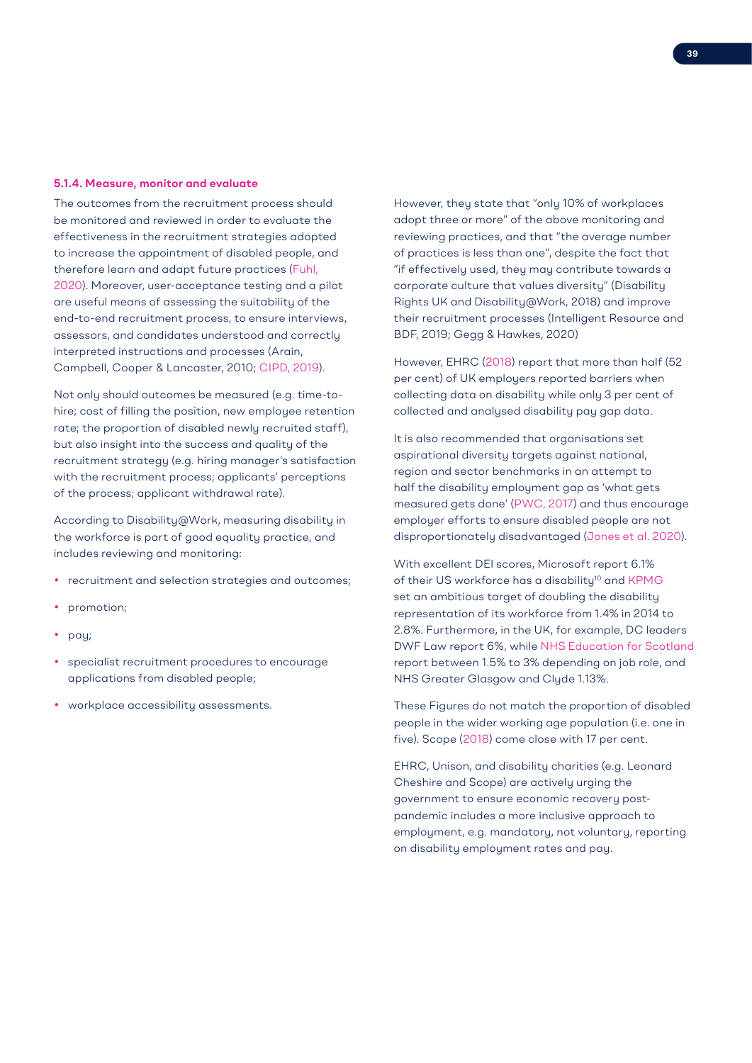#### 5.1.4. Measure, monitor and evaluate

The outcomes from the recruitment process should be monitored and reviewed in order to evaluate the effectiveness in the recruitment strategies adopted to increase the appointment of disabled people, and therefore learn and adapt future practices (Fuhl, 2020). Moreover, user-acceptance testing and a pilot are useful means of assessing the suitability of the end-to-end recruitment process, to ensure interviews, assessors, and candidates understood and correctly interpreted instructions and processes (Arain, Campbell, Cooper & Lancaster, 2010; CIPD, 2019).

Not only should outcomes be measured (e.g. time-to-hire; cost of filling the position, new employee retention rate; the proportion of disabled newly recruited staff), but also insight into the success and quality of the recruitment strategy (e.g. hiring manager's satisfaction with the recruitment process; applicants' perceptions of the process; applicant withdrawal rate).

According to Disability@Work, measuring disability in the workforce is part of good equality practice, and includes reviewing and monitoring:

- recruitment and selection strategies and outcomes;
- promotion;
- pay;
- specialist recruitment procedures to encourage applications from disabled people;
- workplace accessibility assessments.

However, they state that "only 10% of workplaces adopt three or more" of the above monitoring and reviewing practices, and that "the average number of practices is less than one", despite the fact that "if effectively used, they may contribute towards a corporate culture that values diversity" (Disability Rights UK and Disability@Work, 2018) and improve their recruitment processes (Intelligent Resource and BDF, 2019; Gegg & Hawkes, 2020)

However, EHRC (2018) report that more than half (52 per cent) of UK employers reported barriers when collecting data on disability while only 3 per cent of collected and analysed disability pay gap data.

It is also recommended that organisations set aspirational diversity targets against national, region and sector benchmarks in an attempt to half the disability employment gap as 'what gets measured gets done' (PWC, 2017) and thus encourage employer efforts to ensure disabled people are not disproportionately disadvantaged (Jones et al. 2020).

With excellent DEI scores, Microsoft report 6.1% of their US workforce has a disability[10] and KPMG set an ambitious target of doubling the disability representation of its workforce from 1.4% in 2014 to 2.8%. Furthermore, in the UK, for example, DC leaders DWF Law report 6%, while NHS Education for Scotland report between 1.5% to 3% depending on job role, and NHS Greater Glasgow and Clyde 1.13%.

These Figures do not match the proportion of disabled people in the wider working age population (i.e. one in five). Scope (2018) come close with 17 per cent.

EHRC, Unison, and disability charities (e.g. Leonard Cheshire and Scope) are actively urging the government to ensure economic recovery post-pandemic includes a more inclusive approach to employment, e.g. mandatory, not voluntary, reporting on disability employment rates and pay.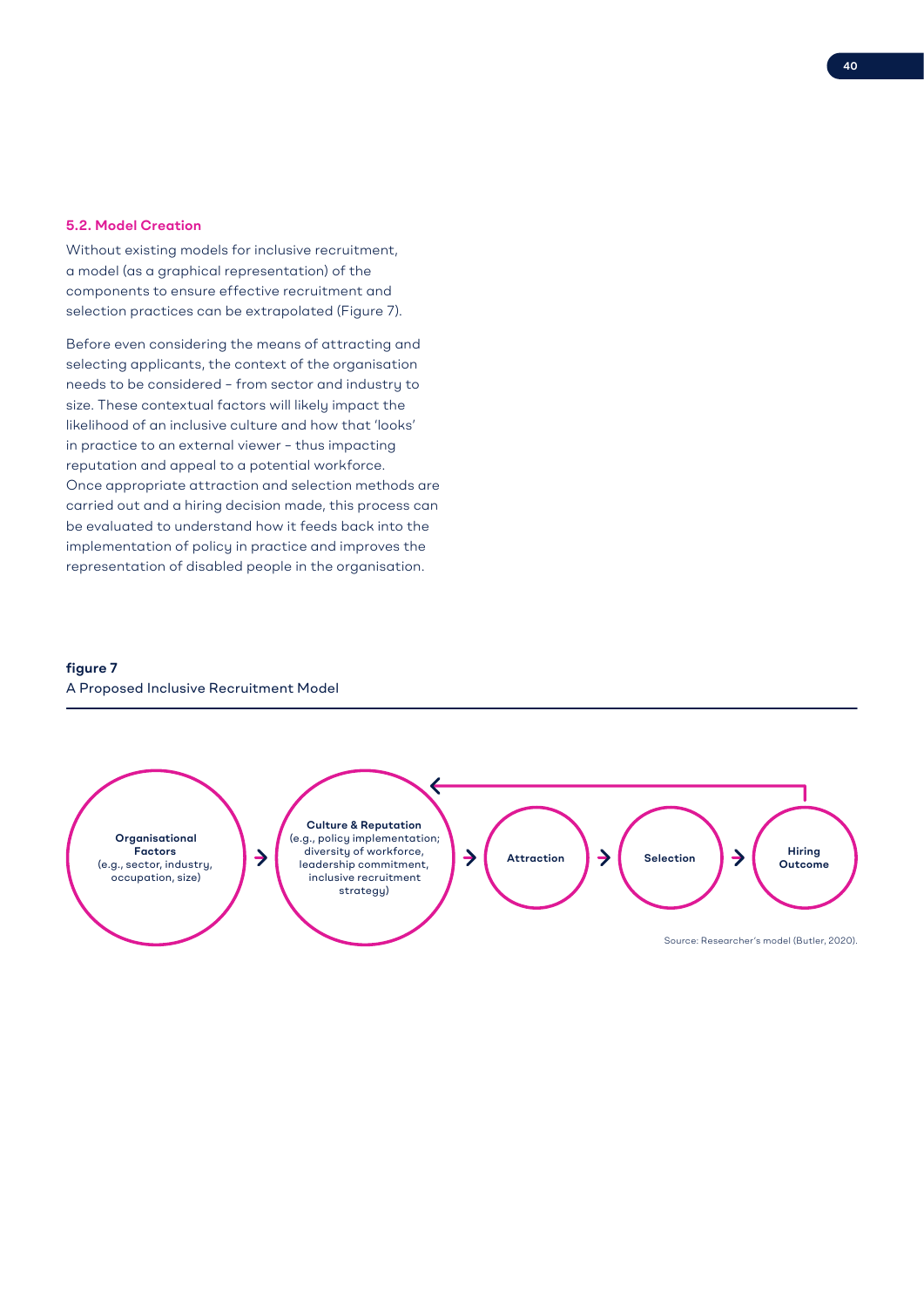### 5.2. Model Creation

Without existing models for inclusive recruitment, a model (as a graphical representation) of the components to ensure effective recruitment and selection practices can be extrapolated (Figure 7).

Before even considering the means of attracting and selecting applicants, the context of the organisation needs to be considered – from sector and industry to size. These contextual factors will likely impact the likelihood of an inclusive culture and how that 'looks' in practice to an external viewer – thus impacting reputation and appeal to a potential workforce. Once appropriate attraction and selection methods are carried out and a hiring decision made, this process can be evaluated to understand how it feeds back into the implementation of policy in practice and improves the representation of disabled people in the organisation.

**figure 7**
A Proposed Inclusive Recruitment Model

**Organisational Factors** (e.g., sector, industry, occupation, size) → **Culture & Reputation** (e.g., policy implementation; diversity of workforce, leadership commitment, inclusive recruitment strategy) → **Attraction** → **Selection** → **Hiring Outcome** (feeds back to Culture & Reputation)

Source: Researcher's model (Butler, 2020).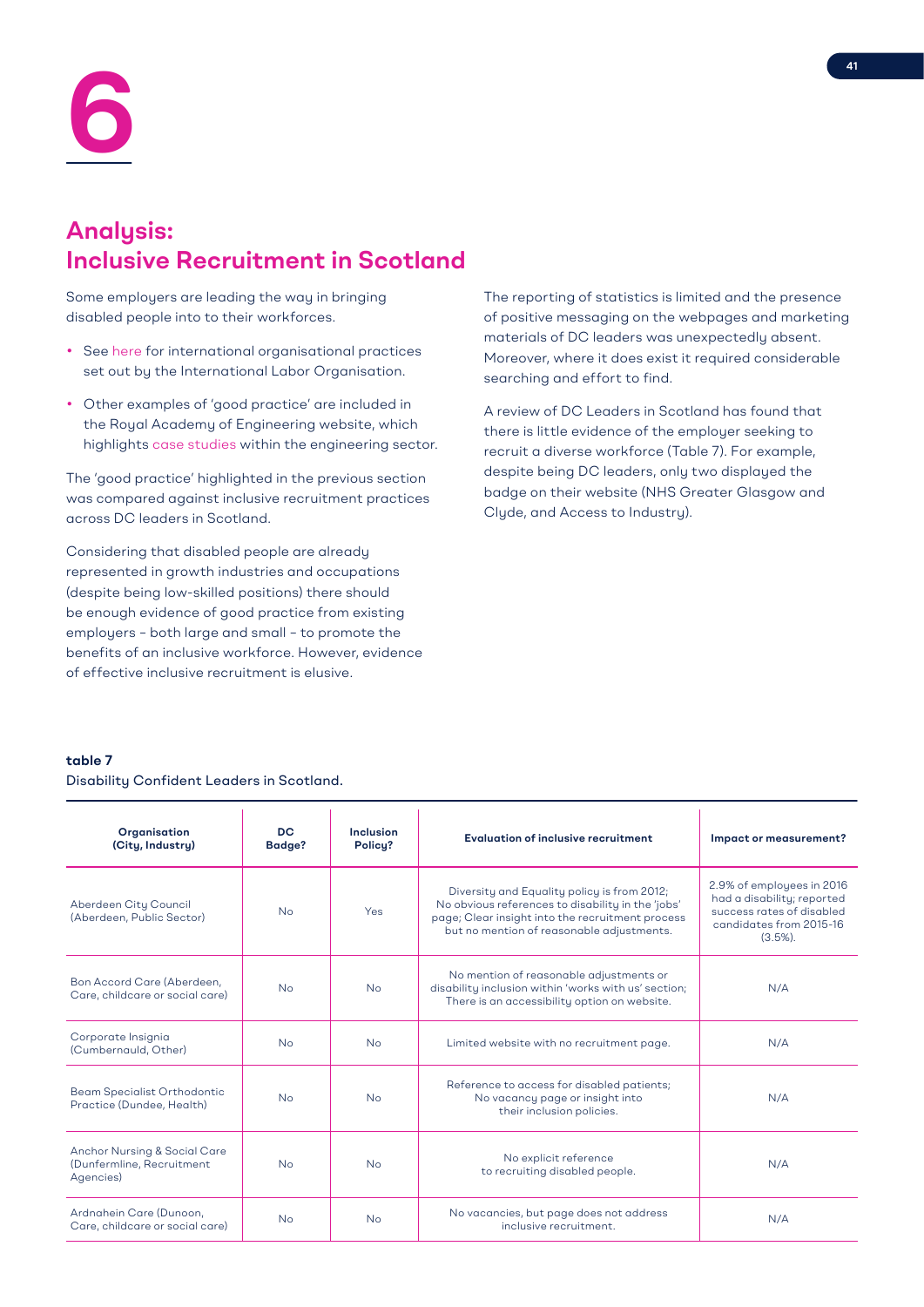# 6

## Analysis: Inclusive Recruitment in Scotland

Some employers are leading the way in bringing disabled people into to their workforces.

- See here for international organisational practices set out by the International Labor Organisation.
- Other examples of 'good practice' are included in the Royal Academy of Engineering website, which highlights case studies within the engineering sector.

The 'good practice' highlighted in the previous section was compared against inclusive recruitment practices across DC leaders in Scotland.

Considering that disabled people are already represented in growth industries and occupations (despite being low-skilled positions) there should be enough evidence of good practice from existing employers – both large and small – to promote the benefits of an inclusive workforce. However, evidence of effective inclusive recruitment is elusive.

The reporting of statistics is limited and the presence of positive messaging on the webpages and marketing materials of DC leaders was unexpectedly absent. Moreover, where it does exist it required considerable searching and effort to find.

A review of DC Leaders in Scotland has found that there is little evidence of the employer seeking to recruit a diverse workforce (Table 7). For example, despite being DC leaders, only two displayed the badge on their website (NHS Greater Glasgow and Clyde, and Access to Industry).

**table 7**
Disability Confident Leaders in Scotland.

| Organisation (City, Industry) | DC Badge? | Inclusion Policy? | Evaluation of inclusive recruitment | Impact or measurement? |
|---|---|---|---|---|
| Aberdeen City Council (Aberdeen, Public Sector) | No | Yes | Diversity and Equality policy is from 2012; No obvious references to disability in the 'jobs' page; Clear insight into the recruitment process but no mention of reasonable adjustments. | 2.9% of employees in 2016 had a disability; reported success rates of disabled candidates from 2015-16 (3.5%). |
| Bon Accord Care (Aberdeen, Care, childcare or social care) | No | No | No mention of reasonable adjustments or disability inclusion within 'works with us' section; There is an accessibility option on website. | N/A |
| Corporate Insignia (Cumbernauld, Other) | No | No | Limited website with no recruitment page. | N/A |
| Beam Specialist Orthodontic Practice (Dundee, Health) | No | No | Reference to access for disabled patients; No vacancy page or insight into their inclusion policies. | N/A |
| Anchor Nursing & Social Care (Dunfermline, Recruitment Agencies) | No | No | No explicit reference to recruiting disabled people. | N/A |
| Ardnahein Care (Dunoon, Care, childcare or social care) | No | No | No vacancies, but page does not address inclusive recruitment. | N/A |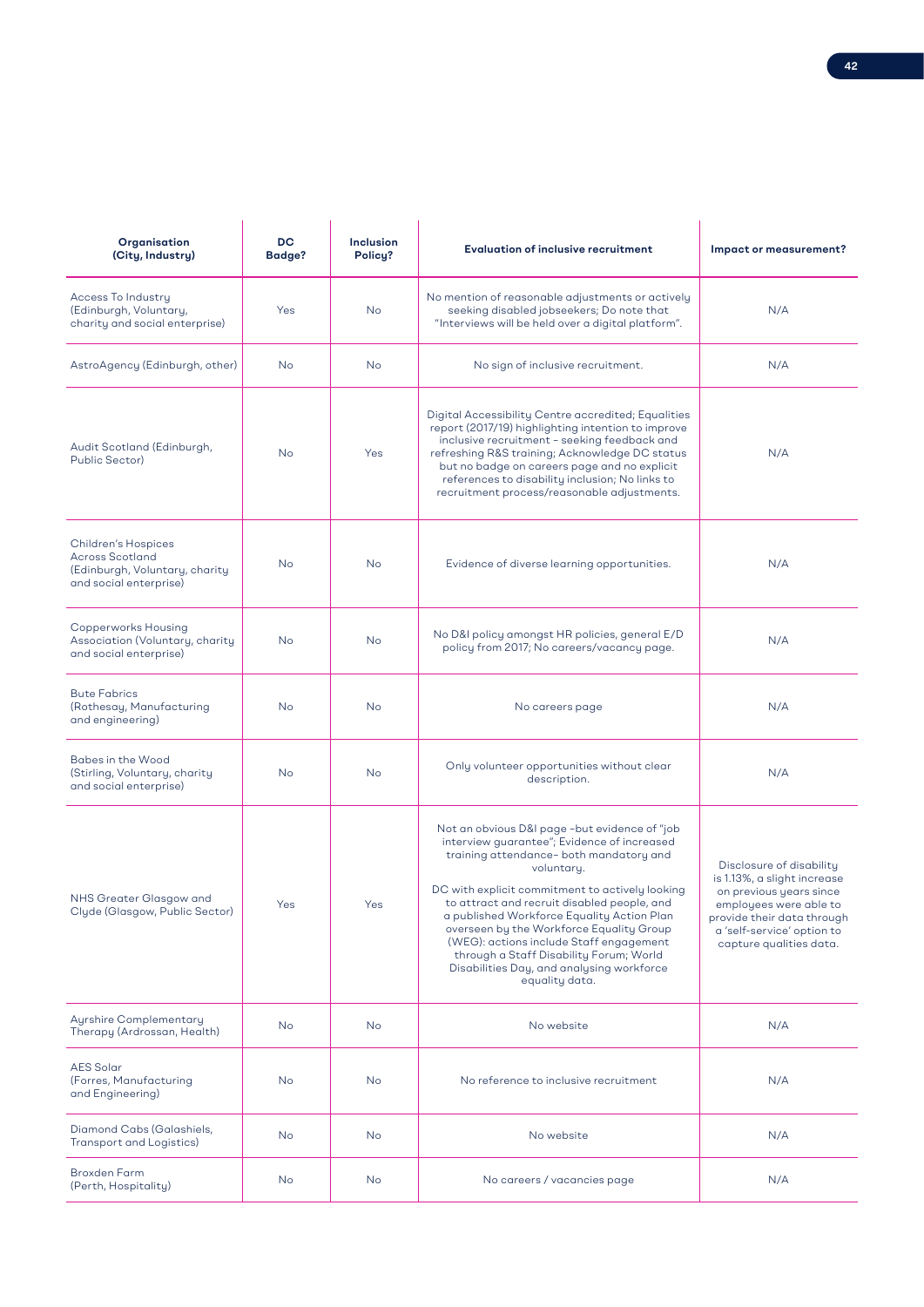| Organisation (City, Industry) | DC Badge? | Inclusion Policy? | Evaluation of inclusive recruitment | Impact or measurement? |
| --- | --- | --- | --- | --- |
| Access To Industry (Edinburgh, Voluntary, charity and social enterprise) | Yes | No | No mention of reasonable adjustments or actively seeking disabled jobseekers; Do note that "Interviews will be held over a digital platform". | N/A |
| AstroAgency (Edinburgh, other) | No | No | No sign of inclusive recruitment. | N/A |
| Audit Scotland (Edinburgh, Public Sector) | No | Yes | Digital Accessibility Centre accredited; Equalities report (2017/19) highlighting intention to improve inclusive recruitment - seeking feedback and refreshing R&S training; Acknowledge DC status but no badge on careers page and no explicit references to disability inclusion; No links to recruitment process/reasonable adjustments. | N/A |
| Children's Hospices Across Scotland (Edinburgh, Voluntary, charity and social enterprise) | No | No | Evidence of diverse learning opportunities. | N/A |
| Copperworks Housing Association (Voluntary, charity and social enterprise) | No | No | No D&I policy amongst HR policies, general E/D policy from 2017; No careers/vacancy page. | N/A |
| Bute Fabrics (Rothesay, Manufacturing and engineering) | No | No | No careers page | N/A |
| Babes in the Wood (Stirling, Voluntary, charity and social enterprise) | No | No | Only volunteer opportunities without clear description. | N/A |
| NHS Greater Glasgow and Clyde (Glasgow, Public Sector) | Yes | Yes | Not an obvious D&I page –but evidence of "job interview guarantee"; Evidence of increased training attendance– both mandatory and voluntary.<br><br>DC with explicit commitment to actively looking to attract and recruit disabled people, and a published Workforce Equality Action Plan overseen by the Workforce Equality Group (WEG): actions include Staff engagement through a Staff Disability Forum; World Disabilities Day, and analysing workforce equality data. | Disclosure of disability is 1.13%, a slight increase on previous years since employees were able to provide their data through a 'self-service' option to capture qualities data. |
| Ayrshire Complementary Therapy (Ardrossan, Health) | No | No | No website | N/A |
| AES Solar (Forres, Manufacturing and Engineering) | No | No | No reference to inclusive recruitment | N/A |
| Diamond Cabs (Galashiels, Transport and Logistics) | No | No | No website | N/A |
| Broxden Farm (Perth, Hospitality) | No | No | No careers / vacancies page | N/A |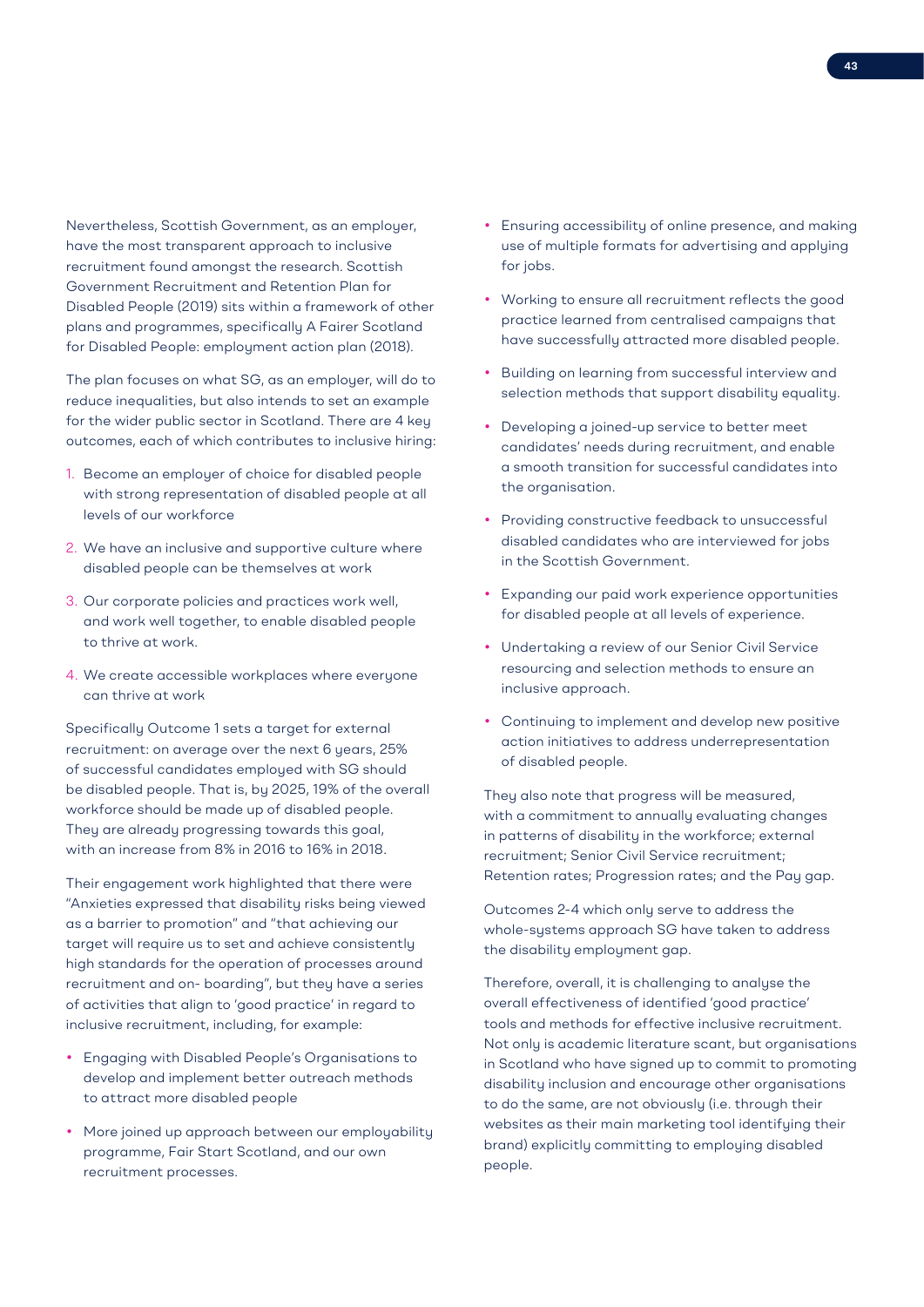Nevertheless, Scottish Government, as an employer, have the most transparent approach to inclusive recruitment found amongst the research. Scottish Government Recruitment and Retention Plan for Disabled People (2019) sits within a framework of other plans and programmes, specifically A Fairer Scotland for Disabled People: employment action plan (2018).

The plan focuses on what SG, as an employer, will do to reduce inequalities, but also intends to set an example for the wider public sector in Scotland. There are 4 key outcomes, each of which contributes to inclusive hiring:

1. Become an employer of choice for disabled people with strong representation of disabled people at all levels of our workforce
2. We have an inclusive and supportive culture where disabled people can be themselves at work
3. Our corporate policies and practices work well, and work well together, to enable disabled people to thrive at work.
4. We create accessible workplaces where everyone can thrive at work

Specifically Outcome 1 sets a target for external recruitment: on average over the next 6 years, 25% of successful candidates employed with SG should be disabled people. That is, by 2025, 19% of the overall workforce should be made up of disabled people. They are already progressing towards this goal, with an increase from 8% in 2016 to 16% in 2018.

Their engagement work highlighted that there were "Anxieties expressed that disability risks being viewed as a barrier to promotion" and "that achieving our target will require us to set and achieve consistently high standards for the operation of processes around recruitment and on- boarding", but they have a series of activities that align to 'good practice' in regard to inclusive recruitment, including, for example:

- Engaging with Disabled People's Organisations to develop and implement better outreach methods to attract more disabled people
- More joined up approach between our employability programme, Fair Start Scotland, and our own recruitment processes.
- Ensuring accessibility of online presence, and making use of multiple formats for advertising and applying for jobs.
- Working to ensure all recruitment reflects the good practice learned from centralised campaigns that have successfully attracted more disabled people.
- Building on learning from successful interview and selection methods that support disability equality.
- Developing a joined-up service to better meet candidates' needs during recruitment, and enable a smooth transition for successful candidates into the organisation.
- Providing constructive feedback to unsuccessful disabled candidates who are interviewed for jobs in the Scottish Government.
- Expanding our paid work experience opportunities for disabled people at all levels of experience.
- Undertaking a review of our Senior Civil Service resourcing and selection methods to ensure an inclusive approach.
- Continuing to implement and develop new positive action initiatives to address underrepresentation of disabled people.

They also note that progress will be measured, with a commitment to annually evaluating changes in patterns of disability in the workforce; external recruitment; Senior Civil Service recruitment; Retention rates; Progression rates; and the Pay gap.

Outcomes 2-4 which only serve to address the whole-systems approach SG have taken to address the disability employment gap.

Therefore, overall, it is challenging to analyse the overall effectiveness of identified 'good practice' tools and methods for effective inclusive recruitment. Not only is academic literature scant, but organisations in Scotland who have signed up to commit to promoting disability inclusion and encourage other organisations to do the same, are not obviously (i.e. through their websites as their main marketing tool identifying their brand) explicitly committing to employing disabled people.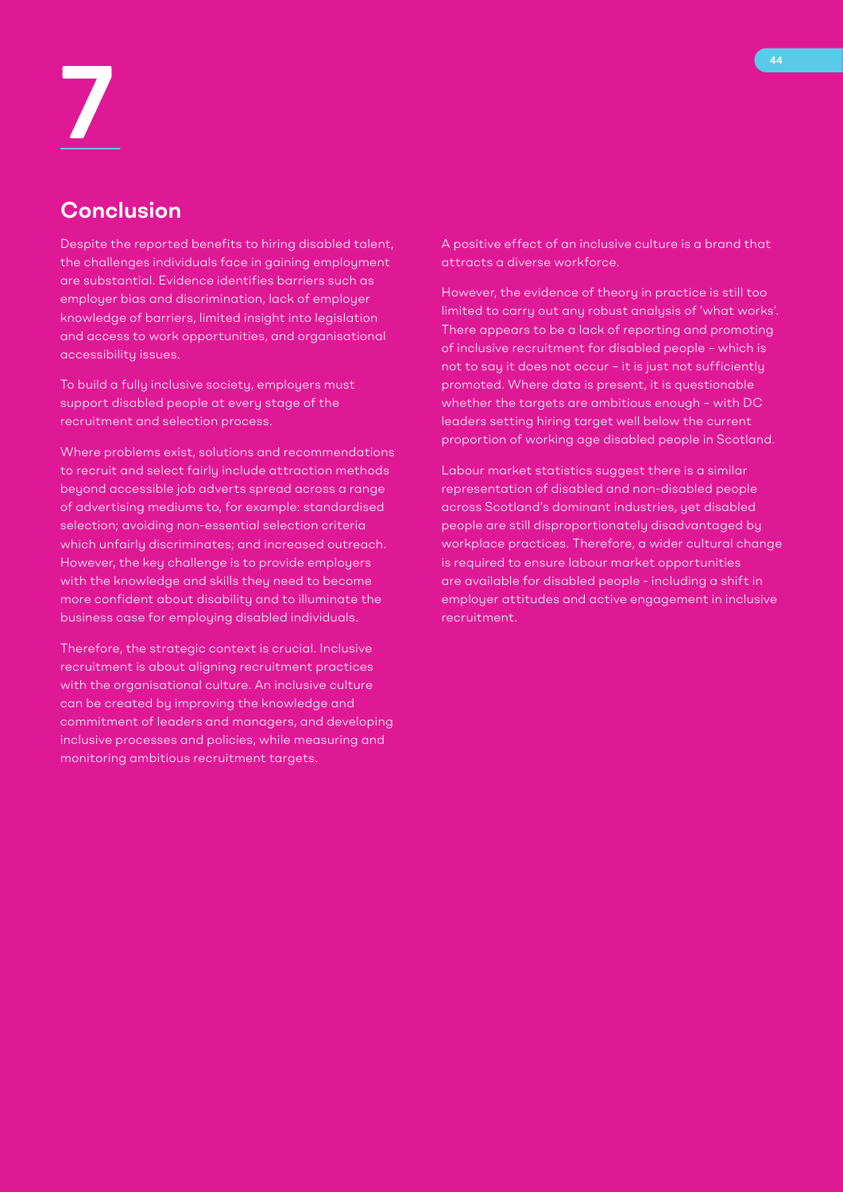# 7

## Conclusion

Despite the reported benefits to hiring disabled talent, the challenges individuals face in gaining employment are substantial. Evidence identifies barriers such as employer bias and discrimination, lack of employer knowledge of barriers, limited insight into legislation and access to work opportunities, and organisational accessibility issues.

To build a fully inclusive society, employers must support disabled people at every stage of the recruitment and selection process.

Where problems exist, solutions and recommendations to recruit and select fairly include attraction methods beyond accessible job adverts spread across a range of advertising mediums to, for example: standardised selection; avoiding non-essential selection criteria which unfairly discriminates; and increased outreach. However, the key challenge is to provide employers with the knowledge and skills they need to become more confident about disability and to illuminate the business case for employing disabled individuals.

Therefore, the strategic context is crucial. Inclusive recruitment is about aligning recruitment practices with the organisational culture. An inclusive culture can be created by improving the knowledge and commitment of leaders and managers, and developing inclusive processes and policies, while measuring and monitoring ambitious recruitment targets.

A positive effect of an inclusive culture is a brand that attracts a diverse workforce.

However, the evidence of theory in practice is still too limited to carry out any robust analysis of 'what works'. There appears to be a lack of reporting and promoting of inclusive recruitment for disabled people – which is not to say it does not occur – it is just not sufficiently promoted. Where data is present, it is questionable whether the targets are ambitious enough – with DC leaders setting hiring target well below the current proportion of working age disabled people in Scotland.

Labour market statistics suggest there is a similar representation of disabled and non-disabled people across Scotland's dominant industries, yet disabled people are still disproportionately disadvantaged by workplace practices. Therefore, a wider cultural change is required to ensure labour market opportunities are available for disabled people - including a shift in employer attitudes and active engagement in inclusive recruitment.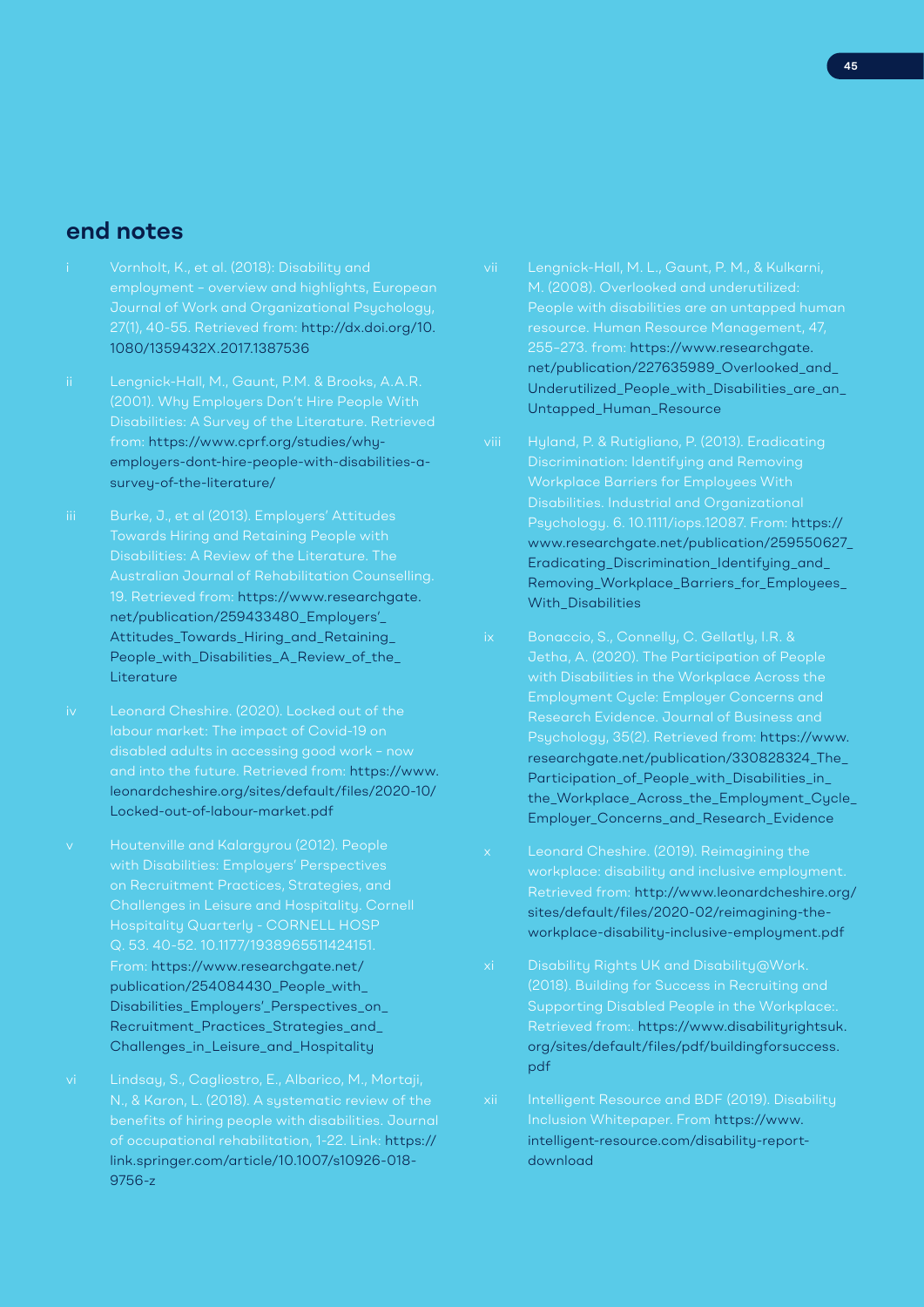## end notes

i Vornholt, K., et al. (2018): Disability and employment – overview and highlights, European Journal of Work and Organizational Psychology, 27(1), 40-55. Retrieved from: http://dx.doi.org/10.1080/1359432X.2017.1387536

ii Lengnick-Hall, M., Gaunt, P.M. & Brooks, A.A.R. (2001). Why Employers Don't Hire People With Disabilities: A Survey of the Literature. Retrieved from: https://www.cprf.org/studies/why-employers-dont-hire-people-with-disabilities-a-survey-of-the-literature/

iii Burke, J., et al (2013). Employers' Attitudes Towards Hiring and Retaining People with Disabilities: A Review of the Literature. The Australian Journal of Rehabilitation Counselling. 19. Retrieved from: https://www.researchgate.net/publication/259433480_Employers'_Attitudes_Towards_Hiring_and_Retaining_People_with_Disabilities_A_Review_of_the_Literature

iv Leonard Cheshire. (2020). Locked out of the labour market: The impact of Covid-19 on disabled adults in accessing good work – now and into the future. Retrieved from: https://www.leonardcheshire.org/sites/default/files/2020-10/Locked-out-of-labour-market.pdf

v Houtenville and Kalargyrou (2012). People with Disabilities: Employers' Perspectives on Recruitment Practices, Strategies, and Challenges in Leisure and Hospitality. Cornell Hospitality Quarterly - CORNELL HOSP Q. 53. 40-52. 10.1177/1938965511424151. From: https://www.researchgate.net/publication/254084430_People_with_Disabilities_Employers'_Perspectives_on_Recruitment_Practices_Strategies_and_Challenges_in_Leisure_and_Hospitality

vi Lindsay, S., Cagliostro, E., Albarico, M., Mortaji, N., & Karon, L. (2018). A systematic review of the benefits of hiring people with disabilities. Journal of occupational rehabilitation, 1-22. Link: https://link.springer.com/article/10.1007/s10926-018-9756-z

vii Lengnick-Hall, M. L., Gaunt, P. M., & Kulkarni, M. (2008). Overlooked and underutilized: People with disabilities are an untapped human resource. Human Resource Management, 47, 255–273. from: https://www.researchgate.net/publication/227635989_Overlooked_and_Underutilized_People_with_Disabilities_are_an_Untapped_Human_Resource

viii Hyland, P. & Rutigliano, P. (2013). Eradicating Discrimination: Identifying and Removing Workplace Barriers for Employees With Disabilities. Industrial and Organizational Psychology. 6. 10.1111/iops.12087. From: https://www.researchgate.net/publication/259550627_Eradicating_Discrimination_Identifying_and_Removing_Workplace_Barriers_for_Employees_With_Disabilities

ix Bonaccio, S., Connelly, C. Gellatly, I.R. & Jetha, A. (2020). The Participation of People with Disabilities in the Workplace Across the Employment Cycle: Employer Concerns and Research Evidence. Journal of Business and Psychology, 35(2). Retrieved from: https://www.researchgate.net/publication/330828324_The_Participation_of_People_with_Disabilities_in_the_Workplace_Across_the_Employment_Cycle_Employer_Concerns_and_Research_Evidence

x Leonard Cheshire. (2019). Reimagining the workplace: disability and inclusive employment. Retrieved from: http://www.leonardcheshire.org/sites/default/files/2020-02/reimagining-the-workplace-disability-inclusive-employment.pdf

xi Disability Rights UK and Disability@Work. (2018). Building for Success in Recruiting and Supporting Disabled People in the Workplace:. Retrieved from:. https://www.disabilityrightsuk.org/sites/default/files/pdf/buildingforsuccess.pdf

xii Intelligent Resource and BDF (2019). Disability Inclusion Whitepaper. From https://www.intelligent-resource.com/disability-report-download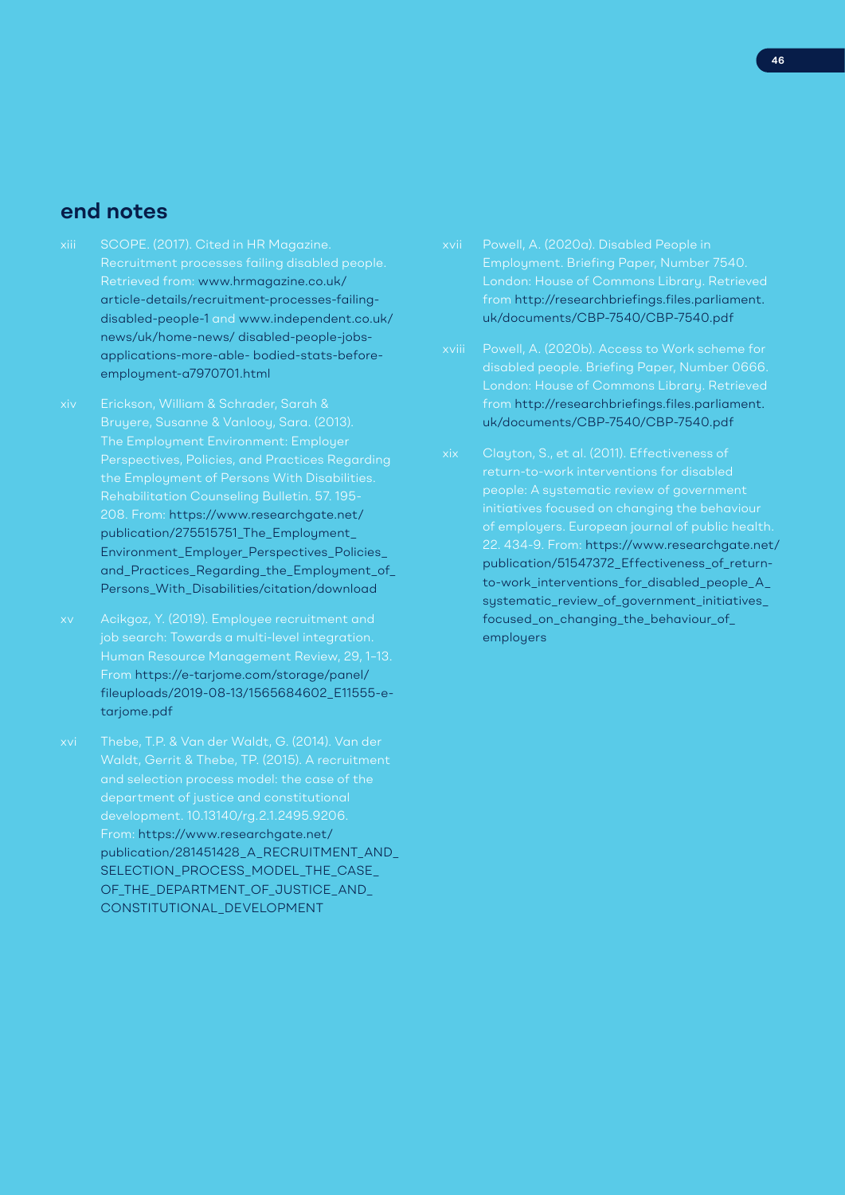## end notes

xiii SCOPE. (2017). Cited in HR Magazine. Recruitment processes failing disabled people. Retrieved from: www.hrmagazine.co.uk/article-details/recruitment-processes-failing-disabled-people-1 and www.independent.co.uk/news/uk/home-news/ disabled-people-jobs-applications-more-able- bodied-stats-before-employment-a7970701.html

xiv Erickson, William & Schrader, Sarah & Bruyere, Susanne & Vanlooy, Sara. (2013). The Employment Environment: Employer Perspectives, Policies, and Practices Regarding the Employment of Persons With Disabilities. Rehabilitation Counseling Bulletin. 57. 195-208. From: https://www.researchgate.net/publication/275515751_The_Employment_Environment_Employer_Perspectives_Policies_and_Practices_Regarding_the_Employment_of_Persons_With_Disabilities/citation/download

xv Acikgoz, Y. (2019). Employee recruitment and job search: Towards a multi-level integration. Human Resource Management Review, 29, 1–13. From https://e-tarjome.com/storage/panel/fileuploads/2019-08-13/1565684602_E11555-e-tarjome.pdf

xvi Thebe, T.P. & Van der Waldt, G. (2014). Van der Waldt, Gerrit & Thebe, TP. (2015). A recruitment and selection process model: the case of the department of justice and constitutional development. 10.13140/rg.2.1.2495.9206. From: https://www.researchgate.net/publication/281451428_A_RECRUITMENT_AND_SELECTION_PROCESS_MODEL_THE_CASE_OF_THE_DEPARTMENT_OF_JUSTICE_AND_CONSTITUTIONAL_DEVELOPMENT

xvii Powell, A. (2020a). Disabled People in Employment. Briefing Paper, Number 7540. London: House of Commons Library. Retrieved from http://researchbriefings.files.parliament.uk/documents/CBP-7540/CBP-7540.pdf

xviii Powell, A. (2020b). Access to Work scheme for disabled people. Briefing Paper, Number 0666. London: House of Commons Library. Retrieved from http://researchbriefings.files.parliament.uk/documents/CBP-7540/CBP-7540.pdf

xix Clayton, S., et al. (2011). Effectiveness of return-to-work interventions for disabled people: A systematic review of government initiatives focused on changing the behaviour of employers. European journal of public health. 22. 434-9. From: https://www.researchgate.net/publication/51547372_Effectiveness_of_return-to-work_interventions_for_disabled_people_A_systematic_review_of_government_initiatives_focused_on_changing_the_behaviour_of_employers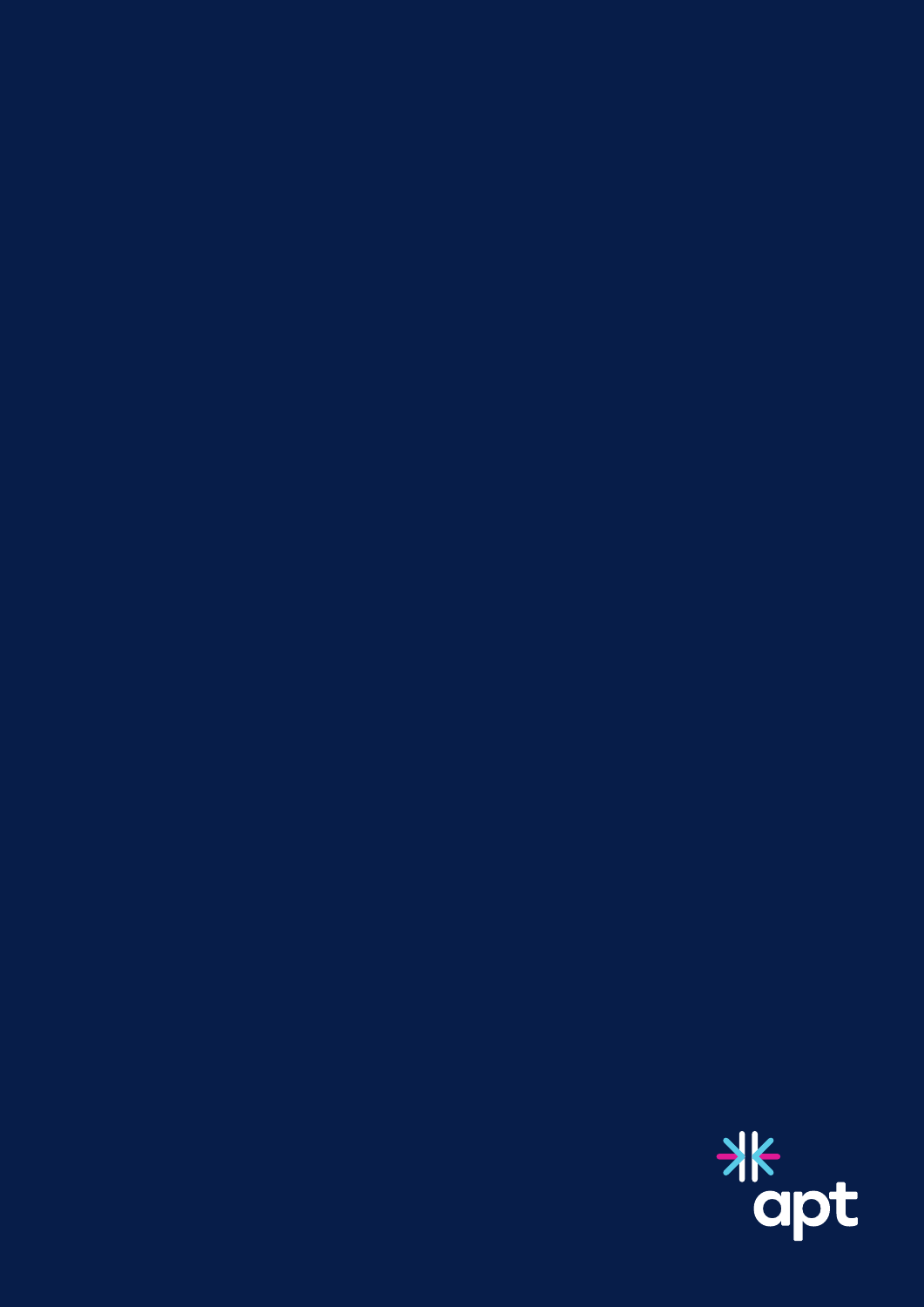apt